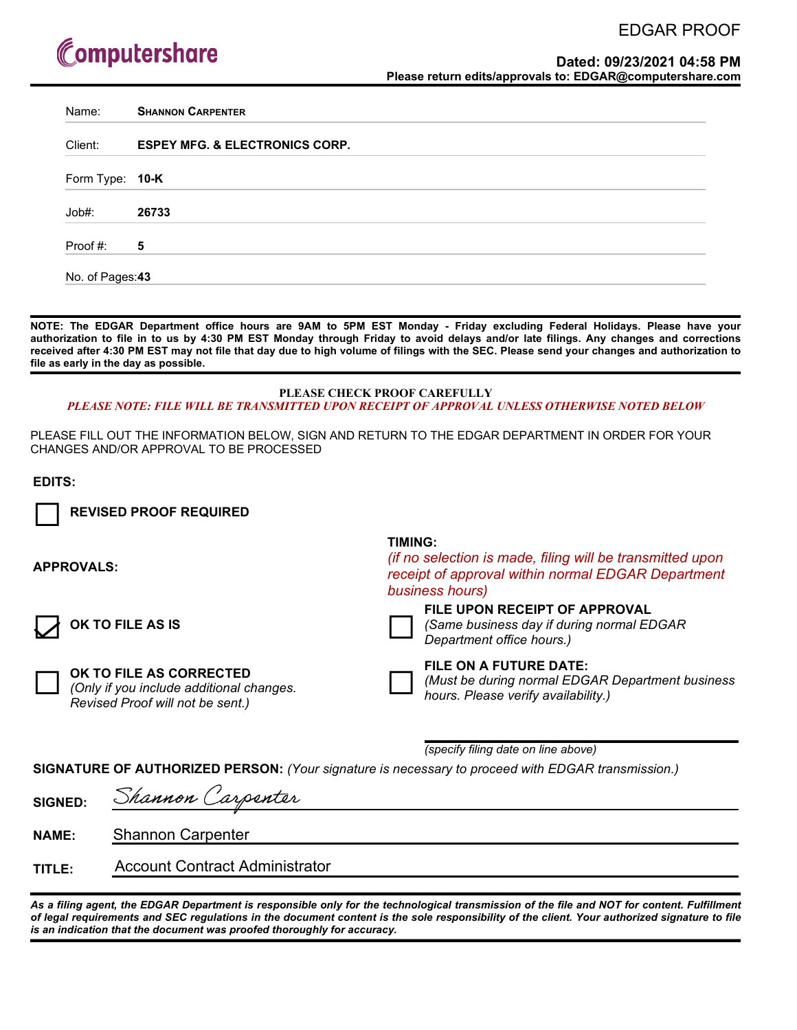Computershare

EDGAR PROOF

**Dated: 09/23/2021 04:58 PM**

**Please return edits/approvals to: EDGAR@computershare.com**

| | |
|---|---|
| Name: | **Shannon Carpenter** |
| Client: | **ESPEY MFG. & ELECTRONICS CORP.** |
| Form Type: | **10-K** |
| Job#: | **26733** |
| Proof #: | **5** |
| No. of Pages: | **43** |

**NOTE: The EDGAR Department office hours are 9AM to 5PM EST Monday - Friday excluding Federal Holidays. Please have your authorization to file in to us by 4:30 PM EST Monday through Friday to avoid delays and/or late filings. Any changes and corrections received after 4:30 PM EST may not file that day due to high volume of filings with the SEC. Please send your changes and authorization to file as early in the day as possible.**

**PLEASE CHECK PROOF CAREFULLY**

***PLEASE NOTE: FILE WILL BE TRANSMITTED UPON RECEIPT OF APPROVAL UNLESS OTHERWISE NOTED BELOW***

PLEASE FILL OUT THE INFORMATION BELOW, SIGN AND RETURN TO THE EDGAR DEPARTMENT IN ORDER FOR YOUR CHANGES AND/OR APPROVAL TO BE PROCESSED

**EDITS:**

☐ **REVISED PROOF REQUIRED**

**APPROVALS:**

☑ **OK TO FILE AS IS**

☐ **OK TO FILE AS CORRECTED**
*(Only if you include additional changes. Revised Proof will not be sent.)*

**TIMING:**
*(if no selection is made, filing will be transmitted upon receipt of approval within normal EDGAR Department business hours)*

☐ **FILE UPON RECEIPT OF APPROVAL**
*(Same business day if during normal EDGAR Department office hours.)*

☐ **FILE ON A FUTURE DATE:**
*(Must be during normal EDGAR Department business hours. Please verify availability.)*

_______________________________
*(specify filing date on line above)*

**SIGNATURE OF AUTHORIZED PERSON:** *(Your signature is necessary to proceed with EDGAR transmission.)*

**SIGNED:** Shannon Carpenter

**NAME:** Shannon Carpenter

**TITLE:** Account Contract Administrator

***As a filing agent, the EDGAR Department is responsible only for the technological transmission of the file and NOT for content. Fulfillment of legal requirements and SEC regulations in the document content is the sole responsibility of the client. Your authorized signature to file is an indication that the document was proofed thoroughly for accuracy.***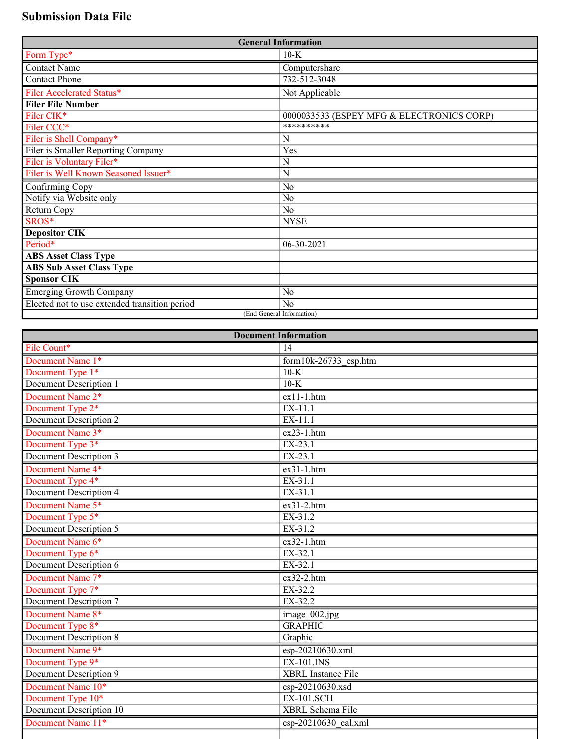# Submission Data File

| General Information | |
|---|---|
| Form Type* | 10-K |
| Contact Name | Computershare |
| Contact Phone | 732-512-3048 |
| Filer Accelerated Status* | Not Applicable |
| **Filer File Number** | |
| Filer CIK* | 0000033533 (ESPEY MFG & ELECTRONICS CORP) |
| Filer CCC* | ********** |
| Filer is Shell Company* | N |
| Filer is Smaller Reporting Company | Yes |
| Filer is Voluntary Filer* | N |
| Filer is Well Known Seasoned Issuer* | N |
| Confirming Copy | No |
| Notify via Website only | No |
| Return Copy | No |
| SROS* | NYSE |
| **Depositor CIK** | |
| Period* | 06-30-2021 |
| **ABS Asset Class Type** | |
| **ABS Sub Asset Class Type** | |
| **Sponsor CIK** | |
| Emerging Growth Company | No |
| Elected not to use extended transition period | No |
| (End General Information) | |

| Document Information | |
|---|---|
| File Count* | 14 |
| Document Name 1* | form10k-26733_esp.htm |
| Document Type 1* | 10-K |
| Document Description 1 | 10-K |
| Document Name 2* | ex11-1.htm |
| Document Type 2* | EX-11.1 |
| Document Description 2 | EX-11.1 |
| Document Name 3* | ex23-1.htm |
| Document Type 3* | EX-23.1 |
| Document Description 3 | EX-23.1 |
| Document Name 4* | ex31-1.htm |
| Document Type 4* | EX-31.1 |
| Document Description 4 | EX-31.1 |
| Document Name 5* | ex31-2.htm |
| Document Type 5* | EX-31.2 |
| Document Description 5 | EX-31.2 |
| Document Name 6* | ex32-1.htm |
| Document Type 6* | EX-32.1 |
| Document Description 6 | EX-32.1 |
| Document Name 7* | ex32-2.htm |
| Document Type 7* | EX-32.2 |
| Document Description 7 | EX-32.2 |
| Document Name 8* | image_002.jpg |
| Document Type 8* | GRAPHIC |
| Document Description 8 | Graphic |
| Document Name 9* | esp-20210630.xml |
| Document Type 9* | EX-101.INS |
| Document Description 9 | XBRL Instance File |
| Document Name 10* | esp-20210630.xsd |
| Document Type 10* | EX-101.SCH |
| Document Description 10 | XBRL Schema File |
| Document Name 11* | esp-20210630_cal.xml |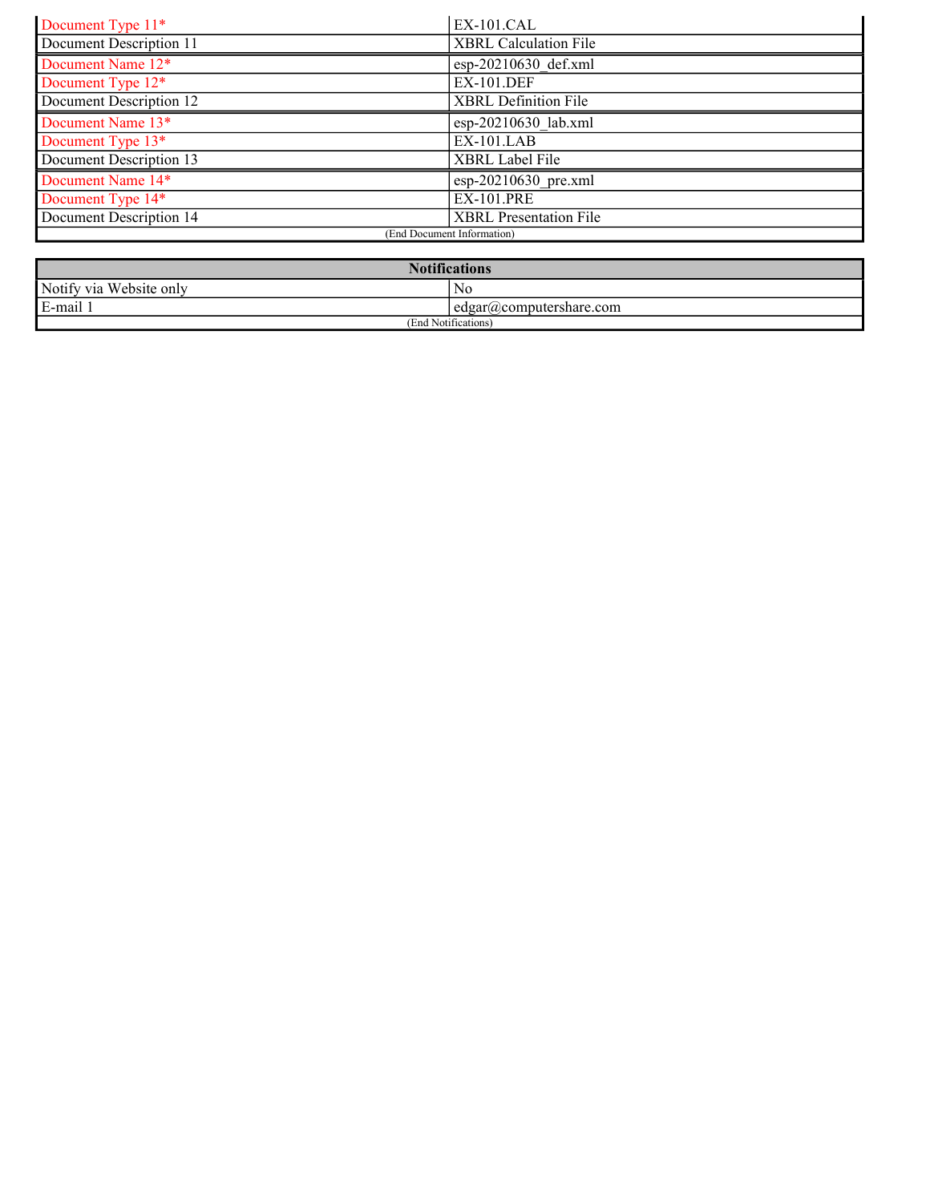| | |
|---|---|
| Document Type 11* | EX-101.CAL |
| Document Description 11 | XBRL Calculation File |
| Document Name 12* | esp-20210630_def.xml |
| Document Type 12* | EX-101.DEF |
| Document Description 12 | XBRL Definition File |
| Document Name 13* | esp-20210630_lab.xml |
| Document Type 13* | EX-101.LAB |
| Document Description 13 | XBRL Label File |
| Document Name 14* | esp-20210630_pre.xml |
| Document Type 14* | EX-101.PRE |
| Document Description 14 | XBRL Presentation File |

(End Document Information)

| Notifications | |
|---|---|
| Notify via Website only | No |
| E-mail 1 | edgar@computershare.com |

(End Notifications)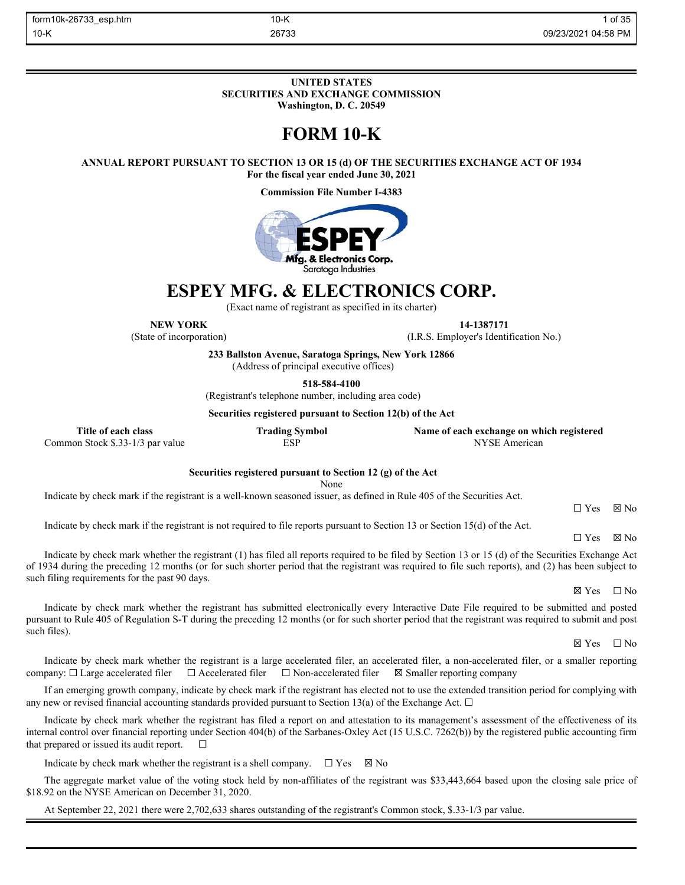**UNITED STATES**
**SECURITIES AND EXCHANGE COMMISSION**
**Washington, D. C. 20549**

# FORM 10-K

**ANNUAL REPORT PURSUANT TO SECTION 13 OR 15 (d) OF THE SECURITIES EXCHANGE ACT OF 1934**
**For the fiscal year ended June 30, 2021**

**Commission File Number I-4383**

# ESPEY MFG. & ELECTRONICS CORP.

(Exact name of registrant as specified in its charter)

| **NEW YORK** | **14-1387171** |
|---|---|
| (State of incorporation) | (I.R.S. Employer's Identification No.) |

**233 Ballston Avenue, Saratoga Springs, New York 12866**
(Address of principal executive offices)

**518-584-4100**
(Registrant's telephone number, including area code)

**Securities registered pursuant to Section 12(b) of the Act**

| Title of each class | Trading Symbol | Name of each exchange on which registered |
|---|---|---|
| Common Stock $.33-1/3 par value | ESP | NYSE American |

**Securities registered pursuant to Section 12 (g) of the Act**
None

Indicate by check mark if the registrant is a well-known seasoned issuer, as defined in Rule 405 of the Securities Act.

☐ Yes ☒ No

Indicate by check mark if the registrant is not required to file reports pursuant to Section 13 or Section 15(d) of the Act.

☐ Yes ☒ No

Indicate by check mark whether the registrant (1) has filed all reports required to be filed by Section 13 or 15 (d) of the Securities Exchange Act of 1934 during the preceding 12 months (or for such shorter period that the registrant was required to file such reports), and (2) has been subject to such filing requirements for the past 90 days.

☒ Yes ☐ No

Indicate by check mark whether the registrant has submitted electronically every Interactive Date File required to be submitted and posted pursuant to Rule 405 of Regulation S-T during the preceding 12 months (or for such shorter period that the registrant was required to submit and post such files).

☒ Yes ☐ No

Indicate by check mark whether the registrant is a large accelerated filer, an accelerated filer, a non-accelerated filer, or a smaller reporting company: ☐ Large accelerated filer ☐ Accelerated filer ☐ Non-accelerated filer ☒ Smaller reporting company

If an emerging growth company, indicate by check mark if the registrant has elected not to use the extended transition period for complying with any new or revised financial accounting standards provided pursuant to Section 13(a) of the Exchange Act. ☐

Indicate by check mark whether the registrant has filed a report on and attestation to its management's assessment of the effectiveness of its internal control over financial reporting under Section 404(b) of the Sarbanes-Oxley Act (15 U.S.C. 7262(b)) by the registered public accounting firm that prepared or issued its audit report. ☐

Indicate by check mark whether the registrant is a shell company. ☐ Yes ☒ No

The aggregate market value of the voting stock held by non-affiliates of the registrant was $33,443,664 based upon the closing sale price of $18.92 on the NYSE American on December 31, 2020.

At September 22, 2021 there were 2,702,633 shares outstanding of the registrant's Common stock, $.33-1/3 par value.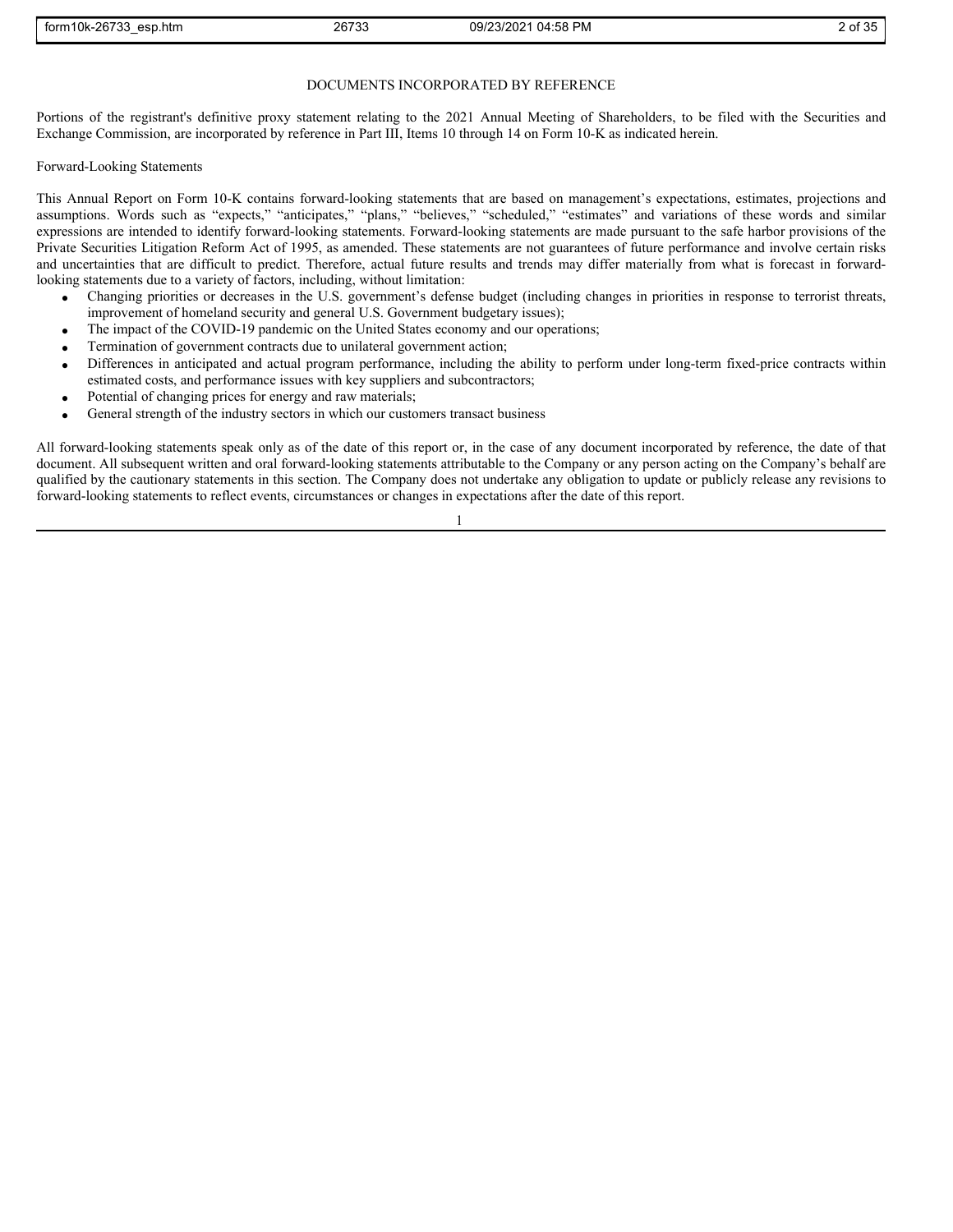## DOCUMENTS INCORPORATED BY REFERENCE

Portions of the registrant's definitive proxy statement relating to the 2021 Annual Meeting of Shareholders, to be filed with the Securities and Exchange Commission, are incorporated by reference in Part III, Items 10 through 14 on Form 10-K as indicated herein.

Forward-Looking Statements

This Annual Report on Form 10-K contains forward-looking statements that are based on management's expectations, estimates, projections and assumptions. Words such as "expects," "anticipates," "plans," "believes," "scheduled," "estimates" and variations of these words and similar expressions are intended to identify forward-looking statements. Forward-looking statements are made pursuant to the safe harbor provisions of the Private Securities Litigation Reform Act of 1995, as amended. These statements are not guarantees of future performance and involve certain risks and uncertainties that are difficult to predict. Therefore, actual future results and trends may differ materially from what is forecast in forward-looking statements due to a variety of factors, including, without limitation:

- Changing priorities or decreases in the U.S. government's defense budget (including changes in priorities in response to terrorist threats, improvement of homeland security and general U.S. Government budgetary issues);
- The impact of the COVID-19 pandemic on the United States economy and our operations;
- Termination of government contracts due to unilateral government action;
- Differences in anticipated and actual program performance, including the ability to perform under long-term fixed-price contracts within estimated costs, and performance issues with key suppliers and subcontractors;
- Potential of changing prices for energy and raw materials;
- General strength of the industry sectors in which our customers transact business

All forward-looking statements speak only as of the date of this report or, in the case of any document incorporated by reference, the date of that document. All subsequent written and oral forward-looking statements attributable to the Company or any person acting on the Company's behalf are qualified by the cautionary statements in this section. The Company does not undertake any obligation to update or publicly release any revisions to forward-looking statements to reflect events, circumstances or changes in expectations after the date of this report.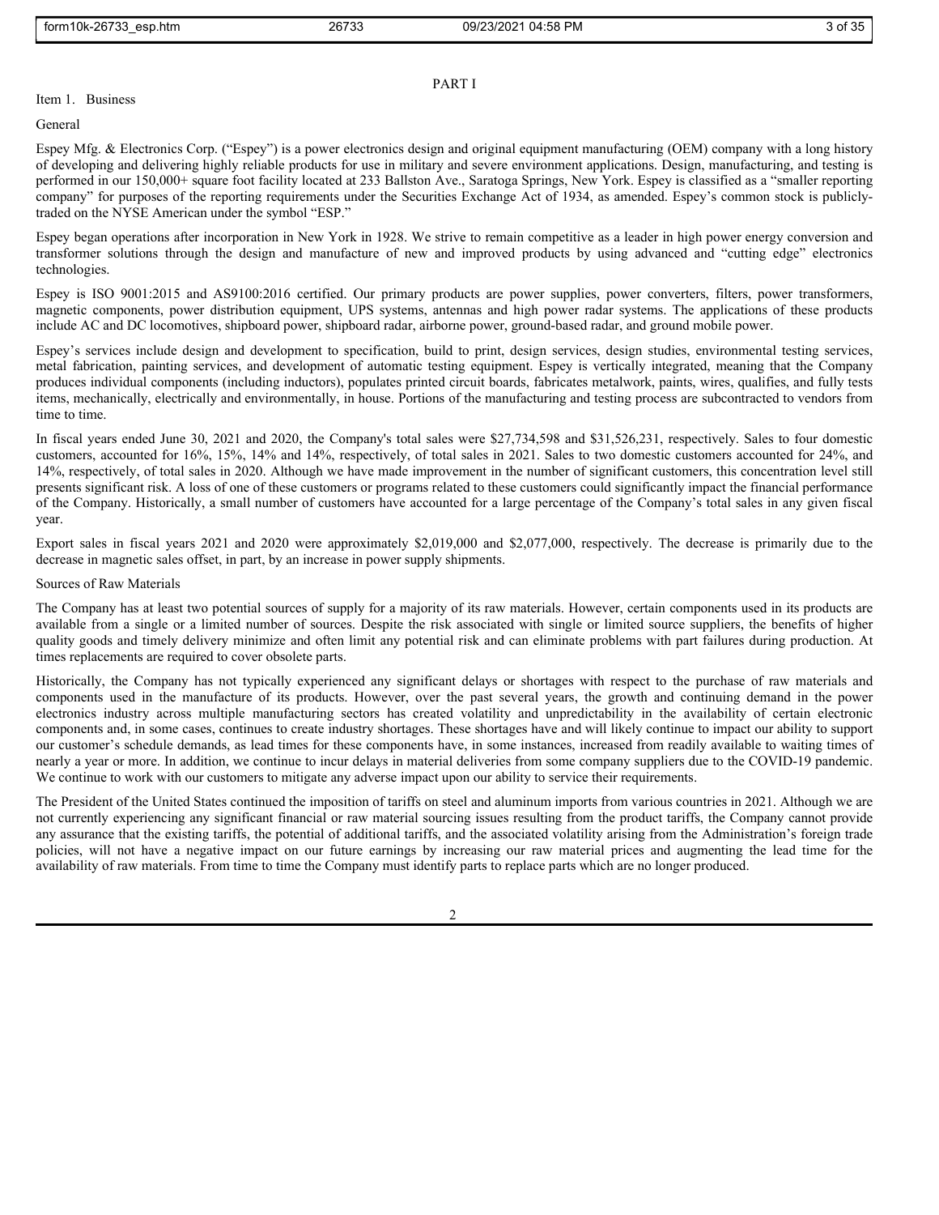# PART I

## Item 1. Business

### General

Espey Mfg. & Electronics Corp. ("Espey") is a power electronics design and original equipment manufacturing (OEM) company with a long history of developing and delivering highly reliable products for use in military and severe environment applications. Design, manufacturing, and testing is performed in our 150,000+ square foot facility located at 233 Ballston Ave., Saratoga Springs, New York. Espey is classified as a "smaller reporting company" for purposes of the reporting requirements under the Securities Exchange Act of 1934, as amended. Espey's common stock is publicly-traded on the NYSE American under the symbol "ESP."

Espey began operations after incorporation in New York in 1928. We strive to remain competitive as a leader in high power energy conversion and transformer solutions through the design and manufacture of new and improved products by using advanced and "cutting edge" electronics technologies.

Espey is ISO 9001:2015 and AS9100:2016 certified. Our primary products are power supplies, power converters, filters, power transformers, magnetic components, power distribution equipment, UPS systems, antennas and high power radar systems. The applications of these products include AC and DC locomotives, shipboard power, shipboard radar, airborne power, ground-based radar, and ground mobile power.

Espey's services include design and development to specification, build to print, design services, design studies, environmental testing services, metal fabrication, painting services, and development of automatic testing equipment. Espey is vertically integrated, meaning that the Company produces individual components (including inductors), populates printed circuit boards, fabricates metalwork, paints, wires, qualifies, and fully tests items, mechanically, electrically and environmentally, in house. Portions of the manufacturing and testing process are subcontracted to vendors from time to time.

In fiscal years ended June 30, 2021 and 2020, the Company's total sales were $27,734,598 and $31,526,231, respectively. Sales to four domestic customers, accounted for 16%, 15%, 14% and 14%, respectively, of total sales in 2021. Sales to two domestic customers accounted for 24%, and 14%, respectively, of total sales in 2020. Although we have made improvement in the number of significant customers, this concentration level still presents significant risk. A loss of one of these customers or programs related to these customers could significantly impact the financial performance of the Company. Historically, a small number of customers have accounted for a large percentage of the Company's total sales in any given fiscal year.

Export sales in fiscal years 2021 and 2020 were approximately $2,019,000 and $2,077,000, respectively. The decrease is primarily due to the decrease in magnetic sales offset, in part, by an increase in power supply shipments.

### Sources of Raw Materials

The Company has at least two potential sources of supply for a majority of its raw materials. However, certain components used in its products are available from a single or a limited number of sources. Despite the risk associated with single or limited source suppliers, the benefits of higher quality goods and timely delivery minimize and often limit any potential risk and can eliminate problems with part failures during production. At times replacements are required to cover obsolete parts.

Historically, the Company has not typically experienced any significant delays or shortages with respect to the purchase of raw materials and components used in the manufacture of its products. However, over the past several years, the growth and continuing demand in the power electronics industry across multiple manufacturing sectors has created volatility and unpredictability in the availability of certain electronic components and, in some cases, continues to create industry shortages. These shortages have and will likely continue to impact our ability to support our customer's schedule demands, as lead times for these components have, in some instances, increased from readily available to waiting times of nearly a year or more. In addition, we continue to incur delays in material deliveries from some company suppliers due to the COVID-19 pandemic. We continue to work with our customers to mitigate any adverse impact upon our ability to service their requirements.

The President of the United States continued the imposition of tariffs on steel and aluminum imports from various countries in 2021. Although we are not currently experiencing any significant financial or raw material sourcing issues resulting from the product tariffs, the Company cannot provide any assurance that the existing tariffs, the potential of additional tariffs, and the associated volatility arising from the Administration's foreign trade policies, will not have a negative impact on our future earnings by increasing our raw material prices and augmenting the lead time for the availability of raw materials. From time to time the Company must identify parts to replace parts which are no longer produced.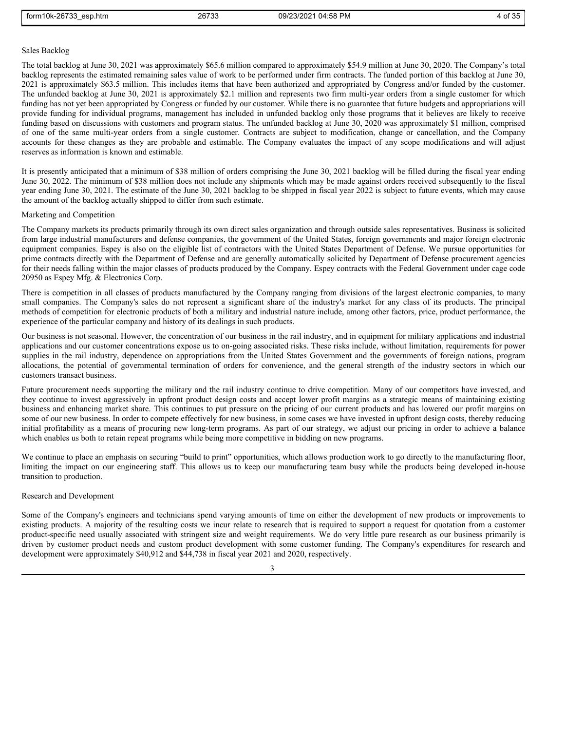Sales Backlog

The total backlog at June 30, 2021 was approximately $65.6 million compared to approximately $54.9 million at June 30, 2020. The Company's total backlog represents the estimated remaining sales value of work to be performed under firm contracts. The funded portion of this backlog at June 30, 2021 is approximately $63.5 million. This includes items that have been authorized and appropriated by Congress and/or funded by the customer. The unfunded backlog at June 30, 2021 is approximately $2.1 million and represents two firm multi-year orders from a single customer for which funding has not yet been appropriated by Congress or funded by our customer. While there is no guarantee that future budgets and appropriations will provide funding for individual programs, management has included in unfunded backlog only those programs that it believes are likely to receive funding based on discussions with customers and program status. The unfunded backlog at June 30, 2020 was approximately $1 million, comprised of one of the same multi-year orders from a single customer. Contracts are subject to modification, change or cancellation, and the Company accounts for these changes as they are probable and estimable. The Company evaluates the impact of any scope modifications and will adjust reserves as information is known and estimable.

It is presently anticipated that a minimum of $38 million of orders comprising the June 30, 2021 backlog will be filled during the fiscal year ending June 30, 2022. The minimum of $38 million does not include any shipments which may be made against orders received subsequently to the fiscal year ending June 30, 2021. The estimate of the June 30, 2021 backlog to be shipped in fiscal year 2022 is subject to future events, which may cause the amount of the backlog actually shipped to differ from such estimate.

Marketing and Competition

The Company markets its products primarily through its own direct sales organization and through outside sales representatives. Business is solicited from large industrial manufacturers and defense companies, the government of the United States, foreign governments and major foreign electronic equipment companies. Espey is also on the eligible list of contractors with the United States Department of Defense. We pursue opportunities for prime contracts directly with the Department of Defense and are generally automatically solicited by Department of Defense procurement agencies for their needs falling within the major classes of products produced by the Company. Espey contracts with the Federal Government under cage code 20950 as Espey Mfg. & Electronics Corp.

There is competition in all classes of products manufactured by the Company ranging from divisions of the largest electronic companies, to many small companies. The Company's sales do not represent a significant share of the industry's market for any class of its products. The principal methods of competition for electronic products of both a military and industrial nature include, among other factors, price, product performance, the experience of the particular company and history of its dealings in such products.

Our business is not seasonal. However, the concentration of our business in the rail industry, and in equipment for military applications and industrial applications and our customer concentrations expose us to on-going associated risks. These risks include, without limitation, requirements for power supplies in the rail industry, dependence on appropriations from the United States Government and the governments of foreign nations, program allocations, the potential of governmental termination of orders for convenience, and the general strength of the industry sectors in which our customers transact business.

Future procurement needs supporting the military and the rail industry continue to drive competition. Many of our competitors have invested, and they continue to invest aggressively in upfront product design costs and accept lower profit margins as a strategic means of maintaining existing business and enhancing market share. This continues to put pressure on the pricing of our current products and has lowered our profit margins on some of our new business. In order to compete effectively for new business, in some cases we have invested in upfront design costs, thereby reducing initial profitability as a means of procuring new long-term programs. As part of our strategy, we adjust our pricing in order to achieve a balance which enables us both to retain repeat programs while being more competitive in bidding on new programs.

We continue to place an emphasis on securing "build to print" opportunities, which allows production work to go directly to the manufacturing floor, limiting the impact on our engineering staff. This allows us to keep our manufacturing team busy while the products being developed in-house transition to production.

Research and Development

Some of the Company's engineers and technicians spend varying amounts of time on either the development of new products or improvements to existing products. A majority of the resulting costs we incur relate to research that is required to support a request for quotation from a customer product-specific need usually associated with stringent size and weight requirements. We do very little pure research as our business primarily is driven by customer product needs and custom product development with some customer funding. The Company's expenditures for research and development were approximately $40,912 and $44,738 in fiscal year 2021 and 2020, respectively.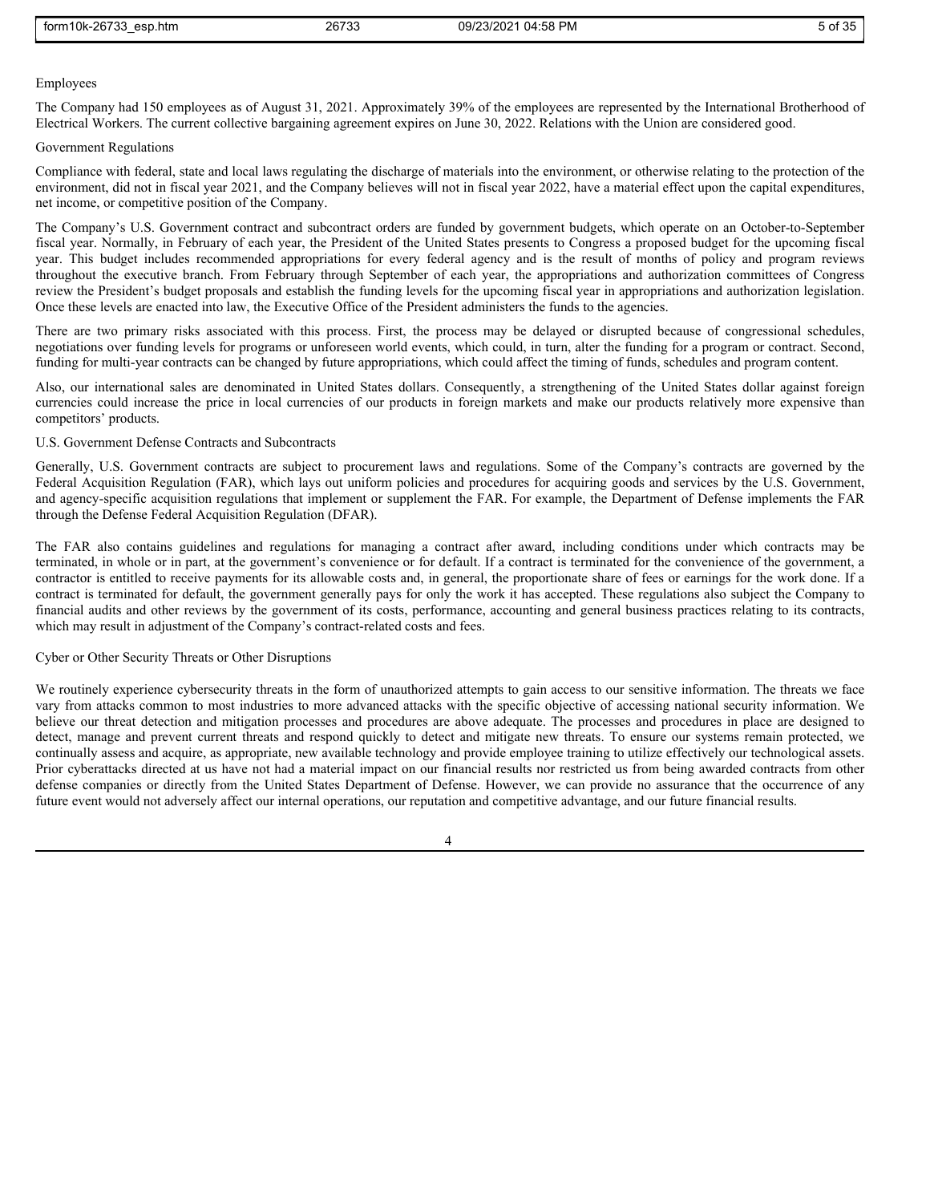### Employees

The Company had 150 employees as of August 31, 2021. Approximately 39% of the employees are represented by the International Brotherhood of Electrical Workers. The current collective bargaining agreement expires on June 30, 2022. Relations with the Union are considered good.

### Government Regulations

Compliance with federal, state and local laws regulating the discharge of materials into the environment, or otherwise relating to the protection of the environment, did not in fiscal year 2021, and the Company believes will not in fiscal year 2022, have a material effect upon the capital expenditures, net income, or competitive position of the Company.

The Company's U.S. Government contract and subcontract orders are funded by government budgets, which operate on an October-to-September fiscal year. Normally, in February of each year, the President of the United States presents to Congress a proposed budget for the upcoming fiscal year. This budget includes recommended appropriations for every federal agency and is the result of months of policy and program reviews throughout the executive branch. From February through September of each year, the appropriations and authorization committees of Congress review the President's budget proposals and establish the funding levels for the upcoming fiscal year in appropriations and authorization legislation. Once these levels are enacted into law, the Executive Office of the President administers the funds to the agencies.

There are two primary risks associated with this process. First, the process may be delayed or disrupted because of congressional schedules, negotiations over funding levels for programs or unforeseen world events, which could, in turn, alter the funding for a program or contract. Second, funding for multi-year contracts can be changed by future appropriations, which could affect the timing of funds, schedules and program content.

Also, our international sales are denominated in United States dollars. Consequently, a strengthening of the United States dollar against foreign currencies could increase the price in local currencies of our products in foreign markets and make our products relatively more expensive than competitors' products.

### U.S. Government Defense Contracts and Subcontracts

Generally, U.S. Government contracts are subject to procurement laws and regulations. Some of the Company's contracts are governed by the Federal Acquisition Regulation (FAR), which lays out uniform policies and procedures for acquiring goods and services by the U.S. Government, and agency-specific acquisition regulations that implement or supplement the FAR. For example, the Department of Defense implements the FAR through the Defense Federal Acquisition Regulation (DFAR).

The FAR also contains guidelines and regulations for managing a contract after award, including conditions under which contracts may be terminated, in whole or in part, at the government's convenience or for default. If a contract is terminated for the convenience of the government, a contractor is entitled to receive payments for its allowable costs and, in general, the proportionate share of fees or earnings for the work done. If a contract is terminated for default, the government generally pays for only the work it has accepted. These regulations also subject the Company to financial audits and other reviews by the government of its costs, performance, accounting and general business practices relating to its contracts, which may result in adjustment of the Company's contract-related costs and fees.

### Cyber or Other Security Threats or Other Disruptions

We routinely experience cybersecurity threats in the form of unauthorized attempts to gain access to our sensitive information. The threats we face vary from attacks common to most industries to more advanced attacks with the specific objective of accessing national security information. We believe our threat detection and mitigation processes and procedures are above adequate. The processes and procedures in place are designed to detect, manage and prevent current threats and respond quickly to detect and mitigate new threats. To ensure our systems remain protected, we continually assess and acquire, as appropriate, new available technology and provide employee training to utilize effectively our technological assets. Prior cyberattacks directed at us have not had a material impact on our financial results nor restricted us from being awarded contracts from other defense companies or directly from the United States Department of Defense. However, we can provide no assurance that the occurrence of any future event would not adversely affect our internal operations, our reputation and competitive advantage, and our future financial results.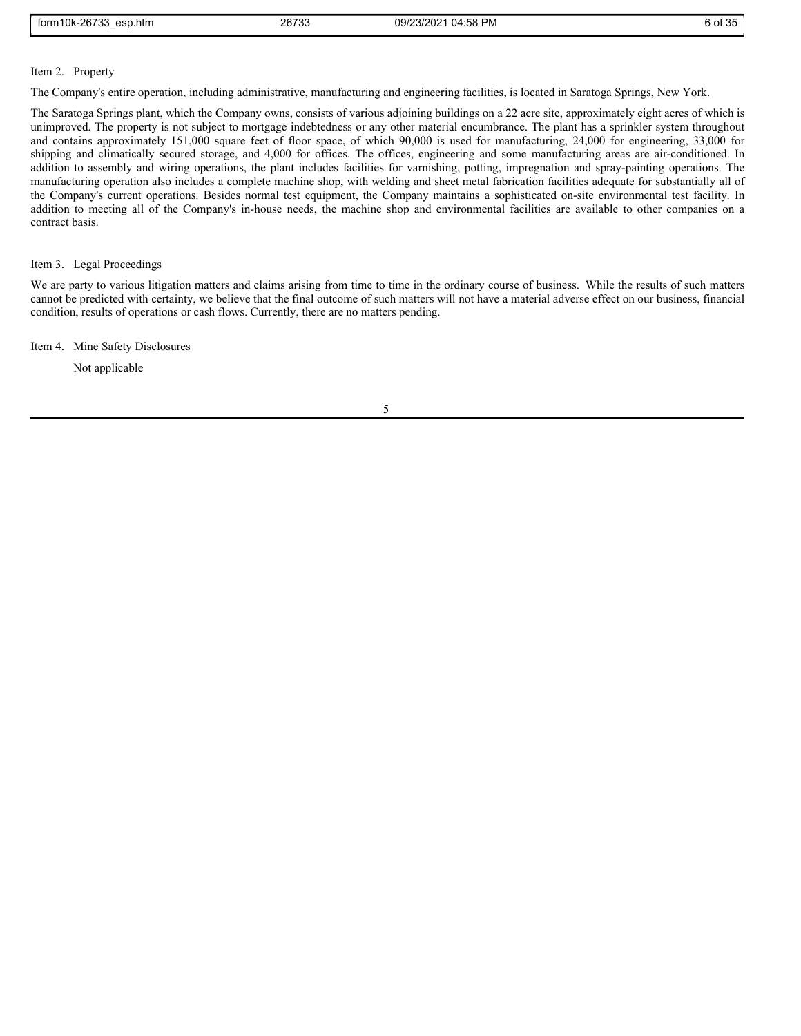## Item 2. Property

The Company's entire operation, including administrative, manufacturing and engineering facilities, is located in Saratoga Springs, New York.

The Saratoga Springs plant, which the Company owns, consists of various adjoining buildings on a 22 acre site, approximately eight acres of which is unimproved. The property is not subject to mortgage indebtedness or any other material encumbrance. The plant has a sprinkler system throughout and contains approximately 151,000 square feet of floor space, of which 90,000 is used for manufacturing, 24,000 for engineering, 33,000 for shipping and climatically secured storage, and 4,000 for offices. The offices, engineering and some manufacturing areas are air-conditioned. In addition to assembly and wiring operations, the plant includes facilities for varnishing, potting, impregnation and spray-painting operations. The manufacturing operation also includes a complete machine shop, with welding and sheet metal fabrication facilities adequate for substantially all of the Company's current operations. Besides normal test equipment, the Company maintains a sophisticated on-site environmental test facility. In addition to meeting all of the Company's in-house needs, the machine shop and environmental facilities are available to other companies on a contract basis.

## Item 3. Legal Proceedings

We are party to various litigation matters and claims arising from time to time in the ordinary course of business. While the results of such matters cannot be predicted with certainty, we believe that the final outcome of such matters will not have a material adverse effect on our business, financial condition, results of operations or cash flows. Currently, there are no matters pending.

## Item 4. Mine Safety Disclosures

Not applicable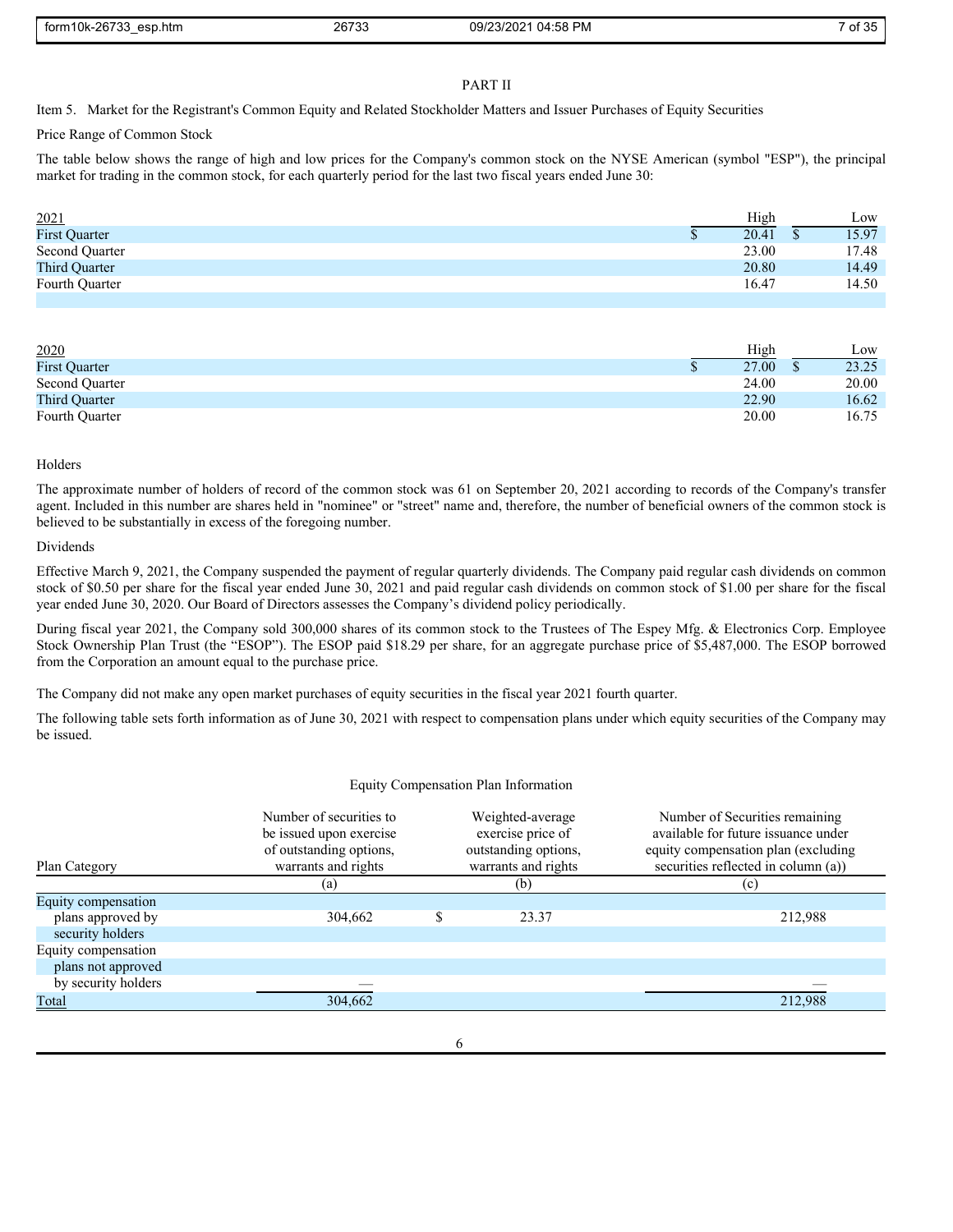## PART II

Item 5. Market for the Registrant's Common Equity and Related Stockholder Matters and Issuer Purchases of Equity Securities

Price Range of Common Stock

The table below shows the range of high and low prices for the Company's common stock on the NYSE American (symbol "ESP"), the principal market for trading in the common stock, for each quarterly period for the last two fiscal years ended June 30:

| 2021 | High | Low |
|---|---|---|
| First Quarter | $ 20.41 | $ 15.97 |
| Second Quarter | 23.00 | 17.48 |
| Third Quarter | 20.80 | 14.49 |
| Fourth Quarter | 16.47 | 14.50 |

| 2020 | High | Low |
|---|---|---|
| First Quarter | $ 27.00 | $ 23.25 |
| Second Quarter | 24.00 | 20.00 |
| Third Quarter | 22.90 | 16.62 |
| Fourth Quarter | 20.00 | 16.75 |

Holders

The approximate number of holders of record of the common stock was 61 on September 20, 2021 according to records of the Company's transfer agent. Included in this number are shares held in "nominee" or "street" name and, therefore, the number of beneficial owners of the common stock is believed to be substantially in excess of the foregoing number.

Dividends

Effective March 9, 2021, the Company suspended the payment of regular quarterly dividends. The Company paid regular cash dividends on common stock of $0.50 per share for the fiscal year ended June 30, 2021 and paid regular cash dividends on common stock of $1.00 per share for the fiscal year ended June 30, 2020. Our Board of Directors assesses the Company's dividend policy periodically.

During fiscal year 2021, the Company sold 300,000 shares of its common stock to the Trustees of The Espey Mfg. & Electronics Corp. Employee Stock Ownership Plan Trust (the "ESOP"). The ESOP paid $18.29 per share, for an aggregate purchase price of $5,487,000. The ESOP borrowed from the Corporation an amount equal to the purchase price.

The Company did not make any open market purchases of equity securities in the fiscal year 2021 fourth quarter.

The following table sets forth information as of June 30, 2021 with respect to compensation plans under which equity securities of the Company may be issued.

Equity Compensation Plan Information

| Plan Category | Number of securities to be issued upon exercise of outstanding options, warrants and rights | Weighted-average exercise price of outstanding options, warrants and rights | Number of Securities remaining available for future issuance under equity compensation plan (excluding securities reflected in column (a)) |
|---|---|---|---|
| | (a) | (b) | (c) |
| Equity compensation plans approved by security holders | 304,662 | $ 23.37 | 212,988 |
| Equity compensation plans not approved by security holders | — | | — |
| Total | 304,662 | | 212,988 |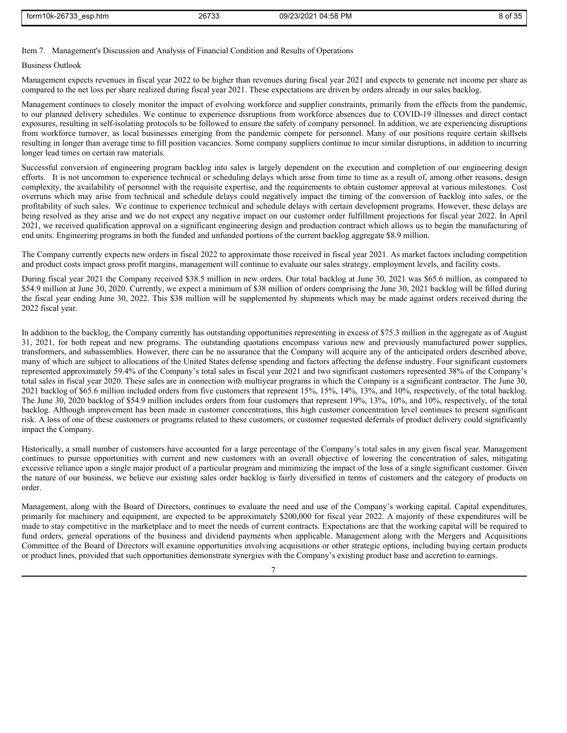Item 7. Management's Discussion and Analysis of Financial Condition and Results of Operations

Business Outlook

Management expects revenues in fiscal year 2022 to be higher than revenues during fiscal year 2021 and expects to generate net income per share as compared to the net loss per share realized during fiscal year 2021. These expectations are driven by orders already in our sales backlog.

Management continues to closely monitor the impact of evolving workforce and supplier constraints, primarily from the effects from the pandemic, to our planned delivery schedules. We continue to experience disruptions from workforce absences due to COVID-19 illnesses and direct contact exposures, resulting in self-isolating protocols to be followed to ensure the safety of company personnel. In addition, we are experiencing disruptions from workforce turnover, as local businesses emerging from the pandemic compete for personnel. Many of our positions require certain skillsets resulting in longer than average time to fill position vacancies. Some company suppliers continue to incur similar disruptions, in addition to incurring longer lead times on certain raw materials.

Successful conversion of engineering program backlog into sales is largely dependent on the execution and completion of our engineering design efforts. It is not uncommon to experience technical or scheduling delays which arise from time to time as a result of, among other reasons, design complexity, the availability of personnel with the requisite expertise, and the requirements to obtain customer approval at various milestones. Cost overruns which may arise from technical and schedule delays could negatively impact the timing of the conversion of backlog into sales, or the profitability of such sales. We continue to experience technical and schedule delays with certain development programs. However, these delays are being resolved as they arise and we do not expect any negative impact on our customer order fulfillment projections for fiscal year 2022. In April 2021, we received qualification approval on a significant engineering design and production contract which allows us to begin the manufacturing of end units. Engineering programs in both the funded and unfunded portions of the current backlog aggregate $8.9 million.

The Company currently expects new orders in fiscal 2022 to approximate those received in fiscal year 2021. As market factors including competition and product costs impact gross profit margins, management will continue to evaluate our sales strategy, employment levels, and facility costs.

During fiscal year 2021 the Company received $38.5 million in new orders. Our total backlog at June 30, 2021 was $65.6 million, as compared to $54.9 million at June 30, 2020. Currently, we expect a minimum of $38 million of orders comprising the June 30, 2021 backlog will be filled during the fiscal year ending June 30, 2022. This $38 million will be supplemented by shipments which may be made against orders received during the 2022 fiscal year.

In addition to the backlog, the Company currently has outstanding opportunities representing in excess of $75.3 million in the aggregate as of August 31, 2021, for both repeat and new programs. The outstanding quotations encompass various new and previously manufactured power supplies, transformers, and subassemblies. However, there can be no assurance that the Company will acquire any of the anticipated orders described above, many of which are subject to allocations of the United States defense spending and factors affecting the defense industry. Four significant customers represented approximately 59.4% of the Company's total sales in fiscal year 2021 and two significant customers represented 38% of the Company's total sales in fiscal year 2020. These sales are in connection with multiyear programs in which the Company is a significant contractor. The June 30, 2021 backlog of $65.6 million included orders from five customers that represent 15%, 15%, 14%, 13%, and 10%, respectively, of the total backlog. The June 30, 2020 backlog of $54.9 million includes orders from four customers that represent 19%, 13%, 10%, and 10%, respectively, of the total backlog. Although improvement has been made in customer concentrations, this high customer concentration level continues to present significant risk. A loss of one of these customers or programs related to these customers, or customer requested deferrals of product delivery could significantly impact the Company.

Historically, a small number of customers have accounted for a large percentage of the Company's total sales in any given fiscal year. Management continues to pursue opportunities with current and new customers with an overall objective of lowering the concentration of sales, mitigating excessive reliance upon a single major product of a particular program and minimizing the impact of the loss of a single significant customer. Given the nature of our business, we believe our existing sales order backlog is fairly diversified in terms of customers and the category of products on order.

Management, along with the Board of Directors, continues to evaluate the need and use of the Company's working capital. Capital expenditures, primarily for machinery and equipment, are expected to be approximately $200,000 for fiscal year 2022. A majority of these expenditures will be made to stay competitive in the marketplace and to meet the needs of current contracts. Expectations are that the working capital will be required to fund orders, general operations of the business and dividend payments when applicable. Management along with the Mergers and Acquisitions Committee of the Board of Directors will examine opportunities involving acquisitions or other strategic options, including buying certain products or product lines, provided that such opportunities demonstrate synergies with the Company's existing product base and accretion to earnings.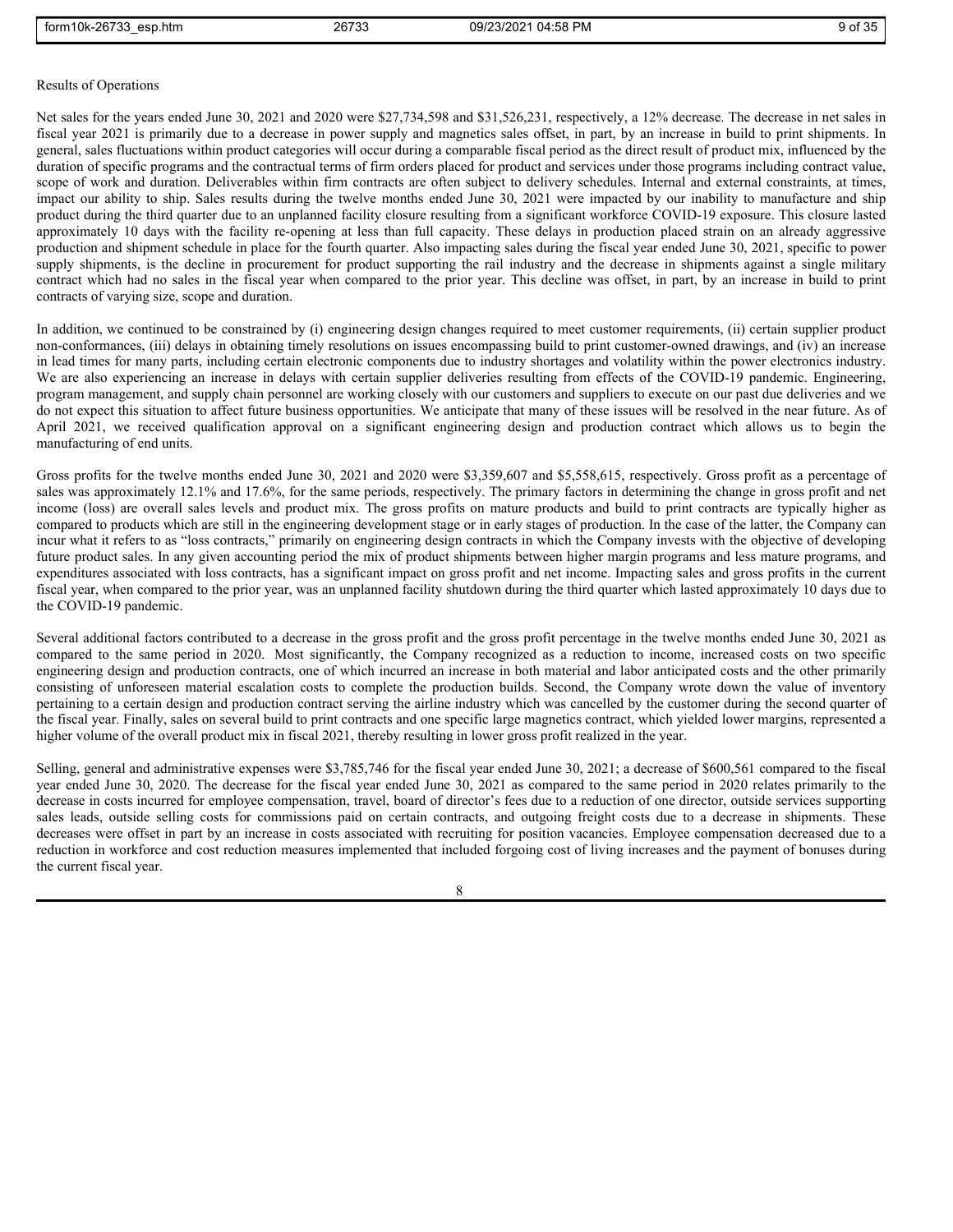Results of Operations

Net sales for the years ended June 30, 2021 and 2020 were $27,734,598 and $31,526,231, respectively, a 12% decrease. The decrease in net sales in fiscal year 2021 is primarily due to a decrease in power supply and magnetics sales offset, in part, by an increase in build to print shipments. In general, sales fluctuations within product categories will occur during a comparable fiscal period as the direct result of product mix, influenced by the duration of specific programs and the contractual terms of firm orders placed for product and services under those programs including contract value, scope of work and duration. Deliverables within firm contracts are often subject to delivery schedules. Internal and external constraints, at times, impact our ability to ship. Sales results during the twelve months ended June 30, 2021 were impacted by our inability to manufacture and ship product during the third quarter due to an unplanned facility closure resulting from a significant workforce COVID-19 exposure. This closure lasted approximately 10 days with the facility re-opening at less than full capacity. These delays in production placed strain on an already aggressive production and shipment schedule in place for the fourth quarter. Also impacting sales during the fiscal year ended June 30, 2021, specific to power supply shipments, is the decline in procurement for product supporting the rail industry and the decrease in shipments against a single military contract which had no sales in the fiscal year when compared to the prior year. This decline was offset, in part, by an increase in build to print contracts of varying size, scope and duration.

In addition, we continued to be constrained by (i) engineering design changes required to meet customer requirements, (ii) certain supplier product non-conformances, (iii) delays in obtaining timely resolutions on issues encompassing build to print customer-owned drawings, and (iv) an increase in lead times for many parts, including certain electronic components due to industry shortages and volatility within the power electronics industry. We are also experiencing an increase in delays with certain supplier deliveries resulting from effects of the COVID-19 pandemic. Engineering, program management, and supply chain personnel are working closely with our customers and suppliers to execute on our past due deliveries and we do not expect this situation to affect future business opportunities. We anticipate that many of these issues will be resolved in the near future. As of April 2021, we received qualification approval on a significant engineering design and production contract which allows us to begin the manufacturing of end units.

Gross profits for the twelve months ended June 30, 2021 and 2020 were $3,359,607 and $5,558,615, respectively. Gross profit as a percentage of sales was approximately 12.1% and 17.6%, for the same periods, respectively. The primary factors in determining the change in gross profit and net income (loss) are overall sales levels and product mix. The gross profits on mature products and build to print contracts are typically higher as compared to products which are still in the engineering development stage or in early stages of production. In the case of the latter, the Company can incur what it refers to as "loss contracts," primarily on engineering design contracts in which the Company invests with the objective of developing future product sales. In any given accounting period the mix of product shipments between higher margin programs and less mature programs, and expenditures associated with loss contracts, has a significant impact on gross profit and net income. Impacting sales and gross profits in the current fiscal year, when compared to the prior year, was an unplanned facility shutdown during the third quarter which lasted approximately 10 days due to the COVID-19 pandemic.

Several additional factors contributed to a decrease in the gross profit and the gross profit percentage in the twelve months ended June 30, 2021 as compared to the same period in 2020. Most significantly, the Company recognized as a reduction to income, increased costs on two specific engineering design and production contracts, one of which incurred an increase in both material and labor anticipated costs and the other primarily consisting of unforeseen material escalation costs to complete the production builds. Second, the Company wrote down the value of inventory pertaining to a certain design and production contract serving the airline industry which was cancelled by the customer during the second quarter of the fiscal year. Finally, sales on several build to print contracts and one specific large magnetics contract, which yielded lower margins, represented a higher volume of the overall product mix in fiscal 2021, thereby resulting in lower gross profit realized in the year.

Selling, general and administrative expenses were $3,785,746 for the fiscal year ended June 30, 2021; a decrease of $600,561 compared to the fiscal year ended June 30, 2020. The decrease for the fiscal year ended June 30, 2021 as compared to the same period in 2020 relates primarily to the decrease in costs incurred for employee compensation, travel, board of director's fees due to a reduction of one director, outside services supporting sales leads, outside selling costs for commissions paid on certain contracts, and outgoing freight costs due to a decrease in shipments. These decreases were offset in part by an increase in costs associated with recruiting for position vacancies. Employee compensation decreased due to a reduction in workforce and cost reduction measures implemented that included forgoing cost of living increases and the payment of bonuses during the current fiscal year.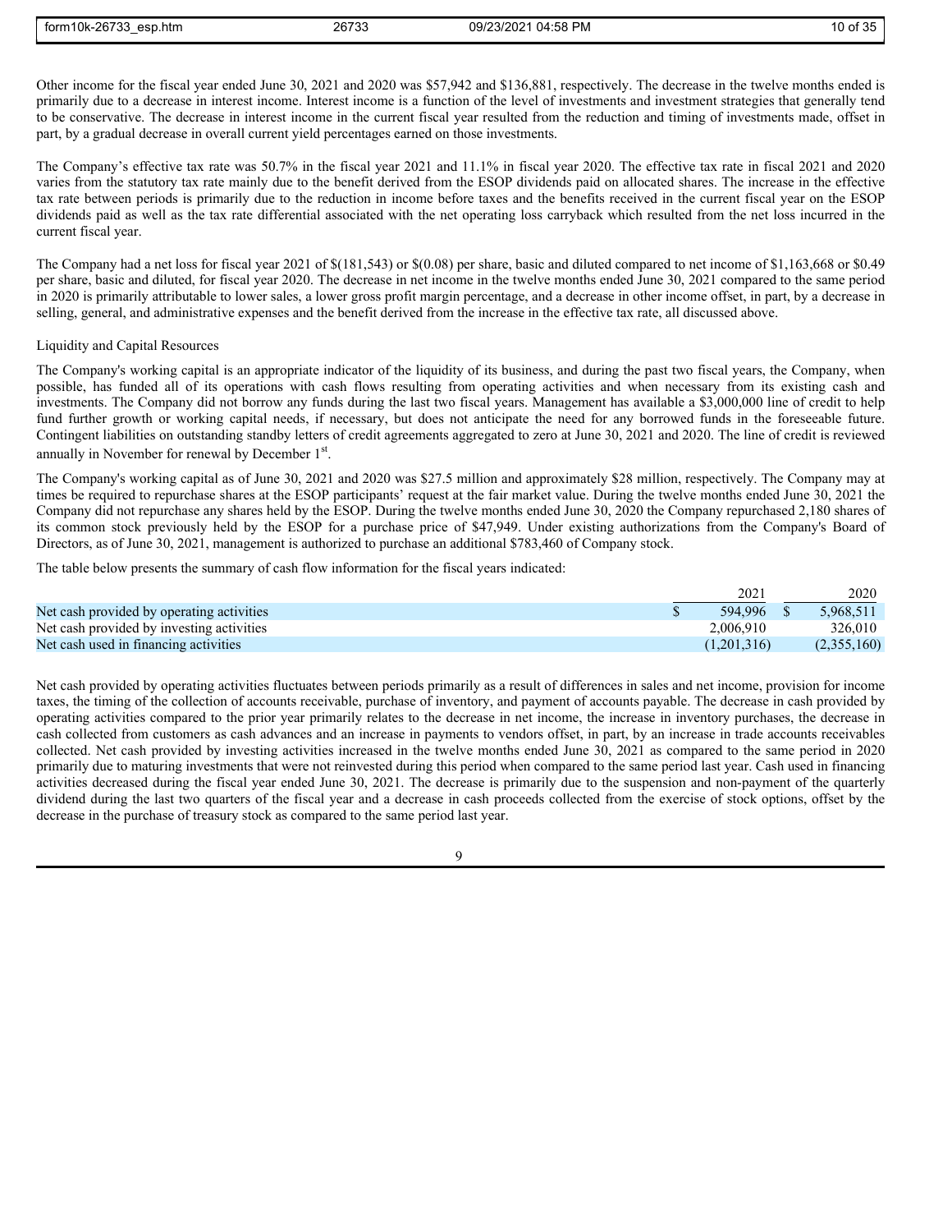Other income for the fiscal year ended June 30, 2021 and 2020 was $57,942 and $136,881, respectively. The decrease in the twelve months ended is primarily due to a decrease in interest income. Interest income is a function of the level of investments and investment strategies that generally tend to be conservative. The decrease in interest income in the current fiscal year resulted from the reduction and timing of investments made, offset in part, by a gradual decrease in overall current yield percentages earned on those investments.

The Company's effective tax rate was 50.7% in the fiscal year 2021 and 11.1% in fiscal year 2020. The effective tax rate in fiscal 2021 and 2020 varies from the statutory tax rate mainly due to the benefit derived from the ESOP dividends paid on allocated shares. The increase in the effective tax rate between periods is primarily due to the reduction in income before taxes and the benefits received in the current fiscal year on the ESOP dividends paid as well as the tax rate differential associated with the net operating loss carryback which resulted from the net loss incurred in the current fiscal year.

The Company had a net loss for fiscal year 2021 of $(181,543) or $(0.08) per share, basic and diluted compared to net income of $1,163,668 or $0.49 per share, basic and diluted, for fiscal year 2020. The decrease in net income in the twelve months ended June 30, 2021 compared to the same period in 2020 is primarily attributable to lower sales, a lower gross profit margin percentage, and a decrease in other income offset, in part, by a decrease in selling, general, and administrative expenses and the benefit derived from the increase in the effective tax rate, all discussed above.

## Liquidity and Capital Resources

The Company's working capital is an appropriate indicator of the liquidity of its business, and during the past two fiscal years, the Company, when possible, has funded all of its operations with cash flows resulting from operating activities and when necessary from its existing cash and investments. The Company did not borrow any funds during the last two fiscal years. Management has available a $3,000,000 line of credit to help fund further growth or working capital needs, if necessary, but does not anticipate the need for any borrowed funds in the foreseeable future. Contingent liabilities on outstanding standby letters of credit agreements aggregated to zero at June 30, 2021 and 2020. The line of credit is reviewed annually in November for renewal by December 1st.

The Company's working capital as of June 30, 2021 and 2020 was $27.5 million and approximately $28 million, respectively. The Company may at times be required to repurchase shares at the ESOP participants' request at the fair market value. During the twelve months ended June 30, 2021 the Company did not repurchase any shares held by the ESOP. During the twelve months ended June 30, 2020 the Company repurchased 2,180 shares of its common stock previously held by the ESOP for a purchase price of $47,949. Under existing authorizations from the Company's Board of Directors, as of June 30, 2021, management is authorized to purchase an additional $783,460 of Company stock.

The table below presents the summary of cash flow information for the fiscal years indicated:

| | 2021 | 2020 |
|---|---|---|
| Net cash provided by operating activities | $ 594,996 | $ 5,968,511 |
| Net cash provided by investing activities | 2,006,910 | 326,010 |
| Net cash used in financing activities | (1,201,316) | (2,355,160) |

Net cash provided by operating activities fluctuates between periods primarily as a result of differences in sales and net income, provision for income taxes, the timing of the collection of accounts receivable, purchase of inventory, and payment of accounts payable. The decrease in cash provided by operating activities compared to the prior year primarily relates to the decrease in net income, the increase in inventory purchases, the decrease in cash collected from customers as cash advances and an increase in payments to vendors offset, in part, by an increase in trade accounts receivables collected. Net cash provided by investing activities increased in the twelve months ended June 30, 2021 as compared to the same period in 2020 primarily due to maturing investments that were not reinvested during this period when compared to the same period last year. Cash used in financing activities decreased during the fiscal year ended June 30, 2021. The decrease is primarily due to the suspension and non-payment of the quarterly dividend during the last two quarters of the fiscal year and a decrease in cash proceeds collected from the exercise of stock options, offset by the decrease in the purchase of treasury stock as compared to the same period last year.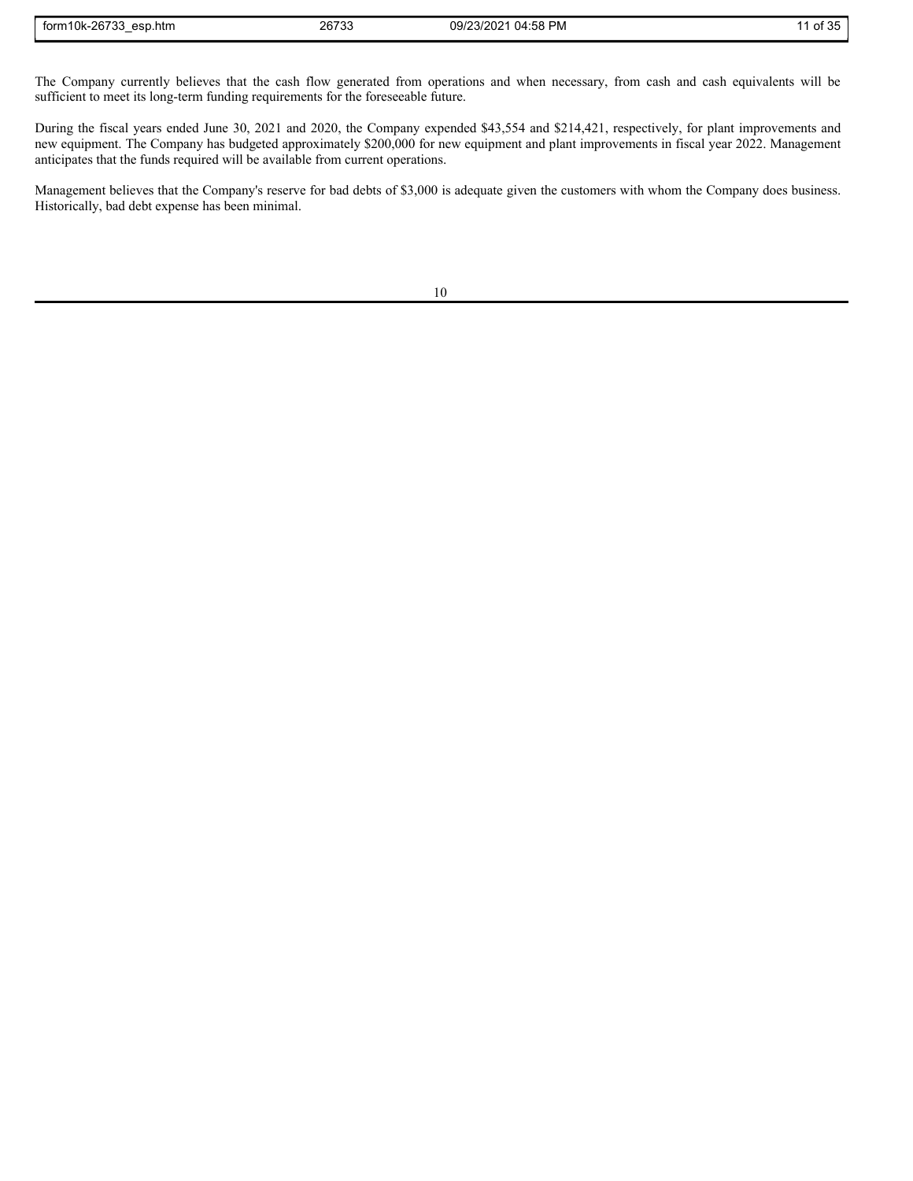The Company currently believes that the cash flow generated from operations and when necessary, from cash and cash equivalents will be sufficient to meet its long-term funding requirements for the foreseeable future.

During the fiscal years ended June 30, 2021 and 2020, the Company expended $43,554 and $214,421, respectively, for plant improvements and new equipment. The Company has budgeted approximately $200,000 for new equipment and plant improvements in fiscal year 2022. Management anticipates that the funds required will be available from current operations.

Management believes that the Company's reserve for bad debts of $3,000 is adequate given the customers with whom the Company does business. Historically, bad debt expense has been minimal.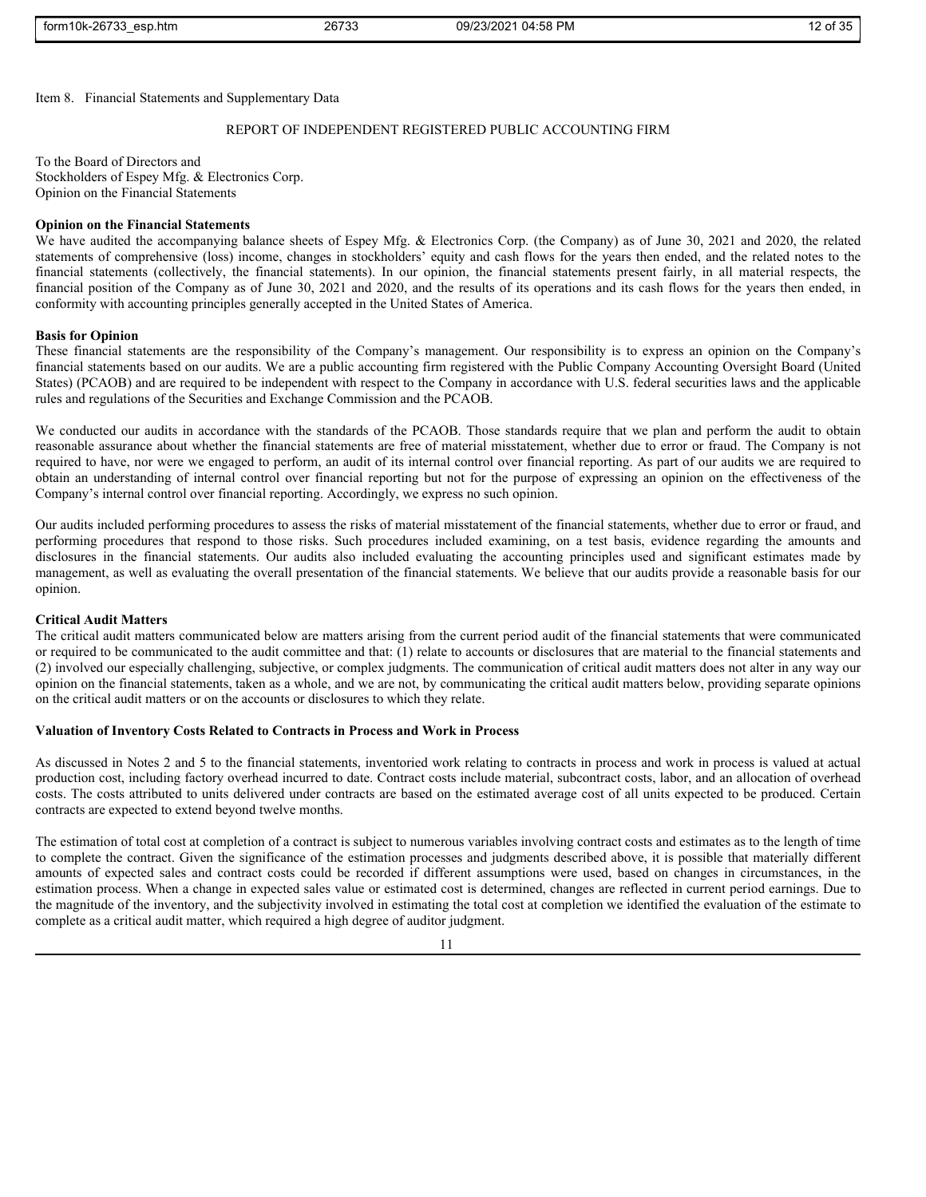Item 8. Financial Statements and Supplementary Data

## REPORT OF INDEPENDENT REGISTERED PUBLIC ACCOUNTING FIRM

To the Board of Directors and
Stockholders of Espey Mfg. & Electronics Corp.
Opinion on the Financial Statements

**Opinion on the Financial Statements**

We have audited the accompanying balance sheets of Espey Mfg. & Electronics Corp. (the Company) as of June 30, 2021 and 2020, the related statements of comprehensive (loss) income, changes in stockholders' equity and cash flows for the years then ended, and the related notes to the financial statements (collectively, the financial statements). In our opinion, the financial statements present fairly, in all material respects, the financial position of the Company as of June 30, 2021 and 2020, and the results of its operations and its cash flows for the years then ended, in conformity with accounting principles generally accepted in the United States of America.

**Basis for Opinion**

These financial statements are the responsibility of the Company's management. Our responsibility is to express an opinion on the Company's financial statements based on our audits. We are a public accounting firm registered with the Public Company Accounting Oversight Board (United States) (PCAOB) and are required to be independent with respect to the Company in accordance with U.S. federal securities laws and the applicable rules and regulations of the Securities and Exchange Commission and the PCAOB.

We conducted our audits in accordance with the standards of the PCAOB. Those standards require that we plan and perform the audit to obtain reasonable assurance about whether the financial statements are free of material misstatement, whether due to error or fraud. The Company is not required to have, nor were we engaged to perform, an audit of its internal control over financial reporting. As part of our audits we are required to obtain an understanding of internal control over financial reporting but not for the purpose of expressing an opinion on the effectiveness of the Company's internal control over financial reporting. Accordingly, we express no such opinion.

Our audits included performing procedures to assess the risks of material misstatement of the financial statements, whether due to error or fraud, and performing procedures that respond to those risks. Such procedures included examining, on a test basis, evidence regarding the amounts and disclosures in the financial statements. Our audits also included evaluating the accounting principles used and significant estimates made by management, as well as evaluating the overall presentation of the financial statements. We believe that our audits provide a reasonable basis for our opinion.

**Critical Audit Matters**

The critical audit matters communicated below are matters arising from the current period audit of the financial statements that were communicated or required to be communicated to the audit committee and that: (1) relate to accounts or disclosures that are material to the financial statements and (2) involved our especially challenging, subjective, or complex judgments. The communication of critical audit matters does not alter in any way our opinion on the financial statements, taken as a whole, and we are not, by communicating the critical audit matters below, providing separate opinions on the critical audit matters or on the accounts or disclosures to which they relate.

**Valuation of Inventory Costs Related to Contracts in Process and Work in Process**

As discussed in Notes 2 and 5 to the financial statements, inventoried work relating to contracts in process and work in process is valued at actual production cost, including factory overhead incurred to date. Contract costs include material, subcontract costs, labor, and an allocation of overhead costs. The costs attributed to units delivered under contracts are based on the estimated average cost of all units expected to be produced. Certain contracts are expected to extend beyond twelve months.

The estimation of total cost at completion of a contract is subject to numerous variables involving contract costs and estimates as to the length of time to complete the contract. Given the significance of the estimation processes and judgments described above, it is possible that materially different amounts of expected sales and contract costs could be recorded if different assumptions were used, based on changes in circumstances, in the estimation process. When a change in expected sales value or estimated cost is determined, changes are reflected in current period earnings. Due to the magnitude of the inventory, and the subjectivity involved in estimating the total cost at completion we identified the evaluation of the estimate to complete as a critical audit matter, which required a high degree of auditor judgment.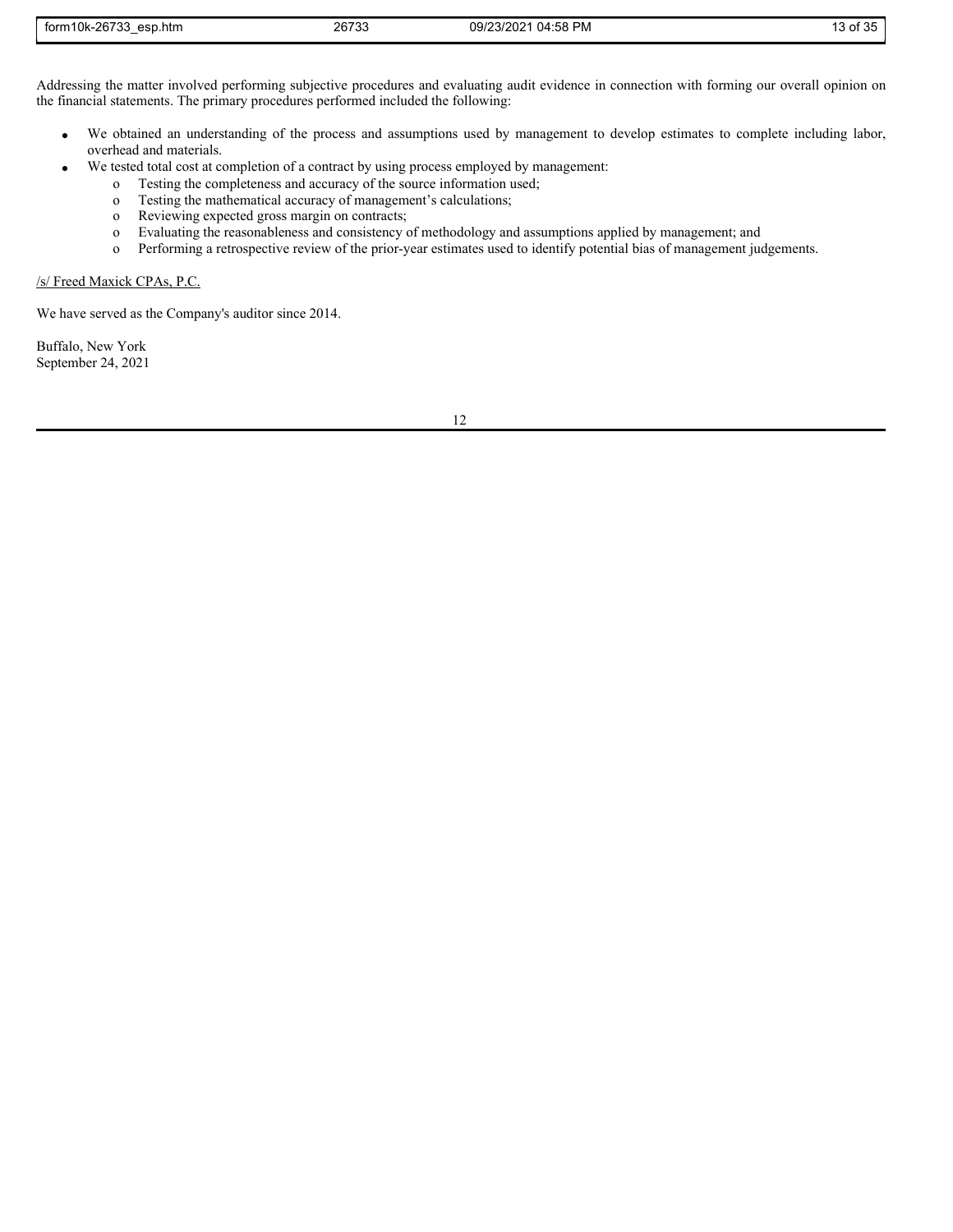Addressing the matter involved performing subjective procedures and evaluating audit evidence in connection with forming our overall opinion on the financial statements. The primary procedures performed included the following:

- We obtained an understanding of the process and assumptions used by management to develop estimates to complete including labor, overhead and materials.
- We tested total cost at completion of a contract by using process employed by management:
  - Testing the completeness and accuracy of the source information used;
  - Testing the mathematical accuracy of management's calculations;
  - Reviewing expected gross margin on contracts;
  - Evaluating the reasonableness and consistency of methodology and assumptions applied by management; and
  - Performing a retrospective review of the prior-year estimates used to identify potential bias of management judgements.

/s/ Freed Maxick CPAs, P.C.

We have served as the Company's auditor since 2014.

Buffalo, New York
September 24, 2021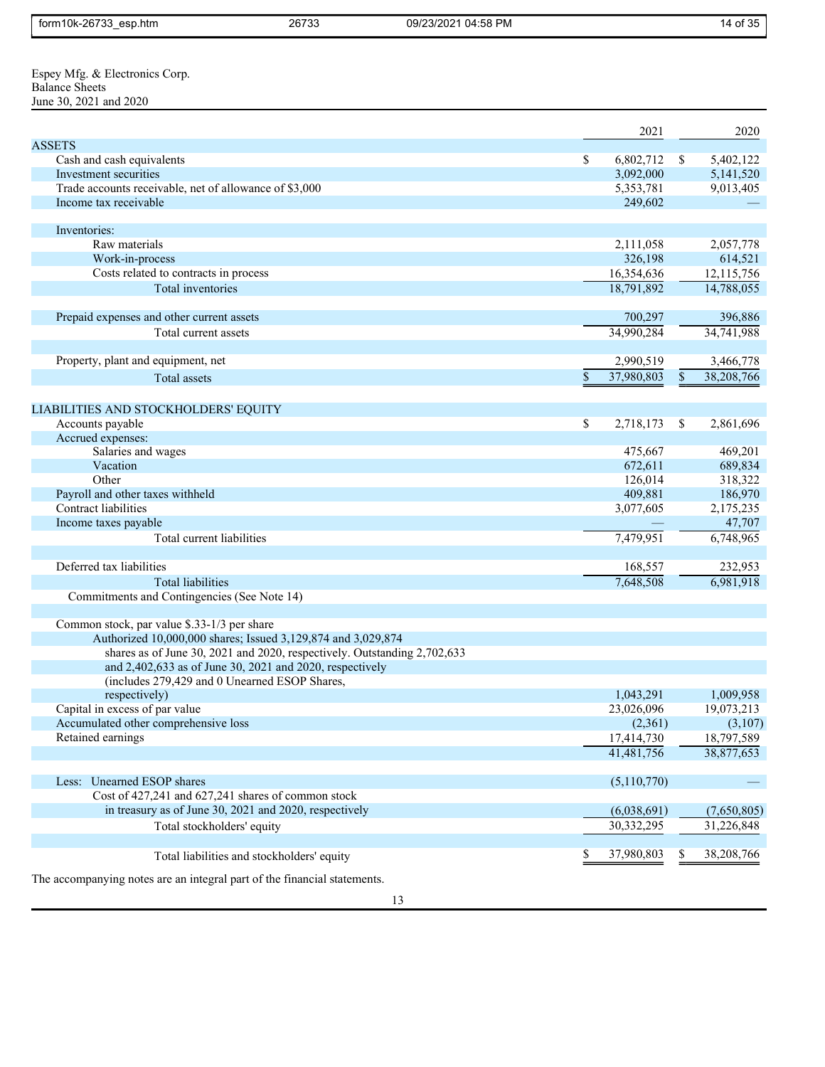Espey Mfg. & Electronics Corp.
Balance Sheets
June 30, 2021 and 2020

| | 2021 | 2020 |
|---|---|---|
| ASSETS | | |
| Cash and cash equivalents | $ 6,802,712 | $ 5,402,122 |
| Investment securities | 3,092,000 | 5,141,520 |
| Trade accounts receivable, net of allowance of $3,000 | 5,353,781 | 9,013,405 |
| Income tax receivable | 249,602 | — |
| Inventories: | | |
| Raw materials | 2,111,058 | 2,057,778 |
| Work-in-process | 326,198 | 614,521 |
| Costs related to contracts in process | 16,354,636 | 12,115,756 |
| Total inventories | 18,791,892 | 14,788,055 |
| Prepaid expenses and other current assets | 700,297 | 396,886 |
| Total current assets | 34,990,284 | 34,741,988 |
| Property, plant and equipment, net | 2,990,519 | 3,466,778 |
| Total assets | $ 37,980,803 | $ 38,208,766 |
| LIABILITIES AND STOCKHOLDERS' EQUITY | | |
| Accounts payable | $ 2,718,173 | $ 2,861,696 |
| Accrued expenses: | | |
| Salaries and wages | 475,667 | 469,201 |
| Vacation | 672,611 | 689,834 |
| Other | 126,014 | 318,322 |
| Payroll and other taxes withheld | 409,881 | 186,970 |
| Contract liabilities | 3,077,605 | 2,175,235 |
| Income taxes payable | — | 47,707 |
| Total current liabilities | 7,479,951 | 6,748,965 |
| Deferred tax liabilities | 168,557 | 232,953 |
| Total liabilities | 7,648,508 | 6,981,918 |
| Commitments and Contingencies (See Note 14) | | |
| Common stock, par value $.33-1/3 per share Authorized 10,000,000 shares; Issued 3,129,874 and 3,029,874 shares as of June 30, 2021 and 2020, respectively. Outstanding 2,702,633 and 2,402,633 as of June 30, 2021 and 2020, respectively (includes 279,429 and 0 Unearned ESOP Shares, respectively) | 1,043,291 | 1,009,958 |
| Capital in excess of par value | 23,026,096 | 19,073,213 |
| Accumulated other comprehensive loss | (2,361) | (3,107) |
| Retained earnings | 17,414,730 | 18,797,589 |
| | 41,481,756 | 38,877,653 |
| Less: Unearned ESOP shares | (5,110,770) | — |
| Cost of 427,241 and 627,241 shares of common stock in treasury as of June 30, 2021 and 2020, respectively | (6,038,691) | (7,650,805) |
| Total stockholders' equity | 30,332,295 | 31,226,848 |
| Total liabilities and stockholders' equity | $ 37,980,803 | $ 38,208,766 |

The accompanying notes are an integral part of the financial statements.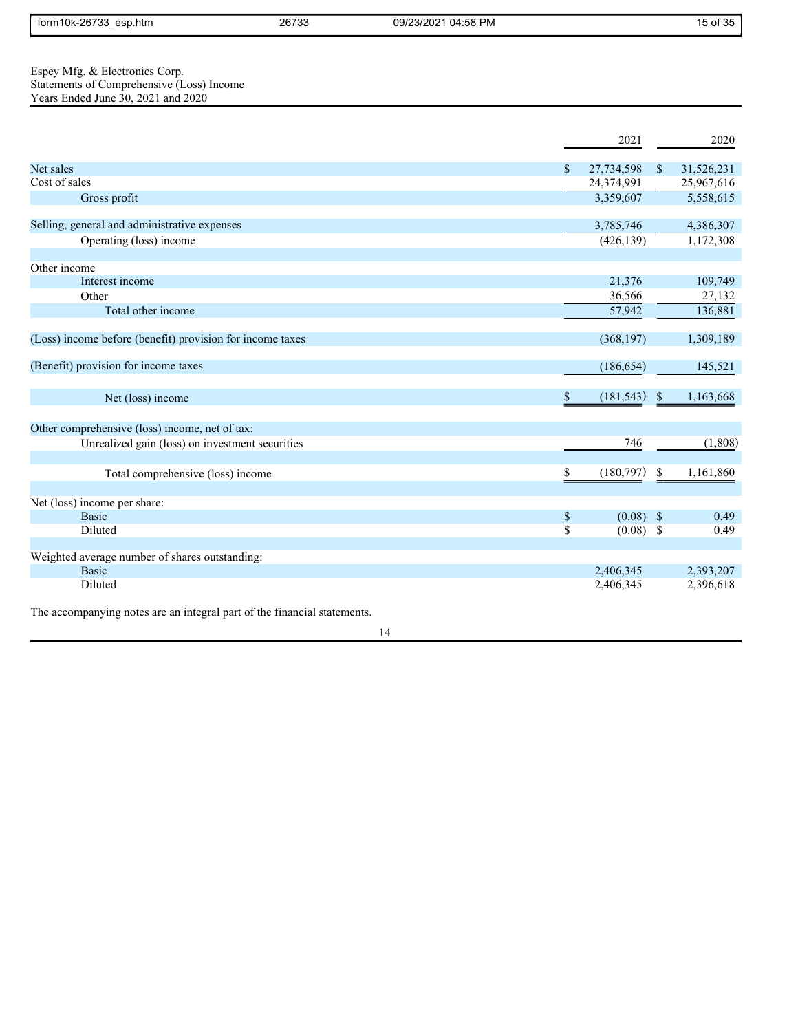Espey Mfg. & Electronics Corp.
Statements of Comprehensive (Loss) Income
Years Ended June 30, 2021 and 2020

| | 2021 | 2020 |
|---|---|---|
| Net sales | $ 27,734,598 | $ 31,526,231 |
| Cost of sales | 24,374,991 | 25,967,616 |
| Gross profit | 3,359,607 | 5,558,615 |
| | | |
| Selling, general and administrative expenses | 3,785,746 | 4,386,307 |
| Operating (loss) income | (426,139) | 1,172,308 |
| | | |
| Other income | | |
| Interest income | 21,376 | 109,749 |
| Other | 36,566 | 27,132 |
| Total other income | 57,942 | 136,881 |
| | | |
| (Loss) income before (benefit) provision for income taxes | (368,197) | 1,309,189 |
| | | |
| (Benefit) provision for income taxes | (186,654) | 145,521 |
| | | |
| Net (loss) income | $ (181,543) | $ 1,163,668 |
| | | |
| Other comprehensive (loss) income, net of tax: | | |
| Unrealized gain (loss) on investment securities | 746 | (1,808) |
| | | |
| Total comprehensive (loss) income | $ (180,797) | $ 1,161,860 |
| | | |
| Net (loss) income per share: | | |
| Basic | $ (0.08) | $ 0.49 |
| Diluted | $ (0.08) | $ 0.49 |
| | | |
| Weighted average number of shares outstanding: | | |
| Basic | 2,406,345 | 2,393,207 |
| Diluted | 2,406,345 | 2,396,618 |

The accompanying notes are an integral part of the financial statements.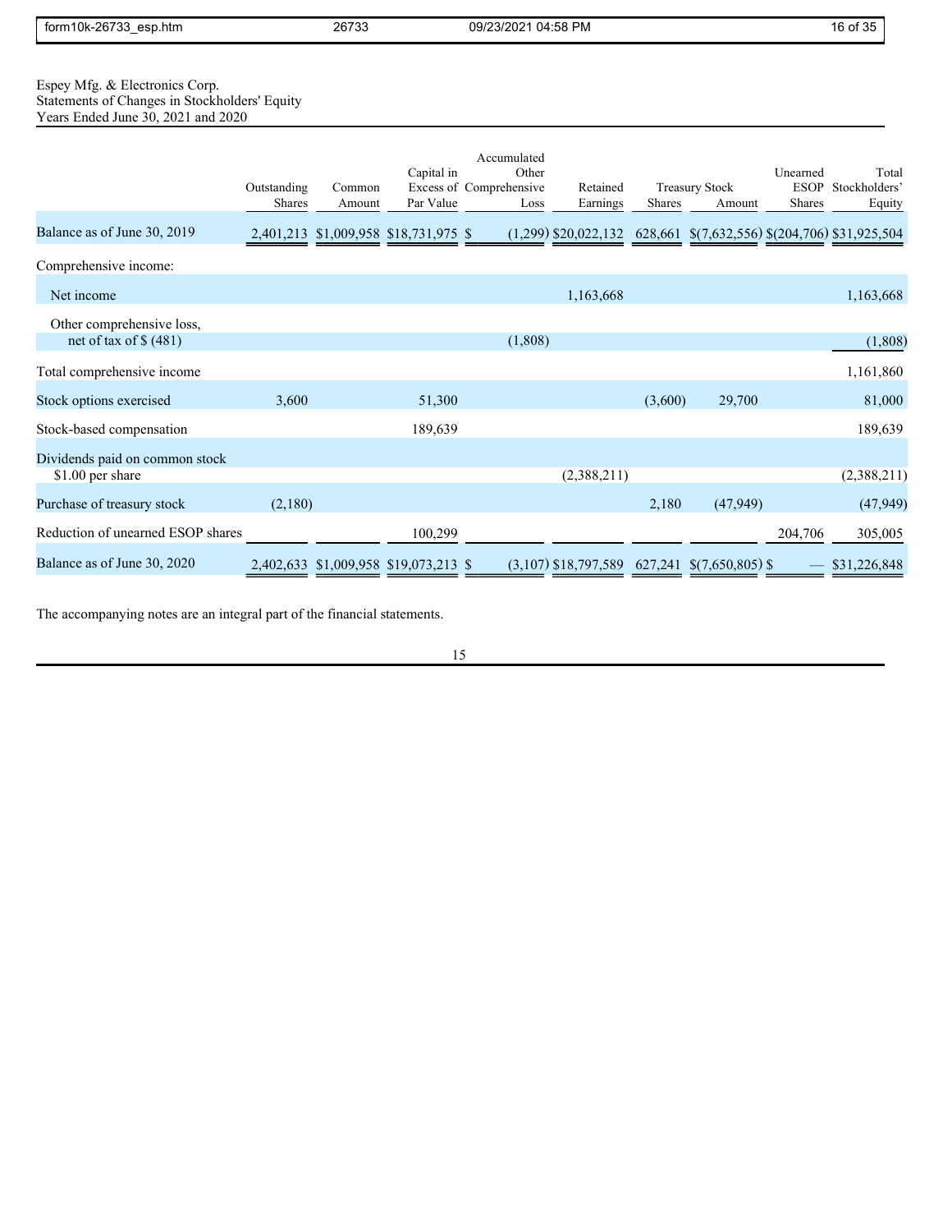Espey Mfg. & Electronics Corp.
Statements of Changes in Stockholders' Equity
Years Ended June 30, 2021 and 2020

| | Outstanding Shares | Common Amount | Capital in Excess of Par Value | Accumulated Other Comprehensive Loss | Retained Earnings | Treasury Stock Shares | Treasury Stock Amount | Unearned ESOP Shares | Total Stockholders' Equity |
|---|---|---|---|---|---|---|---|---|---|
| Balance as of June 30, 2019 | 2,401,213 | $1,009,958 | $18,731,975 | $ (1,299) | $20,022,132 | 628,661 | $(7,632,556) | $(204,706) | $31,925,504 |
| Comprehensive income: | | | | | | | | | |
| Net income | | | | | 1,163,668 | | | | 1,163,668 |
| Other comprehensive loss, net of tax of $ (481) | | | | (1,808) | | | | | (1,808) |
| Total comprehensive income | | | | | | | | | 1,161,860 |
| Stock options exercised | 3,600 | | 51,300 | | | (3,600) | 29,700 | | 81,000 |
| Stock-based compensation | | | 189,639 | | | | | | 189,639 |
| Dividends paid on common stock $1.00 per share | | | | | (2,388,211) | | | | (2,388,211) |
| Purchase of treasury stock | (2,180) | | | | | 2,180 | (47,949) | | (47,949) |
| Reduction of unearned ESOP shares | | | 100,299 | | | | | 204,706 | 305,005 |
| Balance as of June 30, 2020 | 2,402,633 | $1,009,958 | $19,073,213 | $ (3,107) | $18,797,589 | 627,241 | $(7,650,805) | $ — | $31,226,848 |

The accompanying notes are an integral part of the financial statements.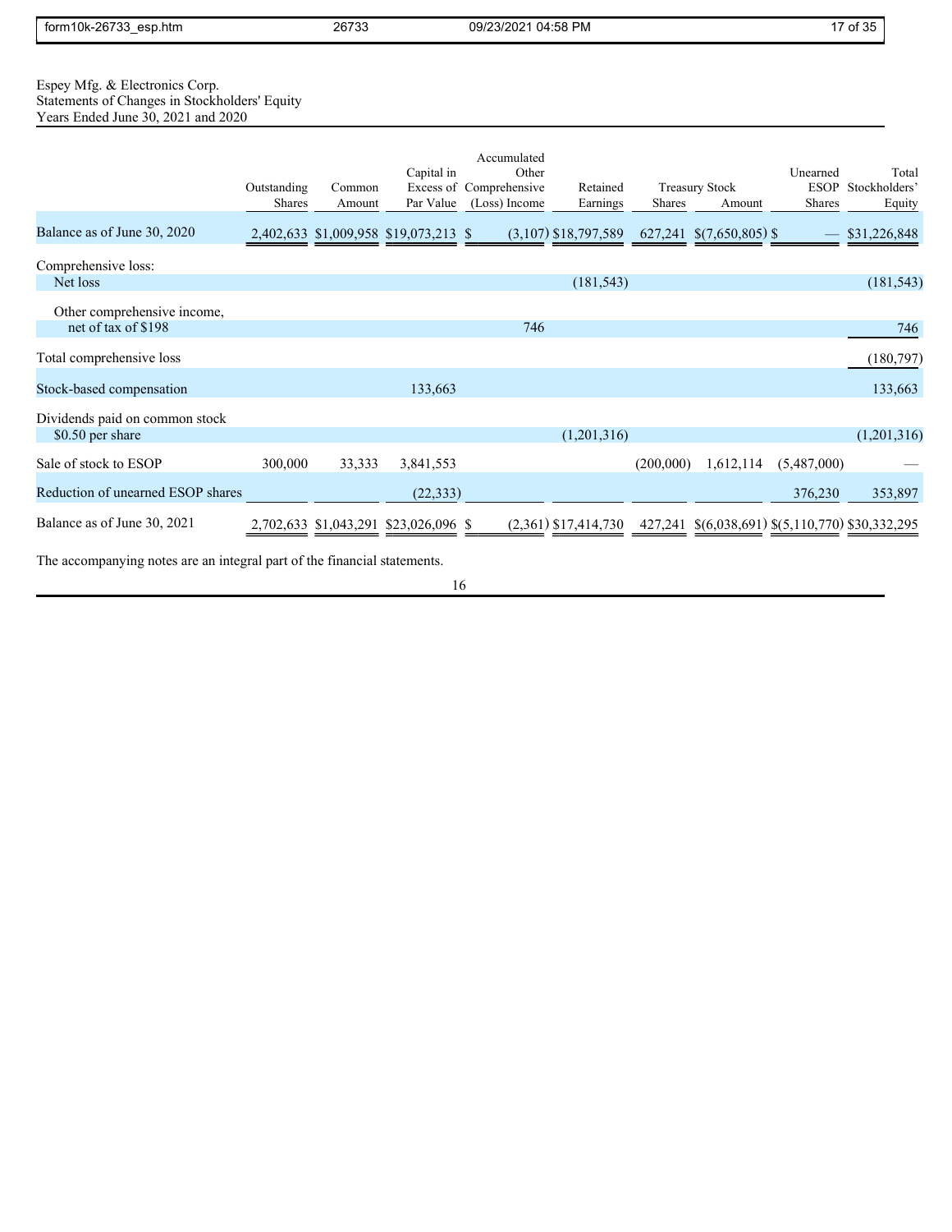Espey Mfg. & Electronics Corp.
Statements of Changes in Stockholders' Equity
Years Ended June 30, 2021 and 2020

| | Outstanding Shares | Common Amount | Capital in Excess of Par Value | Accumulated Other Comprehensive (Loss) Income | Retained Earnings | Treasury Stock Shares | Treasury Stock Amount | Unearned ESOP Shares | Total Stockholders' Equity |
|---|---|---|---|---|---|---|---|---|---|
| Balance as of June 30, 2020 | 2,402,633 | $1,009,958 | $19,073,213 | $ (3,107) | $18,797,589 | 627,241 | $(7,650,805) | $ — | $31,226,848 |
| Comprehensive loss: | | | | | | | | | |
| Net loss | | | | | (181,543) | | | | (181,543) |
| Other comprehensive income, net of tax of $198 | | | | 746 | | | | | 746 |
| Total comprehensive loss | | | | | | | | | (180,797) |
| Stock-based compensation | | | 133,663 | | | | | | 133,663 |
| Dividends paid on common stock $0.50 per share | | | | | (1,201,316) | | | | (1,201,316) |
| Sale of stock to ESOP | 300,000 | 33,333 | 3,841,553 | | | (200,000) | 1,612,114 | (5,487,000) | — |
| Reduction of unearned ESOP shares | | | (22,333) | | | | | 376,230 | 353,897 |
| Balance as of June 30, 2021 | 2,702,633 | $1,043,291 | $23,026,096 | $ (2,361) | $17,414,730 | 427,241 | $(6,038,691) | $(5,110,770) | $30,332,295 |

The accompanying notes are an integral part of the financial statements.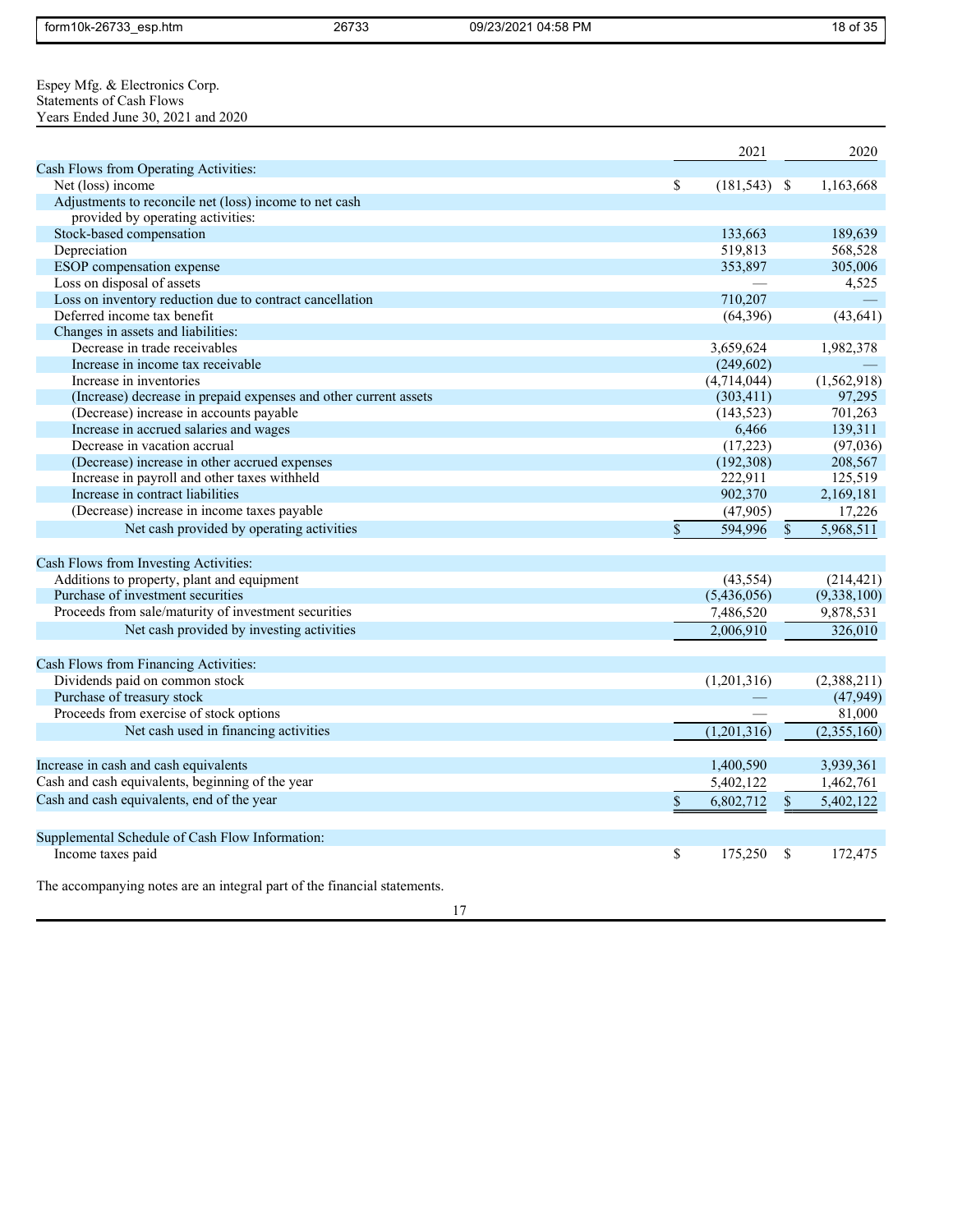Espey Mfg. & Electronics Corp.
Statements of Cash Flows
Years Ended June 30, 2021 and 2020

| | 2021 | 2020 |
|---|---|---|
| **Cash Flows from Operating Activities:** | | |
| Net (loss) income | $ (181,543) | $ 1,163,668 |
| Adjustments to reconcile net (loss) income to net cash provided by operating activities: | | |
| Stock-based compensation | 133,663 | 189,639 |
| Depreciation | 519,813 | 568,528 |
| ESOP compensation expense | 353,897 | 305,006 |
| Loss on disposal of assets | — | 4,525 |
| Loss on inventory reduction due to contract cancellation | 710,207 | — |
| Deferred income tax benefit | (64,396) | (43,641) |
| Changes in assets and liabilities: | | |
| Decrease in trade receivables | 3,659,624 | 1,982,378 |
| Increase in income tax receivable | (249,602) | — |
| Increase in inventories | (4,714,044) | (1,562,918) |
| (Increase) decrease in prepaid expenses and other current assets | (303,411) | 97,295 |
| (Decrease) increase in accounts payable | (143,523) | 701,263 |
| Increase in accrued salaries and wages | 6,466 | 139,311 |
| Decrease in vacation accrual | (17,223) | (97,036) |
| (Decrease) increase in other accrued expenses | (192,308) | 208,567 |
| Increase in payroll and other taxes withheld | 222,911 | 125,519 |
| Increase in contract liabilities | 902,370 | 2,169,181 |
| (Decrease) increase in income taxes payable | (47,905) | 17,226 |
| Net cash provided by operating activities | $ 594,996 | $ 5,968,511 |
| **Cash Flows from Investing Activities:** | | |
| Additions to property, plant and equipment | (43,554) | (214,421) |
| Purchase of investment securities | (5,436,056) | (9,338,100) |
| Proceeds from sale/maturity of investment securities | 7,486,520 | 9,878,531 |
| Net cash provided by investing activities | 2,006,910 | 326,010 |
| **Cash Flows from Financing Activities:** | | |
| Dividends paid on common stock | (1,201,316) | (2,388,211) |
| Purchase of treasury stock | — | (47,949) |
| Proceeds from exercise of stock options | — | 81,000 |
| Net cash used in financing activities | (1,201,316) | (2,355,160) |
| Increase in cash and cash equivalents | 1,400,590 | 3,939,361 |
| Cash and cash equivalents, beginning of the year | 5,402,122 | 1,462,761 |
| Cash and cash equivalents, end of the year | $ 6,802,712 | $ 5,402,122 |
| **Supplemental Schedule of Cash Flow Information:** | | |
| Income taxes paid | $ 175,250 | $ 172,475 |

The accompanying notes are an integral part of the financial statements.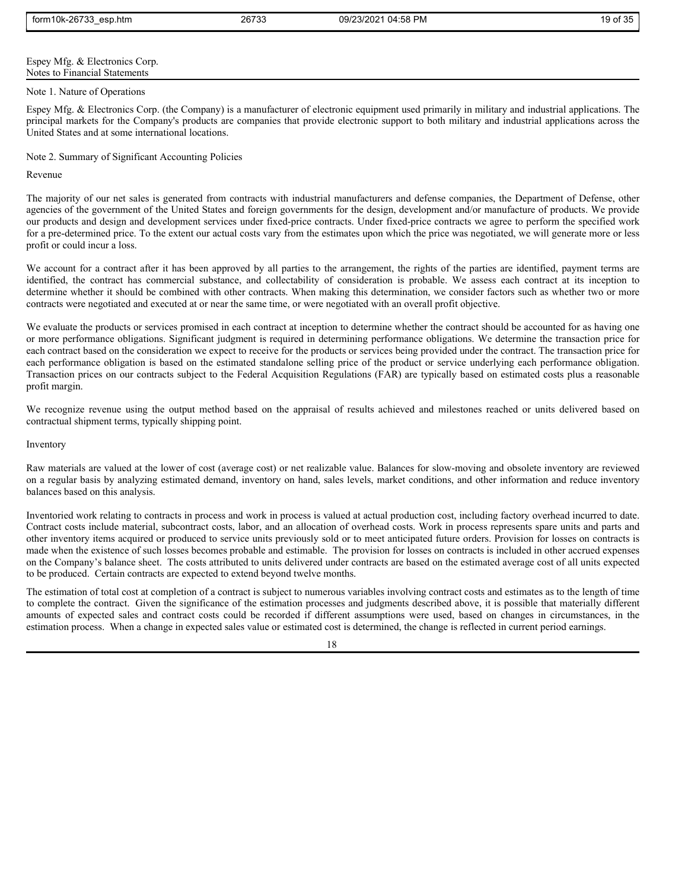Espey Mfg. & Electronics Corp.
Notes to Financial Statements

## Note 1. Nature of Operations

Espey Mfg. & Electronics Corp. (the Company) is a manufacturer of electronic equipment used primarily in military and industrial applications. The principal markets for the Company's products are companies that provide electronic support to both military and industrial applications across the United States and at some international locations.

## Note 2. Summary of Significant Accounting Policies

### Revenue

The majority of our net sales is generated from contracts with industrial manufacturers and defense companies, the Department of Defense, other agencies of the government of the United States and foreign governments for the design, development and/or manufacture of products. We provide our products and design and development services under fixed-price contracts. Under fixed-price contracts we agree to perform the specified work for a pre-determined price. To the extent our actual costs vary from the estimates upon which the price was negotiated, we will generate more or less profit or could incur a loss.

We account for a contract after it has been approved by all parties to the arrangement, the rights of the parties are identified, payment terms are identified, the contract has commercial substance, and collectability of consideration is probable. We assess each contract at its inception to determine whether it should be combined with other contracts. When making this determination, we consider factors such as whether two or more contracts were negotiated and executed at or near the same time, or were negotiated with an overall profit objective.

We evaluate the products or services promised in each contract at inception to determine whether the contract should be accounted for as having one or more performance obligations. Significant judgment is required in determining performance obligations. We determine the transaction price for each contract based on the consideration we expect to receive for the products or services being provided under the contract. The transaction price for each performance obligation is based on the estimated standalone selling price of the product or service underlying each performance obligation. Transaction prices on our contracts subject to the Federal Acquisition Regulations (FAR) are typically based on estimated costs plus a reasonable profit margin.

We recognize revenue using the output method based on the appraisal of results achieved and milestones reached or units delivered based on contractual shipment terms, typically shipping point.

### Inventory

Raw materials are valued at the lower of cost (average cost) or net realizable value. Balances for slow-moving and obsolete inventory are reviewed on a regular basis by analyzing estimated demand, inventory on hand, sales levels, market conditions, and other information and reduce inventory balances based on this analysis.

Inventoried work relating to contracts in process and work in process is valued at actual production cost, including factory overhead incurred to date. Contract costs include material, subcontract costs, labor, and an allocation of overhead costs. Work in process represents spare units and parts and other inventory items acquired or produced to service units previously sold or to meet anticipated future orders. Provision for losses on contracts is made when the existence of such losses becomes probable and estimable. The provision for losses on contracts is included in other accrued expenses on the Company's balance sheet. The costs attributed to units delivered under contracts are based on the estimated average cost of all units expected to be produced. Certain contracts are expected to extend beyond twelve months.

The estimation of total cost at completion of a contract is subject to numerous variables involving contract costs and estimates as to the length of time to complete the contract. Given the significance of the estimation processes and judgments described above, it is possible that materially different amounts of expected sales and contract costs could be recorded if different assumptions were used, based on changes in circumstances, in the estimation process. When a change in expected sales value or estimated cost is determined, the change is reflected in current period earnings.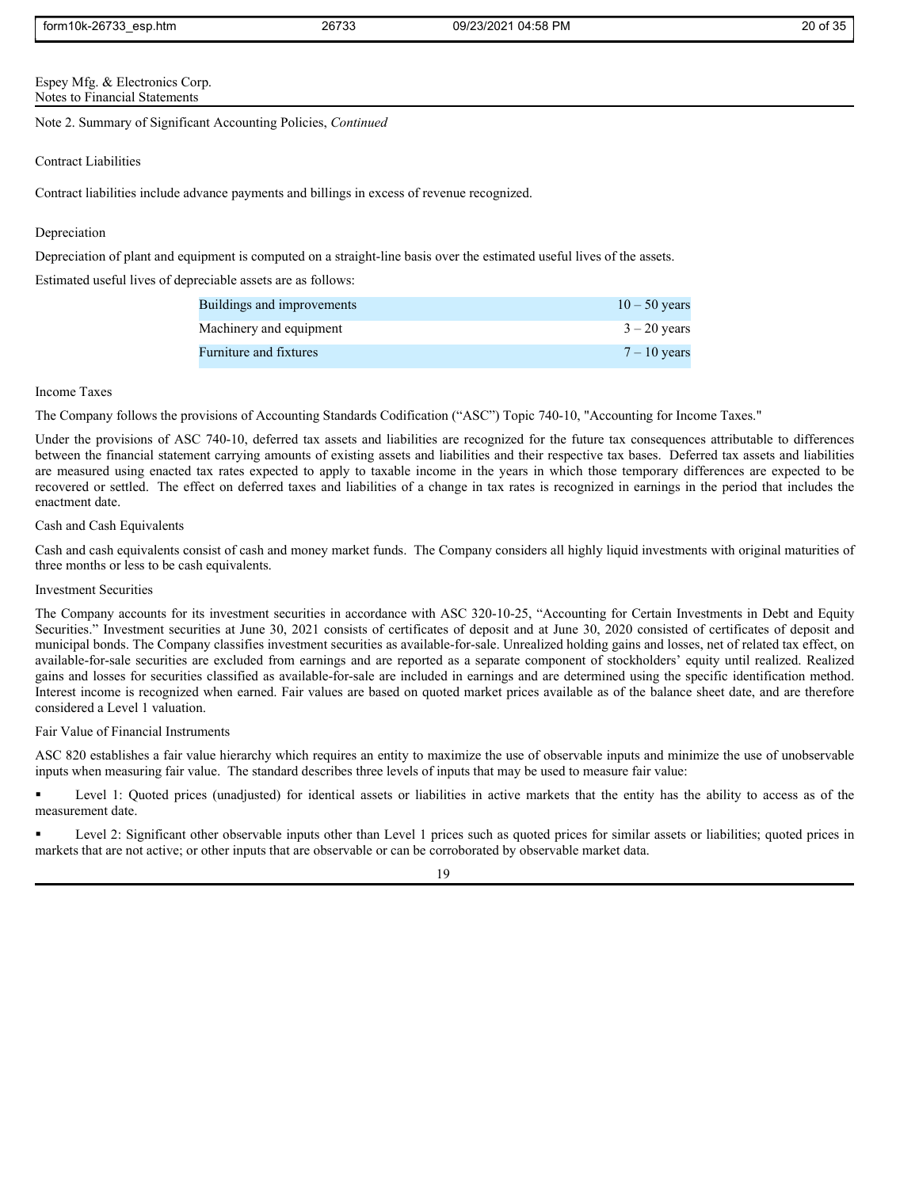Espey Mfg. & Electronics Corp.
Notes to Financial Statements

Note 2. Summary of Significant Accounting Policies, *Continued*

Contract Liabilities

Contract liabilities include advance payments and billings in excess of revenue recognized.

Depreciation

Depreciation of plant and equipment is computed on a straight-line basis over the estimated useful lives of the assets.

Estimated useful lives of depreciable assets are as follows:

| | |
|---|---|
| Buildings and improvements | 10 – 50 years |
| Machinery and equipment | 3 – 20 years |
| Furniture and fixtures | 7 – 10 years |

Income Taxes

The Company follows the provisions of Accounting Standards Codification ("ASC") Topic 740-10, "Accounting for Income Taxes."

Under the provisions of ASC 740-10, deferred tax assets and liabilities are recognized for the future tax consequences attributable to differences between the financial statement carrying amounts of existing assets and liabilities and their respective tax bases. Deferred tax assets and liabilities are measured using enacted tax rates expected to apply to taxable income in the years in which those temporary differences are expected to be recovered or settled. The effect on deferred taxes and liabilities of a change in tax rates is recognized in earnings in the period that includes the enactment date.

Cash and Cash Equivalents

Cash and cash equivalents consist of cash and money market funds. The Company considers all highly liquid investments with original maturities of three months or less to be cash equivalents.

Investment Securities

The Company accounts for its investment securities in accordance with ASC 320-10-25, "Accounting for Certain Investments in Debt and Equity Securities." Investment securities at June 30, 2021 consists of certificates of deposit and at June 30, 2020 consisted of certificates of deposit and municipal bonds. The Company classifies investment securities as available-for-sale. Unrealized holding gains and losses, net of related tax effect, on available-for-sale securities are excluded from earnings and are reported as a separate component of stockholders' equity until realized. Realized gains and losses for securities classified as available-for-sale are included in earnings and are determined using the specific identification method. Interest income is recognized when earned. Fair values are based on quoted market prices available as of the balance sheet date, and are therefore considered a Level 1 valuation.

Fair Value of Financial Instruments

ASC 820 establishes a fair value hierarchy which requires an entity to maximize the use of observable inputs and minimize the use of unobservable inputs when measuring fair value. The standard describes three levels of inputs that may be used to measure fair value:

- Level 1: Quoted prices (unadjusted) for identical assets or liabilities in active markets that the entity has the ability to access as of the measurement date.
- Level 2: Significant other observable inputs other than Level 1 prices such as quoted prices for similar assets or liabilities; quoted prices in markets that are not active; or other inputs that are observable or can be corroborated by observable market data.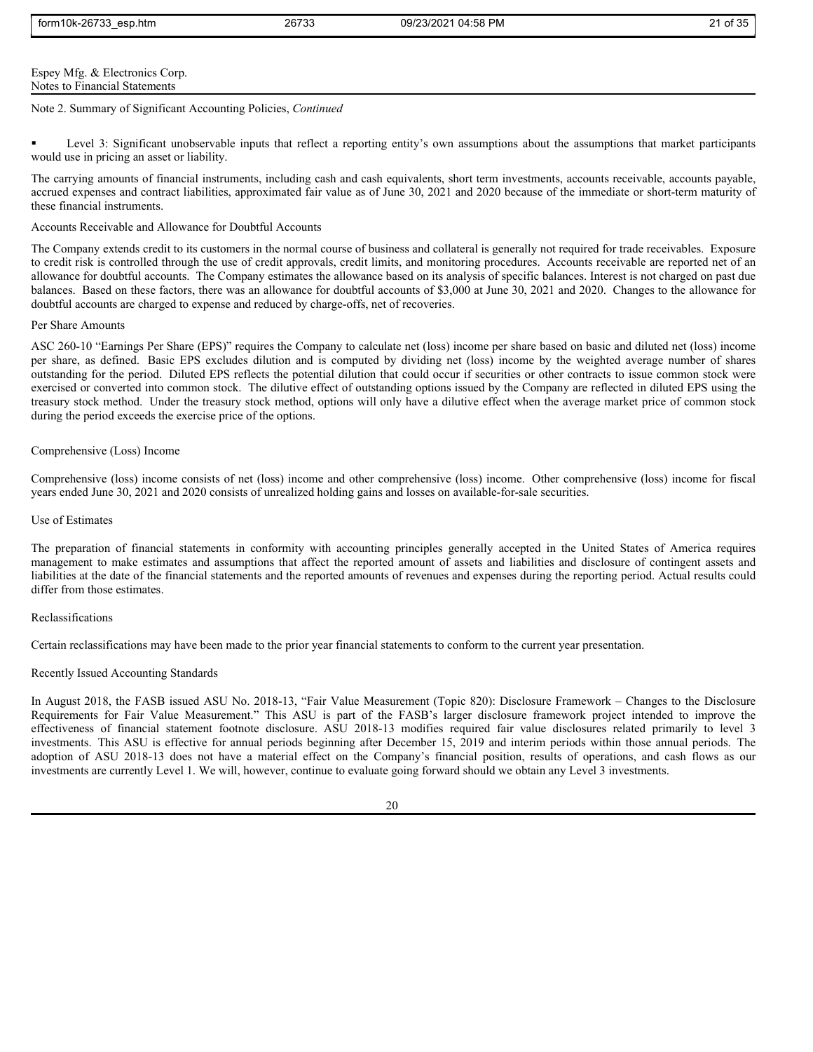Espey Mfg. & Electronics Corp.
Notes to Financial Statements

Note 2. Summary of Significant Accounting Policies, *Continued*

- Level 3: Significant unobservable inputs that reflect a reporting entity's own assumptions about the assumptions that market participants would use in pricing an asset or liability.

The carrying amounts of financial instruments, including cash and cash equivalents, short term investments, accounts receivable, accounts payable, accrued expenses and contract liabilities, approximated fair value as of June 30, 2021 and 2020 because of the immediate or short-term maturity of these financial instruments.

Accounts Receivable and Allowance for Doubtful Accounts

The Company extends credit to its customers in the normal course of business and collateral is generally not required for trade receivables. Exposure to credit risk is controlled through the use of credit approvals, credit limits, and monitoring procedures. Accounts receivable are reported net of an allowance for doubtful accounts. The Company estimates the allowance based on its analysis of specific balances. Interest is not charged on past due balances. Based on these factors, there was an allowance for doubtful accounts of $3,000 at June 30, 2021 and 2020. Changes to the allowance for doubtful accounts are charged to expense and reduced by charge-offs, net of recoveries.

Per Share Amounts

ASC 260-10 "Earnings Per Share (EPS)" requires the Company to calculate net (loss) income per share based on basic and diluted net (loss) income per share, as defined. Basic EPS excludes dilution and is computed by dividing net (loss) income by the weighted average number of shares outstanding for the period. Diluted EPS reflects the potential dilution that could occur if securities or other contracts to issue common stock were exercised or converted into common stock. The dilutive effect of outstanding options issued by the Company are reflected in diluted EPS using the treasury stock method. Under the treasury stock method, options will only have a dilutive effect when the average market price of common stock during the period exceeds the exercise price of the options.

Comprehensive (Loss) Income

Comprehensive (loss) income consists of net (loss) income and other comprehensive (loss) income. Other comprehensive (loss) income for fiscal years ended June 30, 2021 and 2020 consists of unrealized holding gains and losses on available-for-sale securities.

Use of Estimates

The preparation of financial statements in conformity with accounting principles generally accepted in the United States of America requires management to make estimates and assumptions that affect the reported amount of assets and liabilities and disclosure of contingent assets and liabilities at the date of the financial statements and the reported amounts of revenues and expenses during the reporting period. Actual results could differ from those estimates.

Reclassifications

Certain reclassifications may have been made to the prior year financial statements to conform to the current year presentation.

Recently Issued Accounting Standards

In August 2018, the FASB issued ASU No. 2018-13, "Fair Value Measurement (Topic 820): Disclosure Framework – Changes to the Disclosure Requirements for Fair Value Measurement." This ASU is part of the FASB's larger disclosure framework project intended to improve the effectiveness of financial statement footnote disclosure. ASU 2018-13 modifies required fair value disclosures related primarily to level 3 investments. This ASU is effective for annual periods beginning after December 15, 2019 and interim periods within those annual periods. The adoption of ASU 2018-13 does not have a material effect on the Company's financial position, results of operations, and cash flows as our investments are currently Level 1. We will, however, continue to evaluate going forward should we obtain any Level 3 investments.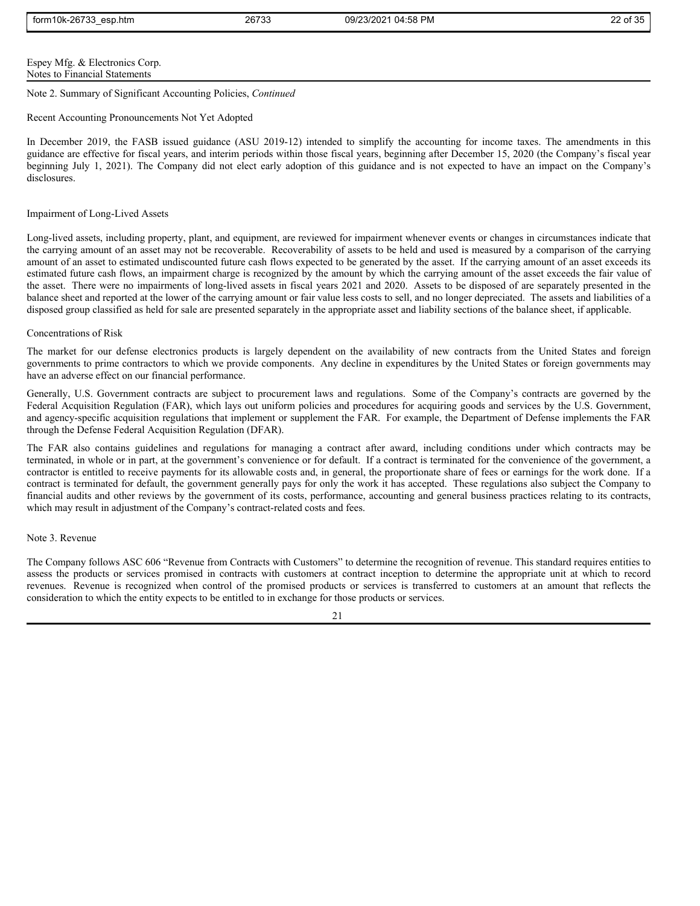Espey Mfg. & Electronics Corp.
Notes to Financial Statements

Note 2. Summary of Significant Accounting Policies, *Continued*

Recent Accounting Pronouncements Not Yet Adopted

In December 2019, the FASB issued guidance (ASU 2019-12) intended to simplify the accounting for income taxes. The amendments in this guidance are effective for fiscal years, and interim periods within those fiscal years, beginning after December 15, 2020 (the Company's fiscal year beginning July 1, 2021). The Company did not elect early adoption of this guidance and is not expected to have an impact on the Company's disclosures.

Impairment of Long-Lived Assets

Long-lived assets, including property, plant, and equipment, are reviewed for impairment whenever events or changes in circumstances indicate that the carrying amount of an asset may not be recoverable. Recoverability of assets to be held and used is measured by a comparison of the carrying amount of an asset to estimated undiscounted future cash flows expected to be generated by the asset. If the carrying amount of an asset exceeds its estimated future cash flows, an impairment charge is recognized by the amount by which the carrying amount of the asset exceeds the fair value of the asset. There were no impairments of long-lived assets in fiscal years 2021 and 2020. Assets to be disposed of are separately presented in the balance sheet and reported at the lower of the carrying amount or fair value less costs to sell, and no longer depreciated. The assets and liabilities of a disposed group classified as held for sale are presented separately in the appropriate asset and liability sections of the balance sheet, if applicable.

Concentrations of Risk

The market for our defense electronics products is largely dependent on the availability of new contracts from the United States and foreign governments to prime contractors to which we provide components. Any decline in expenditures by the United States or foreign governments may have an adverse effect on our financial performance.

Generally, U.S. Government contracts are subject to procurement laws and regulations. Some of the Company's contracts are governed by the Federal Acquisition Regulation (FAR), which lays out uniform policies and procedures for acquiring goods and services by the U.S. Government, and agency-specific acquisition regulations that implement or supplement the FAR. For example, the Department of Defense implements the FAR through the Defense Federal Acquisition Regulation (DFAR).

The FAR also contains guidelines and regulations for managing a contract after award, including conditions under which contracts may be terminated, in whole or in part, at the government's convenience or for default. If a contract is terminated for the convenience of the government, a contractor is entitled to receive payments for its allowable costs and, in general, the proportionate share of fees or earnings for the work done. If a contract is terminated for default, the government generally pays for only the work it has accepted. These regulations also subject the Company to financial audits and other reviews by the government of its costs, performance, accounting and general business practices relating to its contracts, which may result in adjustment of the Company's contract-related costs and fees.

Note 3. Revenue

The Company follows ASC 606 "Revenue from Contracts with Customers" to determine the recognition of revenue. This standard requires entities to assess the products or services promised in contracts with customers at contract inception to determine the appropriate unit at which to record revenues. Revenue is recognized when control of the promised products or services is transferred to customers at an amount that reflects the consideration to which the entity expects to be entitled to in exchange for those products or services.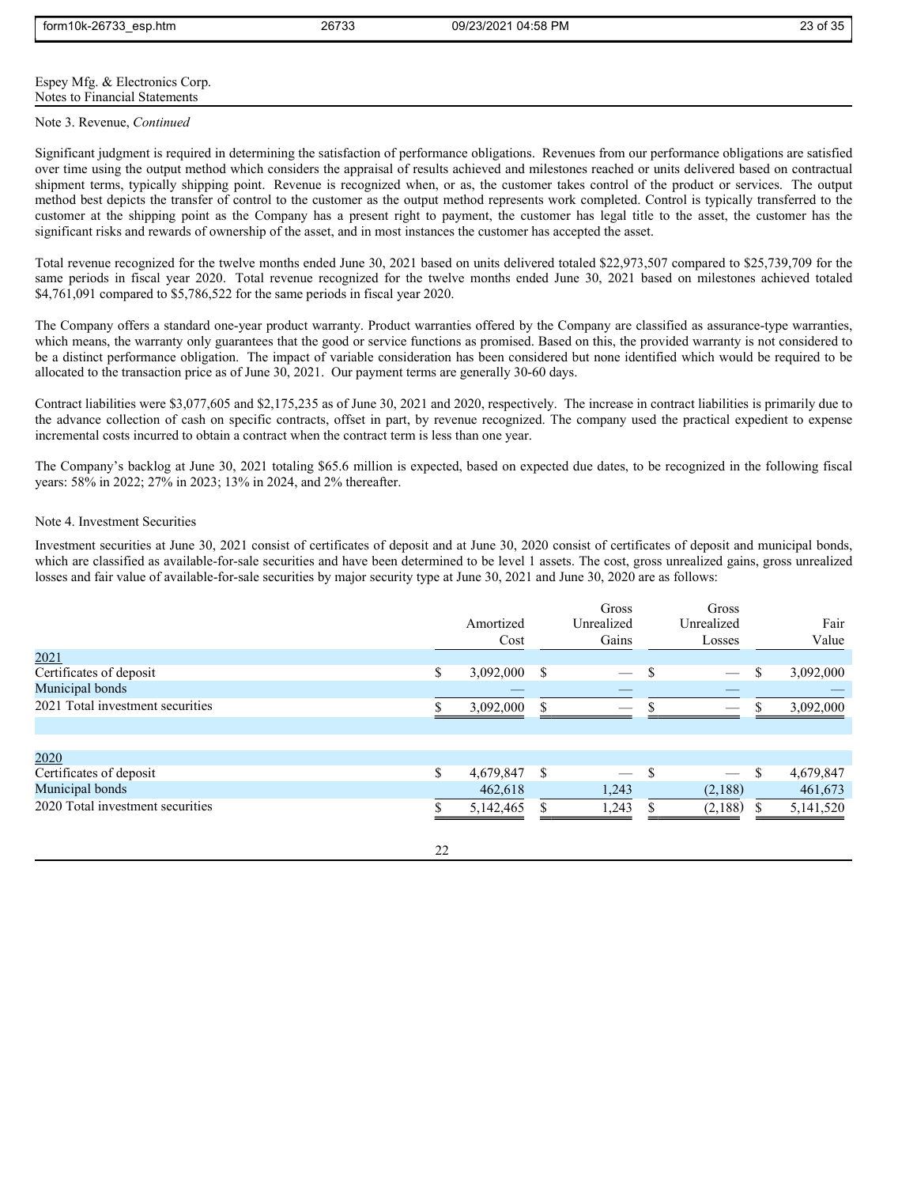Espey Mfg. & Electronics Corp.
Notes to Financial Statements

Note 3. Revenue, *Continued*

Significant judgment is required in determining the satisfaction of performance obligations. Revenues from our performance obligations are satisfied over time using the output method which considers the appraisal of results achieved and milestones reached or units delivered based on contractual shipment terms, typically shipping point. Revenue is recognized when, or as, the customer takes control of the product or services. The output method best depicts the transfer of control to the customer as the output method represents work completed. Control is typically transferred to the customer at the shipping point as the Company has a present right to payment, the customer has legal title to the asset, the customer has the significant risks and rewards of ownership of the asset, and in most instances the customer has accepted the asset.

Total revenue recognized for the twelve months ended June 30, 2021 based on units delivered totaled $22,973,507 compared to $25,739,709 for the same periods in fiscal year 2020. Total revenue recognized for the twelve months ended June 30, 2021 based on milestones achieved totaled $4,761,091 compared to $5,786,522 for the same periods in fiscal year 2020.

The Company offers a standard one-year product warranty. Product warranties offered by the Company are classified as assurance-type warranties, which means, the warranty only guarantees that the good or service functions as promised. Based on this, the provided warranty is not considered to be a distinct performance obligation. The impact of variable consideration has been considered but none identified which would be required to be allocated to the transaction price as of June 30, 2021. Our payment terms are generally 30-60 days.

Contract liabilities were $3,077,605 and $2,175,235 as of June 30, 2021 and 2020, respectively. The increase in contract liabilities is primarily due to the advance collection of cash on specific contracts, offset in part, by revenue recognized. The company used the practical expedient to expense incremental costs incurred to obtain a contract when the contract term is less than one year.

The Company's backlog at June 30, 2021 totaling $65.6 million is expected, based on expected due dates, to be recognized in the following fiscal years: 58% in 2022; 27% in 2023; 13% in 2024, and 2% thereafter.

Note 4. Investment Securities

Investment securities at June 30, 2021 consist of certificates of deposit and at June 30, 2020 consist of certificates of deposit and municipal bonds, which are classified as available-for-sale securities and have been determined to be level 1 assets. The cost, gross unrealized gains, gross unrealized losses and fair value of available-for-sale securities by major security type at June 30, 2021 and June 30, 2020 are as follows:

| | Amortized Cost | Gross Unrealized Gains | Gross Unrealized Losses | Fair Value |
|---|---|---|---|---|
| 2021 | | | | |
| Certificates of deposit | $ 3,092,000 | $ — | $ — | $ 3,092,000 |
| Municipal bonds | — | — | — | — |
| 2021 Total investment securities | $ 3,092,000 | $ — | $ — | $ 3,092,000 |
| | | | | |
| 2020 | | | | |
| Certificates of deposit | $ 4,679,847 | $ — | $ — | $ 4,679,847 |
| Municipal bonds | 462,618 | 1,243 | (2,188) | 461,673 |
| 2020 Total investment securities | $ 5,142,465 | $ 1,243 | $ (2,188) | $ 5,141,520 |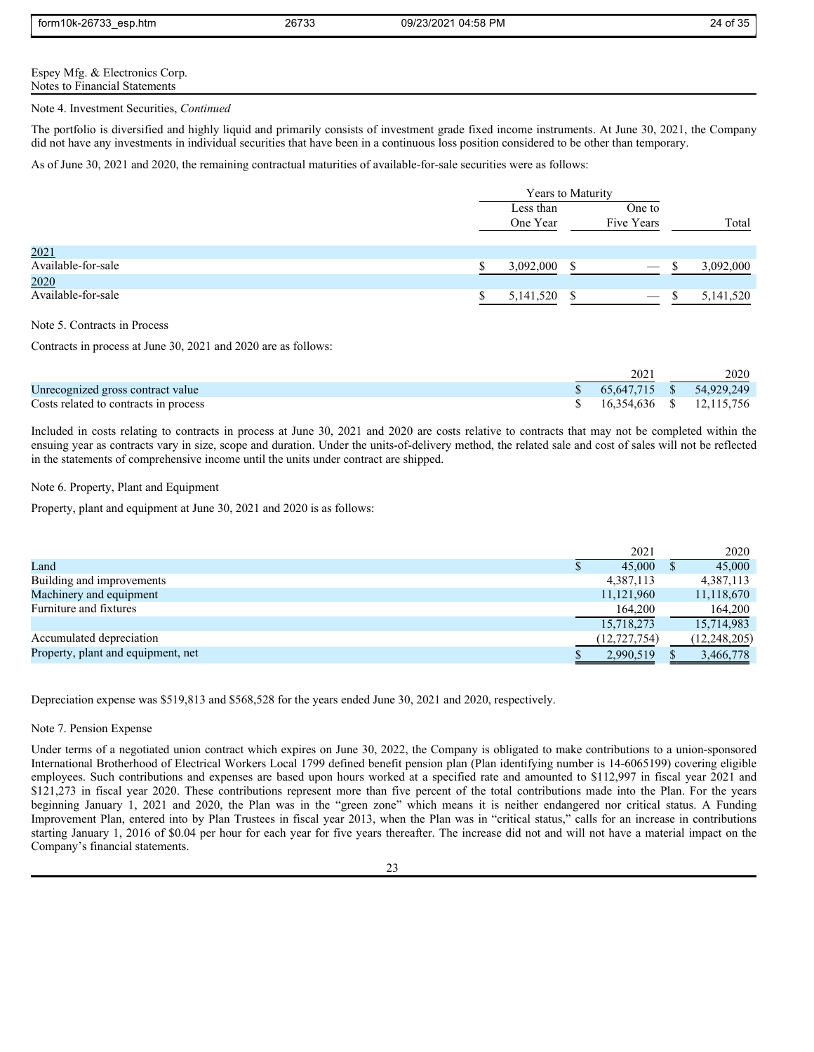Espey Mfg. & Electronics Corp.
Notes to Financial Statements

Note 4. Investment Securities, *Continued*

The portfolio is diversified and highly liquid and primarily consists of investment grade fixed income instruments. At June 30, 2021, the Company did not have any investments in individual securities that have been in a continuous loss position considered to be other than temporary.

As of June 30, 2021 and 2020, the remaining contractual maturities of available-for-sale securities were as follows:

| | Years to Maturity | | |
|---|---|---|---|
| | Less than One Year | One to Five Years | Total |
| 2021 | | | |
| Available-for-sale | $ 3,092,000 | $ — | $ 3,092,000 |
| 2020 | | | |
| Available-for-sale | $ 5,141,520 | $ — | $ 5,141,520 |

Note 5. Contracts in Process

Contracts in process at June 30, 2021 and 2020 are as follows:

| | 2021 | 2020 |
|---|---|---|
| Unrecognized gross contract value | $ 65,647,715 | $ 54,929,249 |
| Costs related to contracts in process | $ 16,354,636 | $ 12,115,756 |

Included in costs relating to contracts in process at June 30, 2021 and 2020 are costs relative to contracts that may not be completed within the ensuing year as contracts vary in size, scope and duration. Under the units-of-delivery method, the related sale and cost of sales will not be reflected in the statements of comprehensive income until the units under contract are shipped.

Note 6. Property, Plant and Equipment

Property, plant and equipment at June 30, 2021 and 2020 is as follows:

| | 2021 | 2020 |
|---|---|---|
| Land | $ 45,000 | $ 45,000 |
| Building and improvements | 4,387,113 | 4,387,113 |
| Machinery and equipment | 11,121,960 | 11,118,670 |
| Furniture and fixtures | 164,200 | 164,200 |
| | 15,718,273 | 15,714,983 |
| Accumulated depreciation | (12,727,754) | (12,248,205) |
| Property, plant and equipment, net | $ 2,990,519 | $ 3,466,778 |

Depreciation expense was $519,813 and $568,528 for the years ended June 30, 2021 and 2020, respectively.

Note 7. Pension Expense

Under terms of a negotiated union contract which expires on June 30, 2022, the Company is obligated to make contributions to a union-sponsored International Brotherhood of Electrical Workers Local 1799 defined benefit pension plan (Plan identifying number is 14-6065199) covering eligible employees. Such contributions and expenses are based upon hours worked at a specified rate and amounted to $112,997 in fiscal year 2021 and $121,273 in fiscal year 2020. These contributions represent more than five percent of the total contributions made into the Plan. For the years beginning January 1, 2021 and 2020, the Plan was in the "green zone" which means it is neither endangered nor critical status. A Funding Improvement Plan, entered into by Plan Trustees in fiscal year 2013, when the Plan was in "critical status," calls for an increase in contributions starting January 1, 2016 of $0.04 per hour for each year for five years thereafter. The increase did not and will not have a material impact on the Company's financial statements.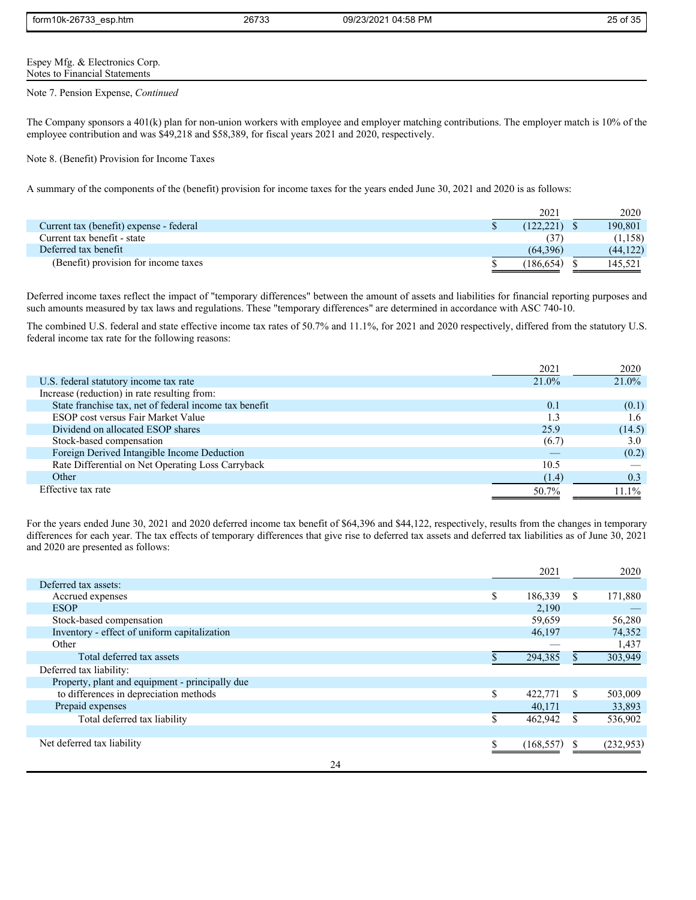Espey Mfg. & Electronics Corp.
Notes to Financial Statements

Note 7. Pension Expense, *Continued*

The Company sponsors a 401(k) plan for non-union workers with employee and employer matching contributions. The employer match is 10% of the employee contribution and was $49,218 and $58,389, for fiscal years 2021 and 2020, respectively.

Note 8. (Benefit) Provision for Income Taxes

A summary of the components of the (benefit) provision for income taxes for the years ended June 30, 2021 and 2020 is as follows:

| | 2021 | 2020 |
|---|---|---|
| Current tax (benefit) expense - federal | $ (122,221) | $ 190,801 |
| Current tax benefit - state | (37) | (1,158) |
| Deferred tax benefit | (64,396) | (44,122) |
| (Benefit) provision for income taxes | $ (186,654) | $ 145,521 |

Deferred income taxes reflect the impact of "temporary differences" between the amount of assets and liabilities for financial reporting purposes and such amounts measured by tax laws and regulations. These "temporary differences" are determined in accordance with ASC 740-10.

The combined U.S. federal and state effective income tax rates of 50.7% and 11.1%, for 2021 and 2020 respectively, differed from the statutory U.S. federal income tax rate for the following reasons:

| | 2021 | 2020 |
|---|---|---|
| U.S. federal statutory income tax rate | 21.0% | 21.0% |
| Increase (reduction) in rate resulting from: | | |
| State franchise tax, net of federal income tax benefit | 0.1 | (0.1) |
| ESOP cost versus Fair Market Value | 1.3 | 1.6 |
| Dividend on allocated ESOP shares | 25.9 | (14.5) |
| Stock-based compensation | (6.7) | 3.0 |
| Foreign Derived Intangible Income Deduction | — | (0.2) |
| Rate Differential on Net Operating Loss Carryback | 10.5 | — |
| Other | (1.4) | 0.3 |
| Effective tax rate | 50.7% | 11.1% |

For the years ended June 30, 2021 and 2020 deferred income tax benefit of $64,396 and $44,122, respectively, results from the changes in temporary differences for each year. The tax effects of temporary differences that give rise to deferred tax assets and deferred tax liabilities as of June 30, 2021 and 2020 are presented as follows:

| | 2021 | 2020 |
|---|---|---|
| Deferred tax assets: | | |
| Accrued expenses | $ 186,339 | $ 171,880 |
| ESOP | 2,190 | — |
| Stock-based compensation | 59,659 | 56,280 |
| Inventory - effect of uniform capitalization | 46,197 | 74,352 |
| Other | — | 1,437 |
| Total deferred tax assets | $ 294,385 | $ 303,949 |
| Deferred tax liability: | | |
| Property, plant and equipment - principally due to differences in depreciation methods | $ 422,771 | $ 503,009 |
| Prepaid expenses | 40,171 | 33,893 |
| Total deferred tax liability | $ 462,942 | $ 536,902 |
| | | |
| Net deferred tax liability | $ (168,557) | $ (232,953) |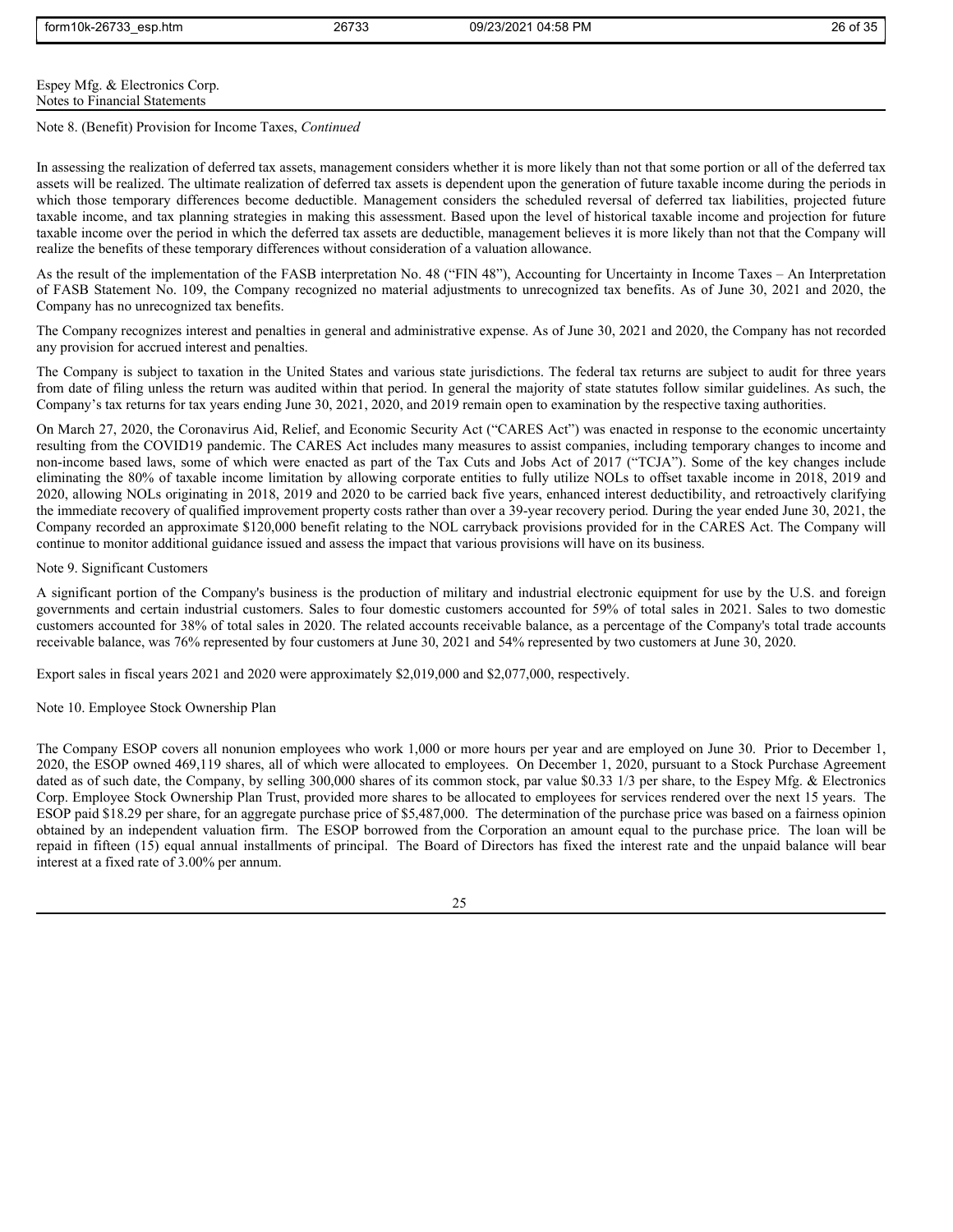Espey Mfg. & Electronics Corp.
Notes to Financial Statements

Note 8. (Benefit) Provision for Income Taxes, *Continued*

In assessing the realization of deferred tax assets, management considers whether it is more likely than not that some portion or all of the deferred tax assets will be realized. The ultimate realization of deferred tax assets is dependent upon the generation of future taxable income during the periods in which those temporary differences become deductible. Management considers the scheduled reversal of deferred tax liabilities, projected future taxable income, and tax planning strategies in making this assessment. Based upon the level of historical taxable income and projection for future taxable income over the period in which the deferred tax assets are deductible, management believes it is more likely than not that the Company will realize the benefits of these temporary differences without consideration of a valuation allowance.

As the result of the implementation of the FASB interpretation No. 48 ("FIN 48"), Accounting for Uncertainty in Income Taxes – An Interpretation of FASB Statement No. 109, the Company recognized no material adjustments to unrecognized tax benefits. As of June 30, 2021 and 2020, the Company has no unrecognized tax benefits.

The Company recognizes interest and penalties in general and administrative expense. As of June 30, 2021 and 2020, the Company has not recorded any provision for accrued interest and penalties.

The Company is subject to taxation in the United States and various state jurisdictions. The federal tax returns are subject to audit for three years from date of filing unless the return was audited within that period. In general the majority of state statutes follow similar guidelines. As such, the Company's tax returns for tax years ending June 30, 2021, 2020, and 2019 remain open to examination by the respective taxing authorities.

On March 27, 2020, the Coronavirus Aid, Relief, and Economic Security Act ("CARES Act") was enacted in response to the economic uncertainty resulting from the COVID19 pandemic. The CARES Act includes many measures to assist companies, including temporary changes to income and non-income based laws, some of which were enacted as part of the Tax Cuts and Jobs Act of 2017 ("TCJA"). Some of the key changes include eliminating the 80% of taxable income limitation by allowing corporate entities to fully utilize NOLs to offset taxable income in 2018, 2019 and 2020, allowing NOLs originating in 2018, 2019 and 2020 to be carried back five years, enhanced interest deductibility, and retroactively clarifying the immediate recovery of qualified improvement property costs rather than over a 39-year recovery period. During the year ended June 30, 2021, the Company recorded an approximate $120,000 benefit relating to the NOL carryback provisions provided for in the CARES Act. The Company will continue to monitor additional guidance issued and assess the impact that various provisions will have on its business.

Note 9. Significant Customers

A significant portion of the Company's business is the production of military and industrial electronic equipment for use by the U.S. and foreign governments and certain industrial customers. Sales to four domestic customers accounted for 59% of total sales in 2021. Sales to two domestic customers accounted for 38% of total sales in 2020. The related accounts receivable balance, as a percentage of the Company's total trade accounts receivable balance, was 76% represented by four customers at June 30, 2021 and 54% represented by two customers at June 30, 2020.

Export sales in fiscal years 2021 and 2020 were approximately $2,019,000 and $2,077,000, respectively.

Note 10. Employee Stock Ownership Plan

The Company ESOP covers all nonunion employees who work 1,000 or more hours per year and are employed on June 30. Prior to December 1, 2020, the ESOP owned 469,119 shares, all of which were allocated to employees. On December 1, 2020, pursuant to a Stock Purchase Agreement dated as of such date, the Company, by selling 300,000 shares of its common stock, par value $0.33 1/3 per share, to the Espey Mfg. & Electronics Corp. Employee Stock Ownership Plan Trust, provided more shares to be allocated to employees for services rendered over the next 15 years. The ESOP paid $18.29 per share, for an aggregate purchase price of $5,487,000. The determination of the purchase price was based on a fairness opinion obtained by an independent valuation firm. The ESOP borrowed from the Corporation an amount equal to the purchase price. The loan will be repaid in fifteen (15) equal annual installments of principal. The Board of Directors has fixed the interest rate and the unpaid balance will bear interest at a fixed rate of 3.00% per annum.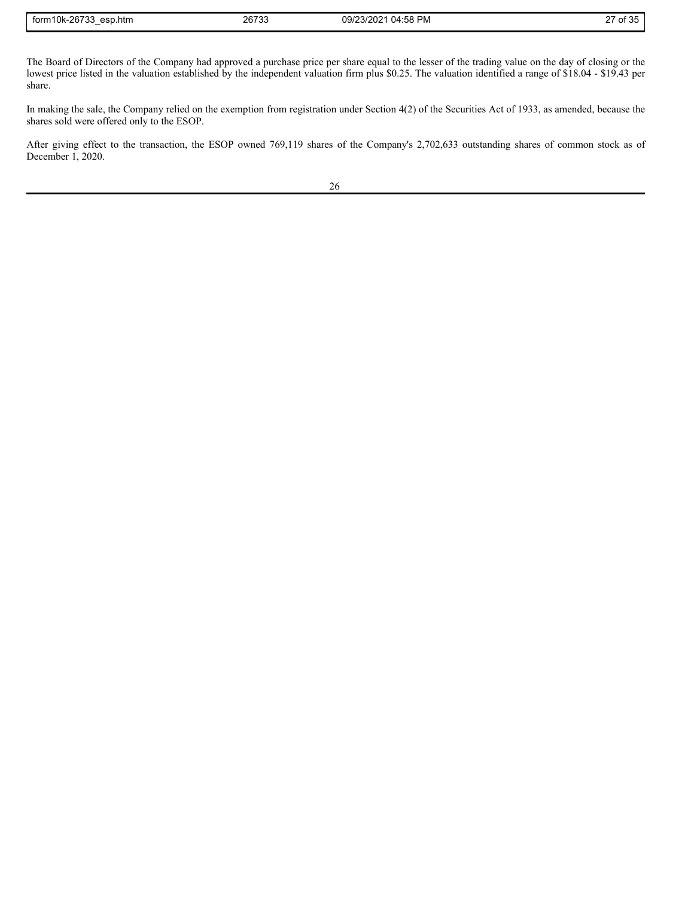The Board of Directors of the Company had approved a purchase price per share equal to the lesser of the trading value on the day of closing or the lowest price listed in the valuation established by the independent valuation firm plus $0.25. The valuation identified a range of $18.04 - $19.43 per share.

In making the sale, the Company relied on the exemption from registration under Section 4(2) of the Securities Act of 1933, as amended, because the shares sold were offered only to the ESOP.

After giving effect to the transaction, the ESOP owned 769,119 shares of the Company's 2,702,633 outstanding shares of common stock as of December 1, 2020.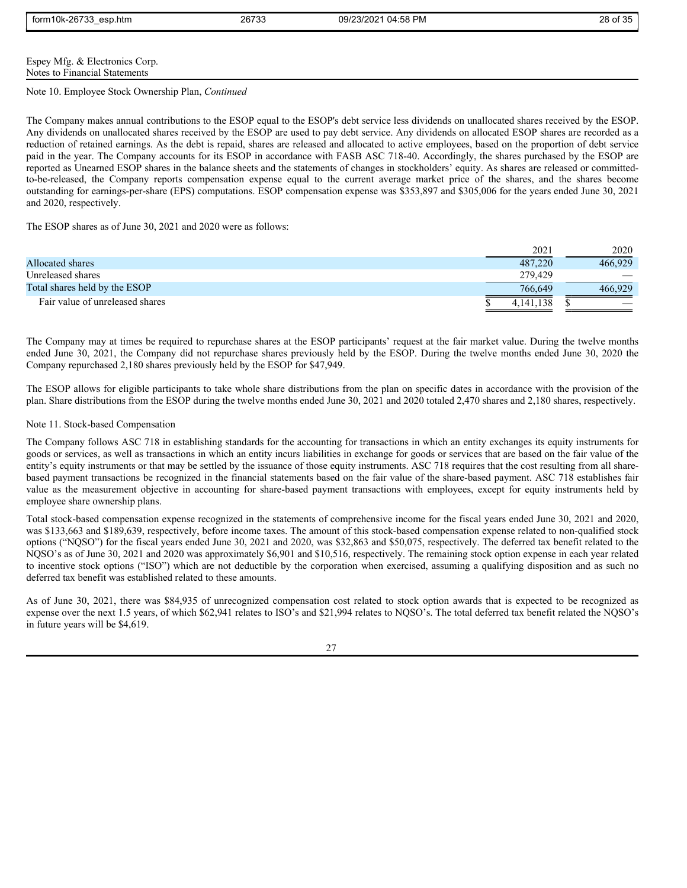Espey Mfg. & Electronics Corp.
Notes to Financial Statements

Note 10. Employee Stock Ownership Plan, *Continued*

The Company makes annual contributions to the ESOP equal to the ESOP's debt service less dividends on unallocated shares received by the ESOP. Any dividends on unallocated shares received by the ESOP are used to pay debt service. Any dividends on allocated ESOP shares are recorded as a reduction of retained earnings. As the debt is repaid, shares are released and allocated to active employees, based on the proportion of debt service paid in the year. The Company accounts for its ESOP in accordance with FASB ASC 718-40. Accordingly, the shares purchased by the ESOP are reported as Unearned ESOP shares in the balance sheets and the statements of changes in stockholders' equity. As shares are released or committed-to-be-released, the Company reports compensation expense equal to the current average market price of the shares, and the shares become outstanding for earnings-per-share (EPS) computations. ESOP compensation expense was $353,897 and $305,006 for the years ended June 30, 2021 and 2020, respectively.

The ESOP shares as of June 30, 2021 and 2020 were as follows:

| | 2021 | 2020 |
|---|---|---|
| Allocated shares | 487,220 | 466,929 |
| Unreleased shares | 279,429 | — |
| Total shares held by the ESOP | 766,649 | 466,929 |
| Fair value of unreleased shares | $ 4,141,138 | $ — |

The Company may at times be required to repurchase shares at the ESOP participants' request at the fair market value. During the twelve months ended June 30, 2021, the Company did not repurchase shares previously held by the ESOP. During the twelve months ended June 30, 2020 the Company repurchased 2,180 shares previously held by the ESOP for $47,949.

The ESOP allows for eligible participants to take whole share distributions from the plan on specific dates in accordance with the provision of the plan. Share distributions from the ESOP during the twelve months ended June 30, 2021 and 2020 totaled 2,470 shares and 2,180 shares, respectively.

Note 11. Stock-based Compensation

The Company follows ASC 718 in establishing standards for the accounting for transactions in which an entity exchanges its equity instruments for goods or services, as well as transactions in which an entity incurs liabilities in exchange for goods or services that are based on the fair value of the entity's equity instruments or that may be settled by the issuance of those equity instruments. ASC 718 requires that the cost resulting from all share-based payment transactions be recognized in the financial statements based on the fair value of the share-based payment. ASC 718 establishes fair value as the measurement objective in accounting for share-based payment transactions with employees, except for equity instruments held by employee share ownership plans.

Total stock-based compensation expense recognized in the statements of comprehensive income for the fiscal years ended June 30, 2021 and 2020, was $133,663 and $189,639, respectively, before income taxes. The amount of this stock-based compensation expense related to non-qualified stock options ("NQSO") for the fiscal years ended June 30, 2021 and 2020, was $32,863 and $50,075, respectively. The deferred tax benefit related to the NQSO's as of June 30, 2021 and 2020 was approximately $6,901 and $10,516, respectively. The remaining stock option expense in each year related to incentive stock options ("ISO") which are not deductible by the corporation when exercised, assuming a qualifying disposition and as such no deferred tax benefit was established related to these amounts.

As of June 30, 2021, there was $84,935 of unrecognized compensation cost related to stock option awards that is expected to be recognized as expense over the next 1.5 years, of which $62,941 relates to ISO's and $21,994 relates to NQSO's. The total deferred tax benefit related the NQSO's in future years will be $4,619.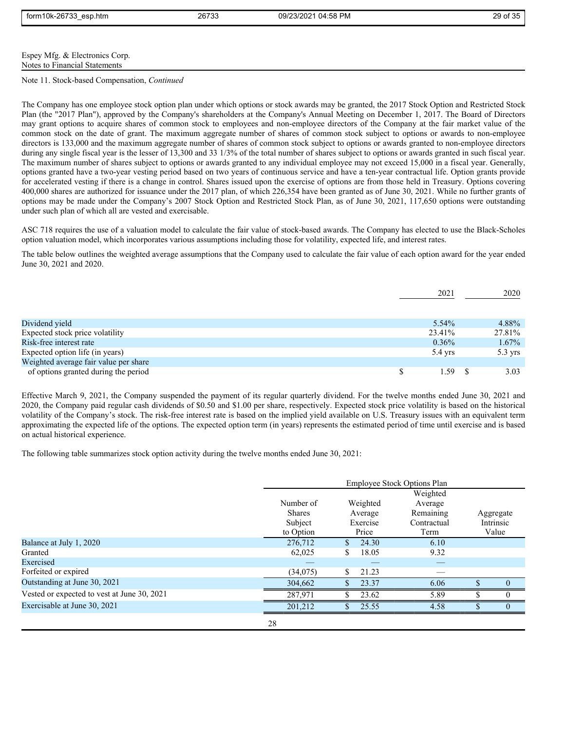Espey Mfg. & Electronics Corp.
Notes to Financial Statements

Note 11. Stock-based Compensation, *Continued*

The Company has one employee stock option plan under which options or stock awards may be granted, the 2017 Stock Option and Restricted Stock Plan (the "2017 Plan"), approved by the Company's shareholders at the Company's Annual Meeting on December 1, 2017. The Board of Directors may grant options to acquire shares of common stock to employees and non-employee directors of the Company at the fair market value of the common stock on the date of grant. The maximum aggregate number of shares of common stock subject to options or awards to non-employee directors is 133,000 and the maximum aggregate number of shares of common stock subject to options or awards granted to non-employee directors during any single fiscal year is the lesser of 13,300 and 33 1/3% of the total number of shares subject to options or awards granted in such fiscal year. The maximum number of shares subject to options or awards granted to any individual employee may not exceed 15,000 in a fiscal year. Generally, options granted have a two-year vesting period based on two years of continuous service and have a ten-year contractual life. Option grants provide for accelerated vesting if there is a change in control. Shares issued upon the exercise of options are from those held in Treasury. Options covering 400,000 shares are authorized for issuance under the 2017 plan, of which 226,354 have been granted as of June 30, 2021. While no further grants of options may be made under the Company's 2007 Stock Option and Restricted Stock Plan, as of June 30, 2021, 117,650 options were outstanding under such plan of which all are vested and exercisable.

ASC 718 requires the use of a valuation model to calculate the fair value of stock-based awards. The Company has elected to use the Black-Scholes option valuation model, which incorporates various assumptions including those for volatility, expected life, and interest rates.

The table below outlines the weighted average assumptions that the Company used to calculate the fair value of each option award for the year ended June 30, 2021 and 2020.

| | 2021 | 2020 |
|---|---|---|
| Dividend yield | 5.54% | 4.88% |
| Expected stock price volatility | 23.41% | 27.81% |
| Risk-free interest rate | 0.36% | 1.67% |
| Expected option life (in years) | 5.4 yrs | 5.3 yrs |
| Weighted average fair value per share of options granted during the period | $ 1.59 | $ 3.03 |

Effective March 9, 2021, the Company suspended the payment of its regular quarterly dividend. For the twelve months ended June 30, 2021 and 2020, the Company paid regular cash dividends of $0.50 and $1.00 per share, respectively. Expected stock price volatility is based on the historical volatility of the Company's stock. The risk-free interest rate is based on the implied yield available on U.S. Treasury issues with an equivalent term approximating the expected life of the options. The expected option term (in years) represents the estimated period of time until exercise and is based on actual historical experience.

The following table summarizes stock option activity during the twelve months ended June 30, 2021:

| | Employee Stock Options Plan | | | |
|---|---|---|---|---|
| | Number of Shares Subject to Option | Weighted Average Exercise Price | Weighted Average Remaining Contractual Term | Aggregate Intrinsic Value |
| Balance at July 1, 2020 | 276,712 | $ 24.30 | 6.10 | |
| Granted | 62,025 | $ 18.05 | 9.32 | |
| Exercised | — | — | — | |
| Forfeited or expired | (34,075) | $ 21.23 | — | |
| Outstanding at June 30, 2021 | 304,662 | $ 23.37 | 6.06 | $ 0 |
| Vested or expected to vest at June 30, 2021 | 287,971 | $ 23.62 | 5.89 | $ 0 |
| Exercisable at June 30, 2021 | 201,212 | $ 25.55 | 4.58 | $ 0 |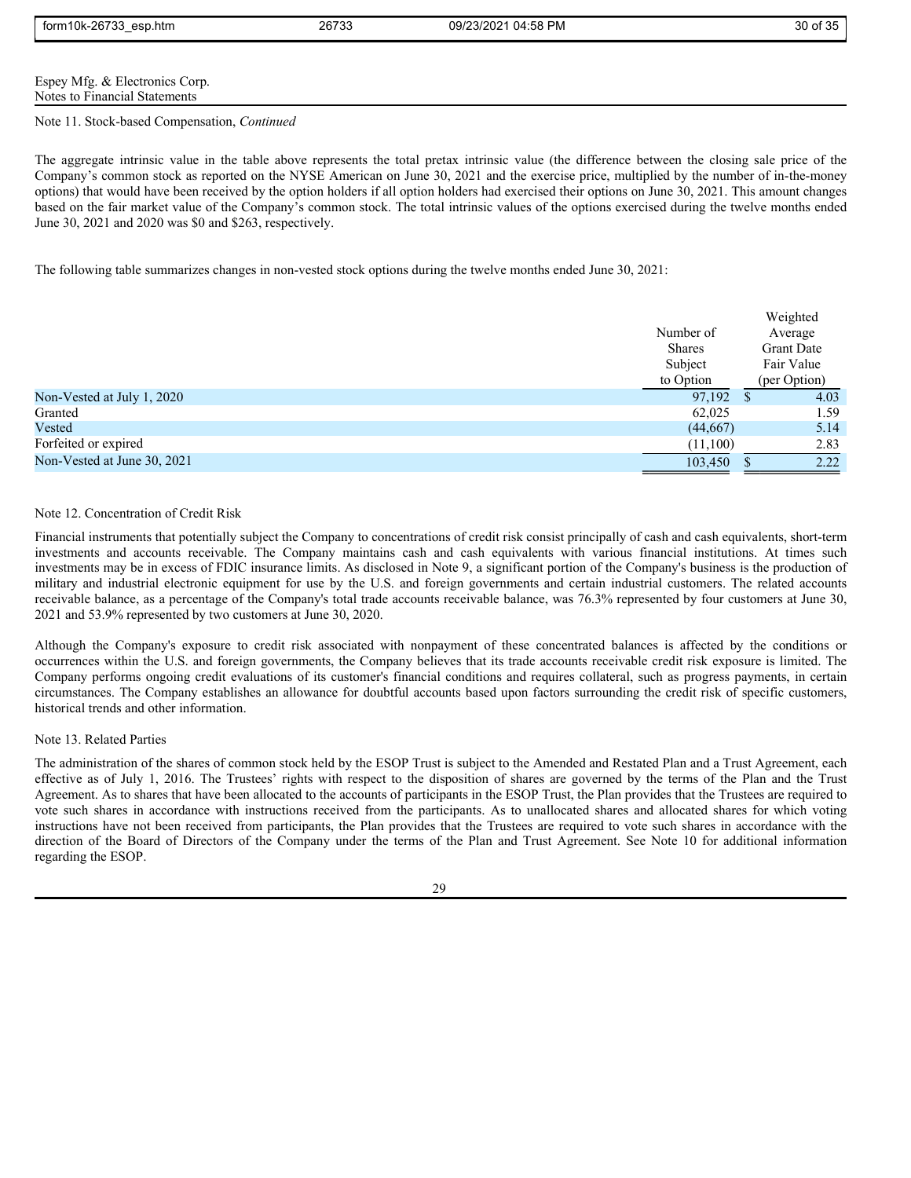Espey Mfg. & Electronics Corp.
Notes to Financial Statements

Note 11. Stock-based Compensation, *Continued*

The aggregate intrinsic value in the table above represents the total pretax intrinsic value (the difference between the closing sale price of the Company's common stock as reported on the NYSE American on June 30, 2021 and the exercise price, multiplied by the number of in-the-money options) that would have been received by the option holders if all option holders had exercised their options on June 30, 2021. This amount changes based on the fair market value of the Company's common stock. The total intrinsic values of the options exercised during the twelve months ended June 30, 2021 and 2020 was $0 and $263, respectively.

The following table summarizes changes in non-vested stock options during the twelve months ended June 30, 2021:

| | Number of Shares Subject to Option | Weighted Average Grant Date Fair Value (per Option) |
|---|---|---|
| Non-Vested at July 1, 2020 | 97,192 | $ 4.03 |
| Granted | 62,025 | 1.59 |
| Vested | (44,667) | 5.14 |
| Forfeited or expired | (11,100) | 2.83 |
| Non-Vested at June 30, 2021 | 103,450 | $ 2.22 |

Note 12. Concentration of Credit Risk

Financial instruments that potentially subject the Company to concentrations of credit risk consist principally of cash and cash equivalents, short-term investments and accounts receivable. The Company maintains cash and cash equivalents with various financial institutions. At times such investments may be in excess of FDIC insurance limits. As disclosed in Note 9, a significant portion of the Company's business is the production of military and industrial electronic equipment for use by the U.S. and foreign governments and certain industrial customers. The related accounts receivable balance, as a percentage of the Company's total trade accounts receivable balance, was 76.3% represented by four customers at June 30, 2021 and 53.9% represented by two customers at June 30, 2020.

Although the Company's exposure to credit risk associated with nonpayment of these concentrated balances is affected by the conditions or occurrences within the U.S. and foreign governments, the Company believes that its trade accounts receivable credit risk exposure is limited. The Company performs ongoing credit evaluations of its customer's financial conditions and requires collateral, such as progress payments, in certain circumstances. The Company establishes an allowance for doubtful accounts based upon factors surrounding the credit risk of specific customers, historical trends and other information.

Note 13. Related Parties

The administration of the shares of common stock held by the ESOP Trust is subject to the Amended and Restated Plan and a Trust Agreement, each effective as of July 1, 2016. The Trustees' rights with respect to the disposition of shares are governed by the terms of the Plan and the Trust Agreement. As to shares that have been allocated to the accounts of participants in the ESOP Trust, the Plan provides that the Trustees are required to vote such shares in accordance with instructions received from the participants. As to unallocated shares and allocated shares for which voting instructions have not been received from participants, the Plan provides that the Trustees are required to vote such shares in accordance with the direction of the Board of Directors of the Company under the terms of the Plan and Trust Agreement. See Note 10 for additional information regarding the ESOP.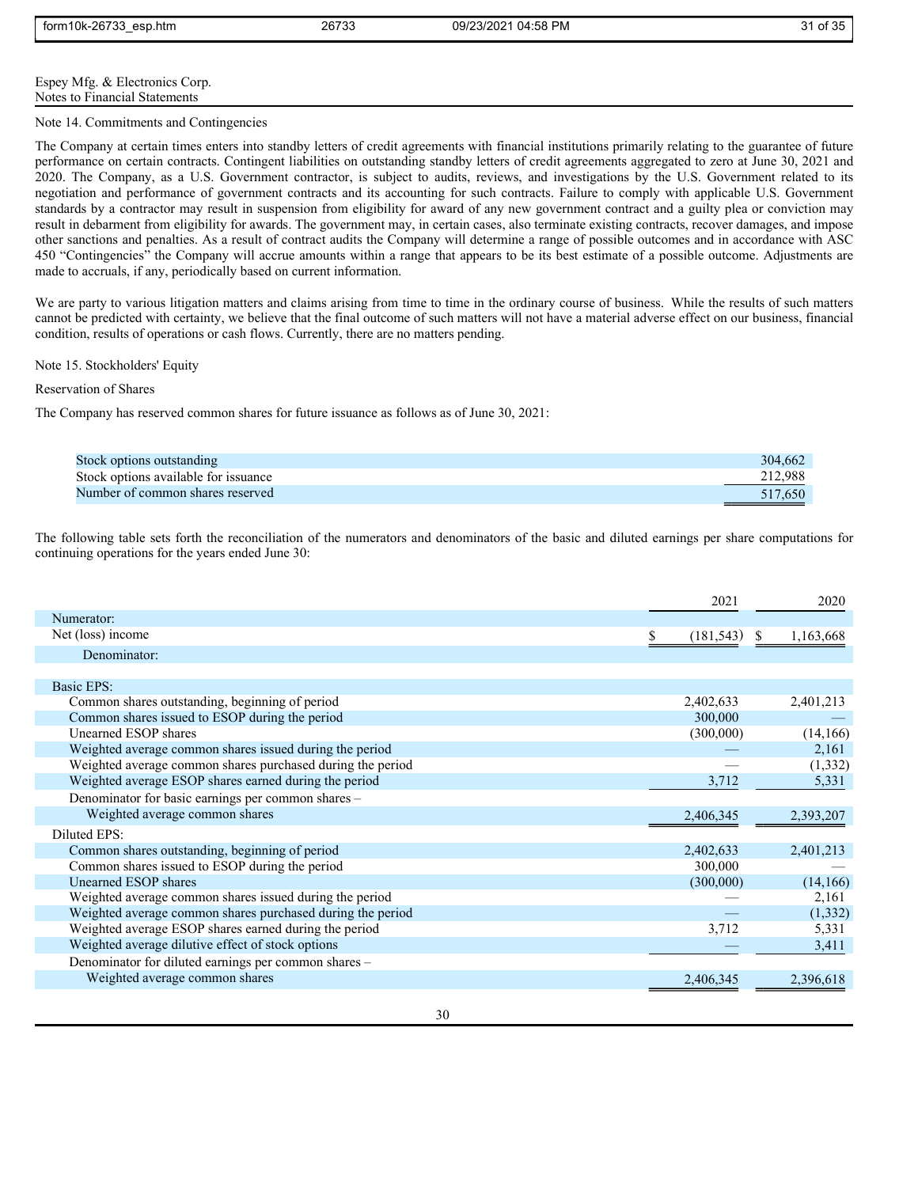Espey Mfg. & Electronics Corp.
Notes to Financial Statements

## Note 14. Commitments and Contingencies

The Company at certain times enters into standby letters of credit agreements with financial institutions primarily relating to the guarantee of future performance on certain contracts. Contingent liabilities on outstanding standby letters of credit agreements aggregated to zero at June 30, 2021 and 2020. The Company, as a U.S. Government contractor, is subject to audits, reviews, and investigations by the U.S. Government related to its negotiation and performance of government contracts and its accounting for such contracts. Failure to comply with applicable U.S. Government standards by a contractor may result in suspension from eligibility for award of any new government contract and a guilty plea or conviction may result in debarment from eligibility for awards. The government may, in certain cases, also terminate existing contracts, recover damages, and impose other sanctions and penalties. As a result of contract audits the Company will determine a range of possible outcomes and in accordance with ASC 450 "Contingencies" the Company will accrue amounts within a range that appears to be its best estimate of a possible outcome. Adjustments are made to accruals, if any, periodically based on current information.

We are party to various litigation matters and claims arising from time to time in the ordinary course of business. While the results of such matters cannot be predicted with certainty, we believe that the final outcome of such matters will not have a material adverse effect on our business, financial condition, results of operations or cash flows. Currently, there are no matters pending.

## Note 15. Stockholders' Equity

### Reservation of Shares

The Company has reserved common shares for future issuance as follows as of June 30, 2021:

| | |
|---|---|
| Stock options outstanding | 304,662 |
| Stock options available for issuance | 212,988 |
| Number of common shares reserved | 517,650 |

The following table sets forth the reconciliation of the numerators and denominators of the basic and diluted earnings per share computations for continuing operations for the years ended June 30:

| | 2021 | 2020 |
|---|---|---|
| Numerator: | | |
| Net (loss) income | $ (181,543) | $ 1,163,668 |
| Denominator: | | |
| Basic EPS: | | |
| Common shares outstanding, beginning of period | 2,402,633 | 2,401,213 |
| Common shares issued to ESOP during the period | 300,000 | — |
| Unearned ESOP shares | (300,000) | (14,166) |
| Weighted average common shares issued during the period | — | 2,161 |
| Weighted average common shares purchased during the period | — | (1,332) |
| Weighted average ESOP shares earned during the period | 3,712 | 5,331 |
| Denominator for basic earnings per common shares – Weighted average common shares | 2,406,345 | 2,393,207 |
| Diluted EPS: | | |
| Common shares outstanding, beginning of period | 2,402,633 | 2,401,213 |
| Common shares issued to ESOP during the period | 300,000 | — |
| Unearned ESOP shares | (300,000) | (14,166) |
| Weighted average common shares issued during the period | — | 2,161 |
| Weighted average common shares purchased during the period | — | (1,332) |
| Weighted average ESOP shares earned during the period | 3,712 | 5,331 |
| Weighted average dilutive effect of stock options | — | 3,411 |
| Denominator for diluted earnings per common shares – Weighted average common shares | 2,406,345 | 2,396,618 |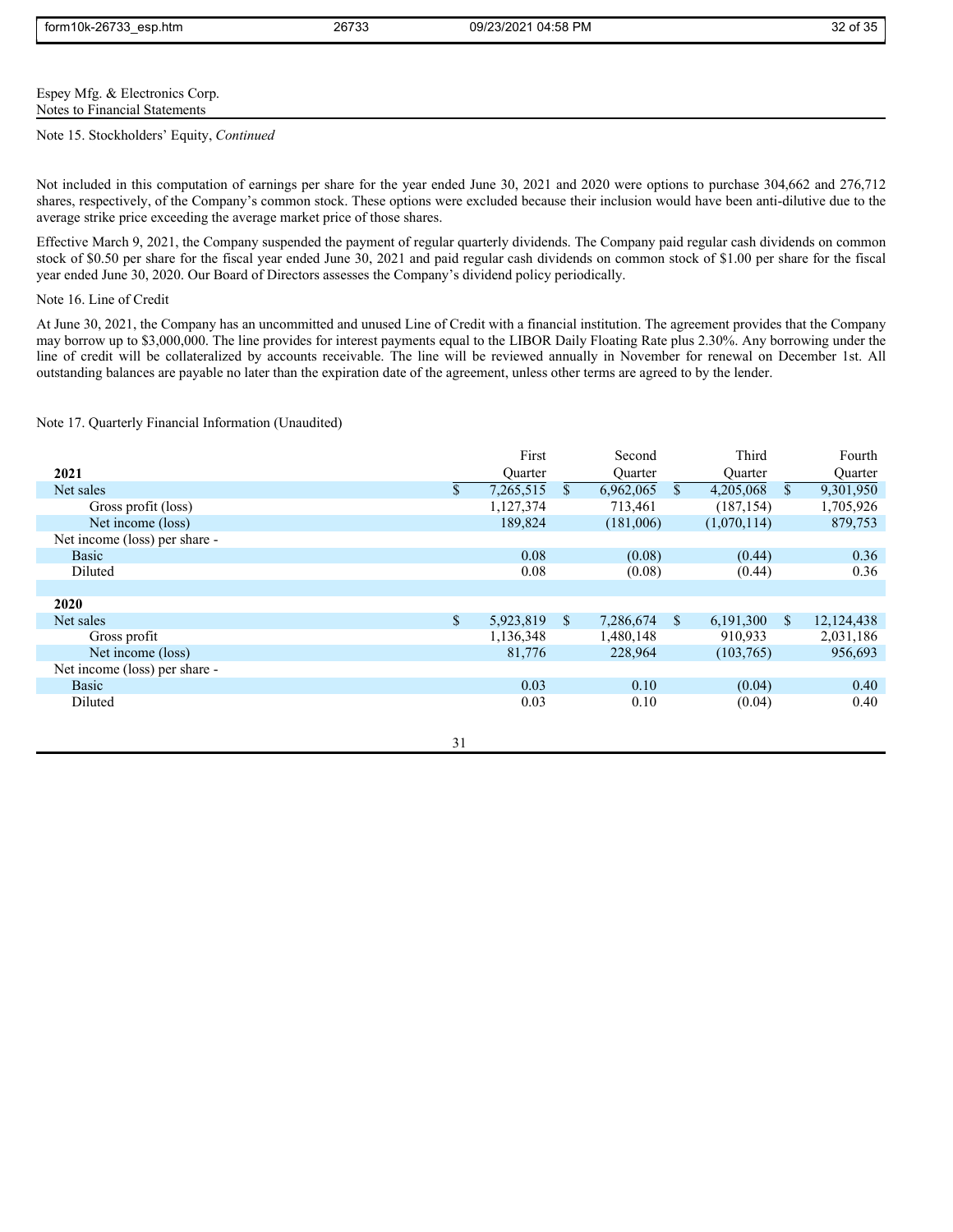Espey Mfg. & Electronics Corp.
Notes to Financial Statements

Note 15. Stockholders' Equity, *Continued*

Not included in this computation of earnings per share for the year ended June 30, 2021 and 2020 were options to purchase 304,662 and 276,712 shares, respectively, of the Company's common stock. These options were excluded because their inclusion would have been anti-dilutive due to the average strike price exceeding the average market price of those shares.

Effective March 9, 2021, the Company suspended the payment of regular quarterly dividends. The Company paid regular cash dividends on common stock of $0.50 per share for the fiscal year ended June 30, 2021 and paid regular cash dividends on common stock of $1.00 per share for the fiscal year ended June 30, 2020. Our Board of Directors assesses the Company's dividend policy periodically.

Note 16. Line of Credit

At June 30, 2021, the Company has an uncommitted and unused Line of Credit with a financial institution. The agreement provides that the Company may borrow up to $3,000,000. The line provides for interest payments equal to the LIBOR Daily Floating Rate plus 2.30%. Any borrowing under the line of credit will be collateralized by accounts receivable. The line will be reviewed annually in November for renewal on December 1st. All outstanding balances are payable no later than the expiration date of the agreement, unless other terms are agreed to by the lender.

Note 17. Quarterly Financial Information (Unaudited)

| | First Quarter | Second Quarter | Third Quarter | Fourth Quarter |
|---|---|---|---|---|
| **2021** | | | | |
| Net sales | $ 7,265,515 | $ 6,962,065 | $ 4,205,068 | $ 9,301,950 |
| Gross profit (loss) | 1,127,374 | 713,461 | (187,154) | 1,705,926 |
| Net income (loss) | 189,824 | (181,006) | (1,070,114) | 879,753 |
| Net income (loss) per share - | | | | |
| Basic | 0.08 | (0.08) | (0.44) | 0.36 |
| Diluted | 0.08 | (0.08) | (0.44) | 0.36 |
| | | | | |
| **2020** | | | | |
| Net sales | $ 5,923,819 | $ 7,286,674 | $ 6,191,300 | $ 12,124,438 |
| Gross profit | 1,136,348 | 1,480,148 | 910,933 | 2,031,186 |
| Net income (loss) | 81,776 | 228,964 | (103,765) | 956,693 |
| Net income (loss) per share - | | | | |
| Basic | 0.03 | 0.10 | (0.04) | 0.40 |
| Diluted | 0.03 | 0.10 | (0.04) | 0.40 |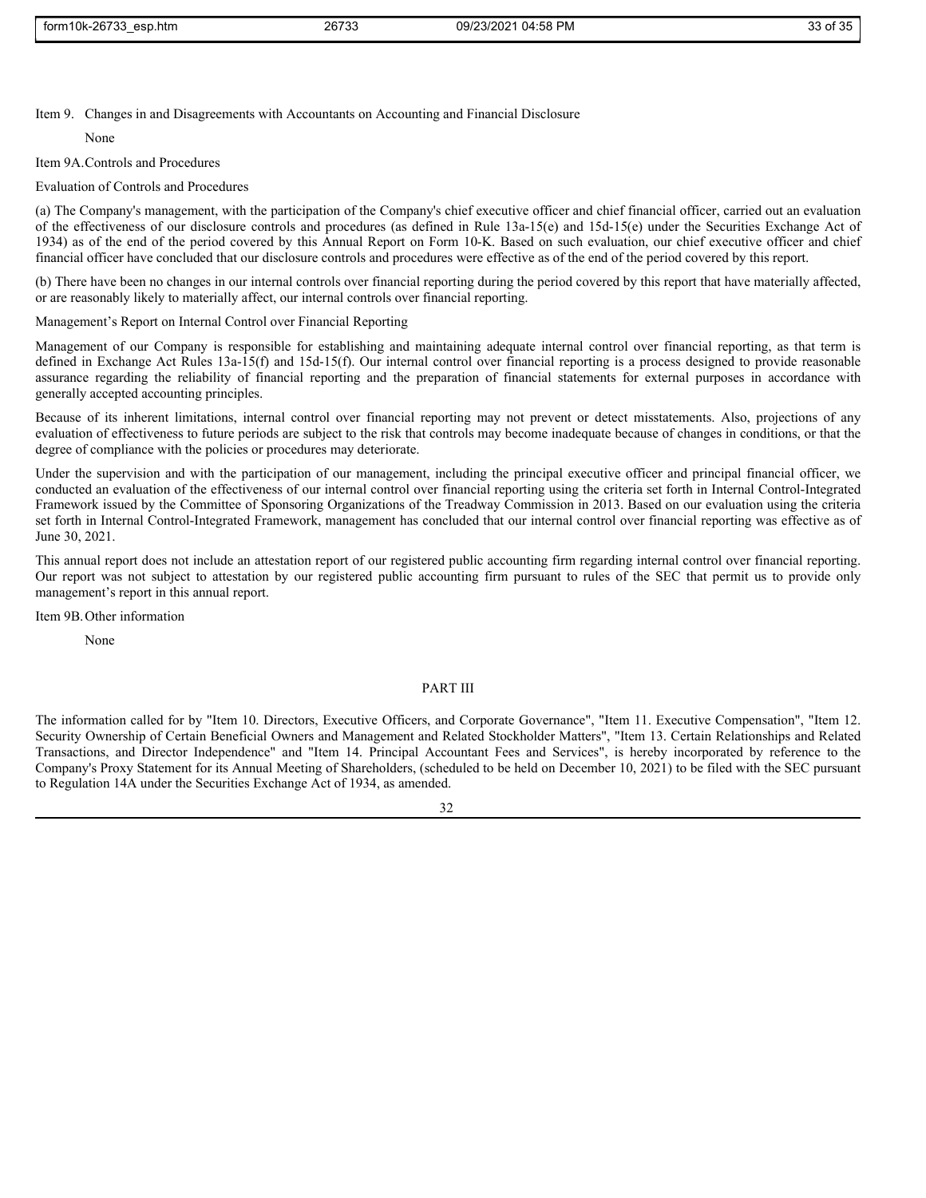## Item 9. Changes in and Disagreements with Accountants on Accounting and Financial Disclosure

None

## Item 9A. Controls and Procedures

### Evaluation of Controls and Procedures

(a) The Company's management, with the participation of the Company's chief executive officer and chief financial officer, carried out an evaluation of the effectiveness of our disclosure controls and procedures (as defined in Rule 13a-15(e) and 15d-15(e) under the Securities Exchange Act of 1934) as of the end of the period covered by this Annual Report on Form 10-K. Based on such evaluation, our chief executive officer and chief financial officer have concluded that our disclosure controls and procedures were effective as of the end of the period covered by this report.

(b) There have been no changes in our internal controls over financial reporting during the period covered by this report that have materially affected, or are reasonably likely to materially affect, our internal controls over financial reporting.

### Management's Report on Internal Control over Financial Reporting

Management of our Company is responsible for establishing and maintaining adequate internal control over financial reporting, as that term is defined in Exchange Act Rules 13a-15(f) and 15d-15(f). Our internal control over financial reporting is a process designed to provide reasonable assurance regarding the reliability of financial reporting and the preparation of financial statements for external purposes in accordance with generally accepted accounting principles.

Because of its inherent limitations, internal control over financial reporting may not prevent or detect misstatements. Also, projections of any evaluation of effectiveness to future periods are subject to the risk that controls may become inadequate because of changes in conditions, or that the degree of compliance with the policies or procedures may deteriorate.

Under the supervision and with the participation of our management, including the principal executive officer and principal financial officer, we conducted an evaluation of the effectiveness of our internal control over financial reporting using the criteria set forth in Internal Control-Integrated Framework issued by the Committee of Sponsoring Organizations of the Treadway Commission in 2013. Based on our evaluation using the criteria set forth in Internal Control-Integrated Framework, management has concluded that our internal control over financial reporting was effective as of June 30, 2021.

This annual report does not include an attestation report of our registered public accounting firm regarding internal control over financial reporting. Our report was not subject to attestation by our registered public accounting firm pursuant to rules of the SEC that permit us to provide only management's report in this annual report.

## Item 9B. Other information

None

# PART III

The information called for by "Item 10. Directors, Executive Officers, and Corporate Governance", "Item 11. Executive Compensation", "Item 12. Security Ownership of Certain Beneficial Owners and Management and Related Stockholder Matters", "Item 13. Certain Relationships and Related Transactions, and Director Independence" and "Item 14. Principal Accountant Fees and Services", is hereby incorporated by reference to the Company's Proxy Statement for its Annual Meeting of Shareholders, (scheduled to be held on December 10, 2021) to be filed with the SEC pursuant to Regulation 14A under the Securities Exchange Act of 1934, as amended.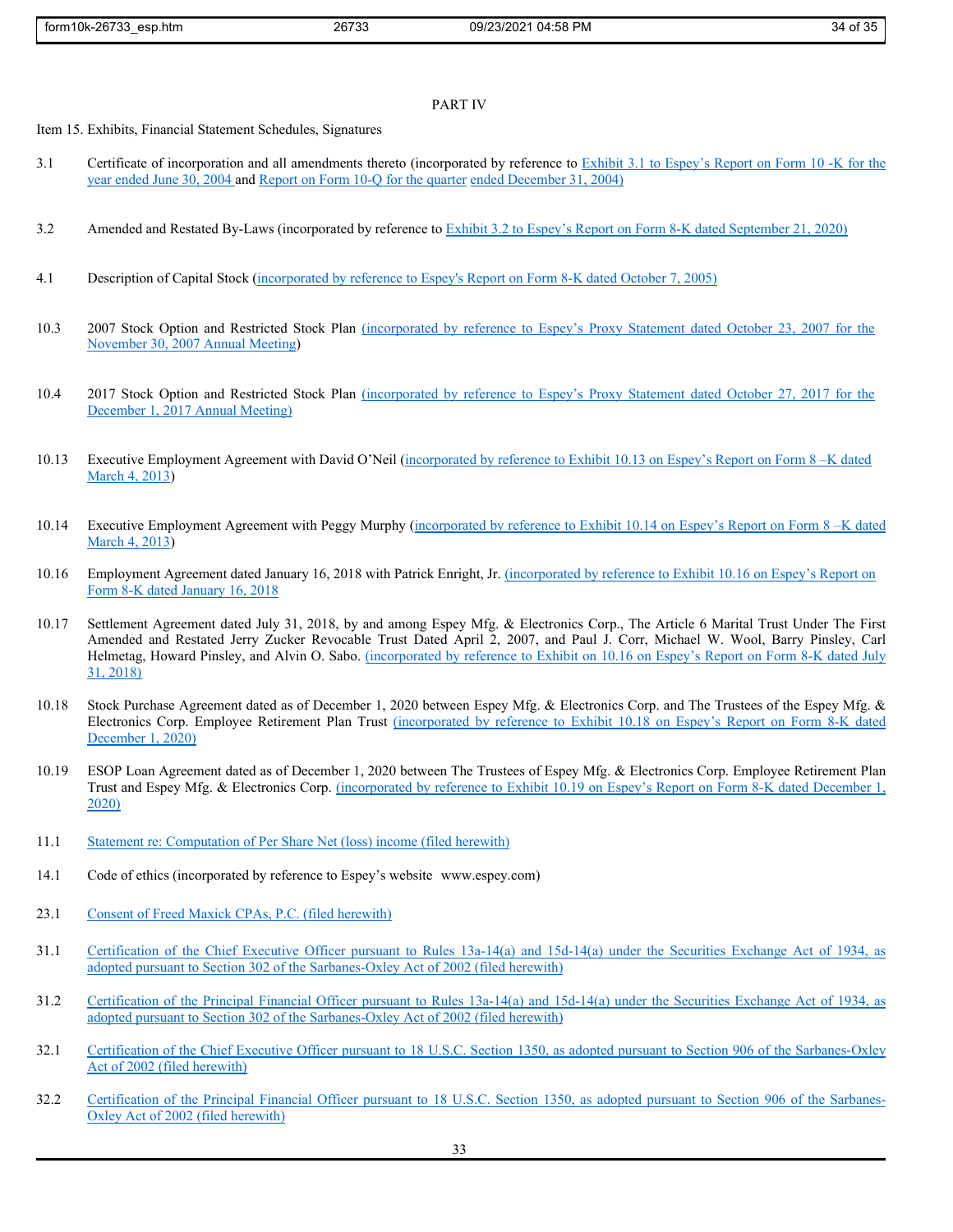PART IV

Item 15. Exhibits, Financial Statement Schedules, Signatures

3.1 Certificate of incorporation and all amendments thereto (incorporated by reference to Exhibit 3.1 to Espey's Report on Form 10 -K for the year ended June 30, 2004 and Report on Form 10-Q for the quarter ended December 31, 2004)

3.2 Amended and Restated By-Laws (incorporated by reference to Exhibit 3.2 to Espey's Report on Form 8-K dated September 21, 2020)

4.1 Description of Capital Stock (incorporated by reference to Espey's Report on Form 8-K dated October 7, 2005)

10.3 2007 Stock Option and Restricted Stock Plan (incorporated by reference to Espey's Proxy Statement dated October 23, 2007 for the November 30, 2007 Annual Meeting)

10.4 2017 Stock Option and Restricted Stock Plan (incorporated by reference to Espey's Proxy Statement dated October 27, 2017 for the December 1, 2017 Annual Meeting)

10.13 Executive Employment Agreement with David O'Neil (incorporated by reference to Exhibit 10.13 on Espey's Report on Form 8 –K dated March 4, 2013)

10.14 Executive Employment Agreement with Peggy Murphy (incorporated by reference to Exhibit 10.14 on Espey's Report on Form 8 –K dated March 4, 2013)

10.16 Employment Agreement dated January 16, 2018 with Patrick Enright, Jr. (incorporated by reference to Exhibit 10.16 on Espey's Report on Form 8-K dated January 16, 2018

10.17 Settlement Agreement dated July 31, 2018, by and among Espey Mfg. & Electronics Corp., The Article 6 Marital Trust Under The First Amended and Restated Jerry Zucker Revocable Trust Dated April 2, 2007, and Paul J. Corr, Michael W. Wool, Barry Pinsley, Carl Helmetag, Howard Pinsley, and Alvin O. Sabo. (incorporated by reference to Exhibit on 10.16 on Espey's Report on Form 8-K dated July 31, 2018)

10.18 Stock Purchase Agreement dated as of December 1, 2020 between Espey Mfg. & Electronics Corp. and The Trustees of the Espey Mfg. & Electronics Corp. Employee Retirement Plan Trust (incorporated by reference to Exhibit 10.18 on Espey's Report on Form 8-K dated December 1, 2020)

10.19 ESOP Loan Agreement dated as of December 1, 2020 between The Trustees of Espey Mfg. & Electronics Corp. Employee Retirement Plan Trust and Espey Mfg. & Electronics Corp. (incorporated by reference to Exhibit 10.19 on Espey's Report on Form 8-K dated December 1, 2020)

11.1 Statement re: Computation of Per Share Net (loss) income (filed herewith)

14.1 Code of ethics (incorporated by reference to Espey's website www.espey.com)

23.1 Consent of Freed Maxick CPAs, P.C. (filed herewith)

31.1 Certification of the Chief Executive Officer pursuant to Rules 13a-14(a) and 15d-14(a) under the Securities Exchange Act of 1934, as adopted pursuant to Section 302 of the Sarbanes-Oxley Act of 2002 (filed herewith)

31.2 Certification of the Principal Financial Officer pursuant to Rules 13a-14(a) and 15d-14(a) under the Securities Exchange Act of 1934, as adopted pursuant to Section 302 of the Sarbanes-Oxley Act of 2002 (filed herewith)

32.1 Certification of the Chief Executive Officer pursuant to 18 U.S.C. Section 1350, as adopted pursuant to Section 906 of the Sarbanes-Oxley Act of 2002 (filed herewith)

32.2 Certification of the Principal Financial Officer pursuant to 18 U.S.C. Section 1350, as adopted pursuant to Section 906 of the Sarbanes-Oxley Act of 2002 (filed herewith)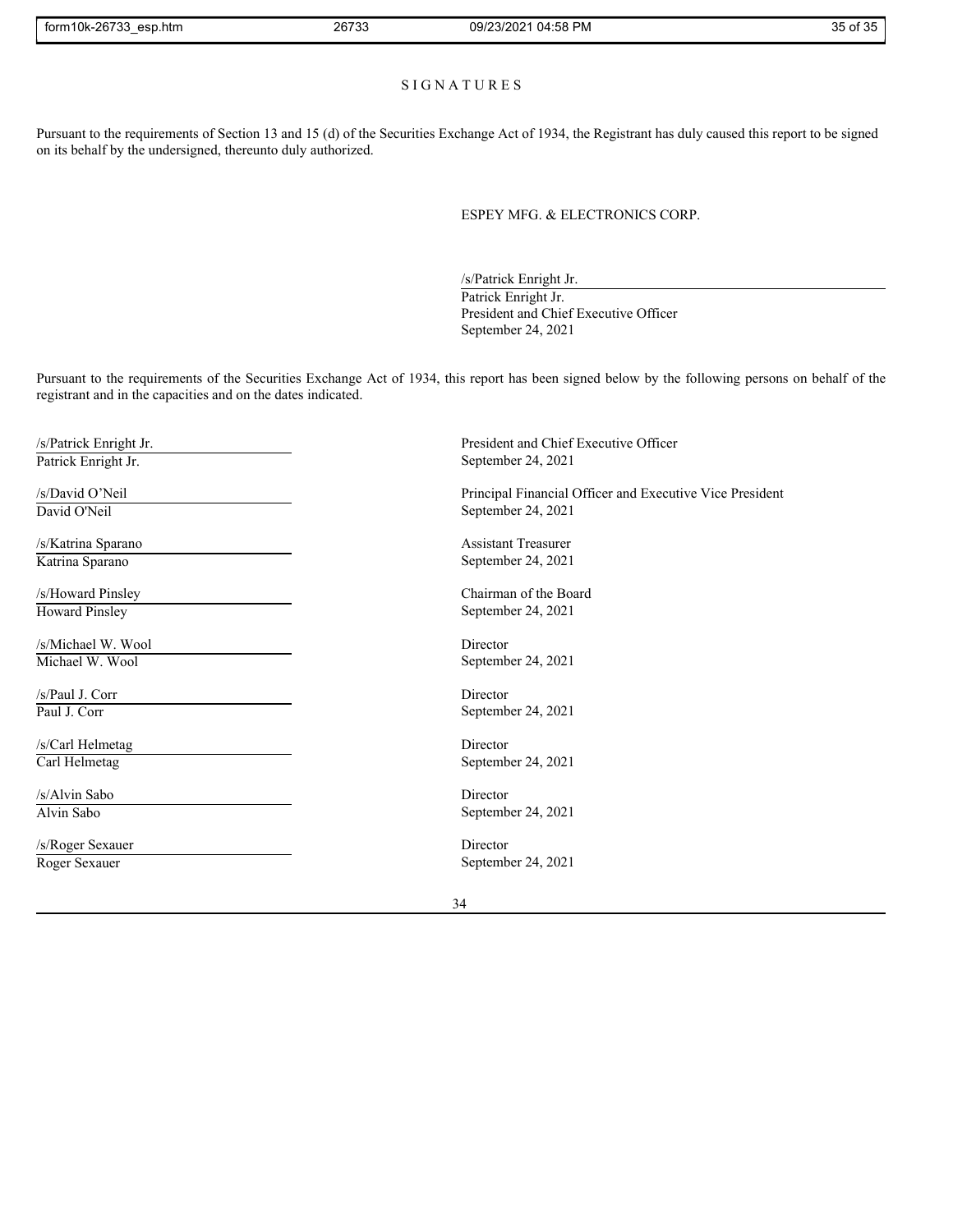## SIGNATURES

Pursuant to the requirements of Section 13 and 15 (d) of the Securities Exchange Act of 1934, the Registrant has duly caused this report to be signed on its behalf by the undersigned, thereunto duly authorized.

ESPEY MFG. & ELECTRONICS CORP.

/s/Patrick Enright Jr.
Patrick Enright Jr.
President and Chief Executive Officer
September 24, 2021

Pursuant to the requirements of the Securities Exchange Act of 1934, this report has been signed below by the following persons on behalf of the registrant and in the capacities and on the dates indicated.

| | |
|---|---|
| /s/Patrick Enright Jr.<br>Patrick Enright Jr. | President and Chief Executive Officer<br>September 24, 2021 |
| /s/David O'Neil<br>David O'Neil | Principal Financial Officer and Executive Vice President<br>September 24, 2021 |
| /s/Katrina Sparano<br>Katrina Sparano | Assistant Treasurer<br>September 24, 2021 |
| /s/Howard Pinsley<br>Howard Pinsley | Chairman of the Board<br>September 24, 2021 |
| /s/Michael W. Wool<br>Michael W. Wool | Director<br>September 24, 2021 |
| /s/Paul J. Corr<br>Paul J. Corr | Director<br>September 24, 2021 |
| /s/Carl Helmetag<br>Carl Helmetag | Director<br>September 24, 2021 |
| /s/Alvin Sabo<br>Alvin Sabo | Director<br>September 24, 2021 |
| /s/Roger Sexauer<br>Roger Sexauer | Director<br>September 24, 2021 |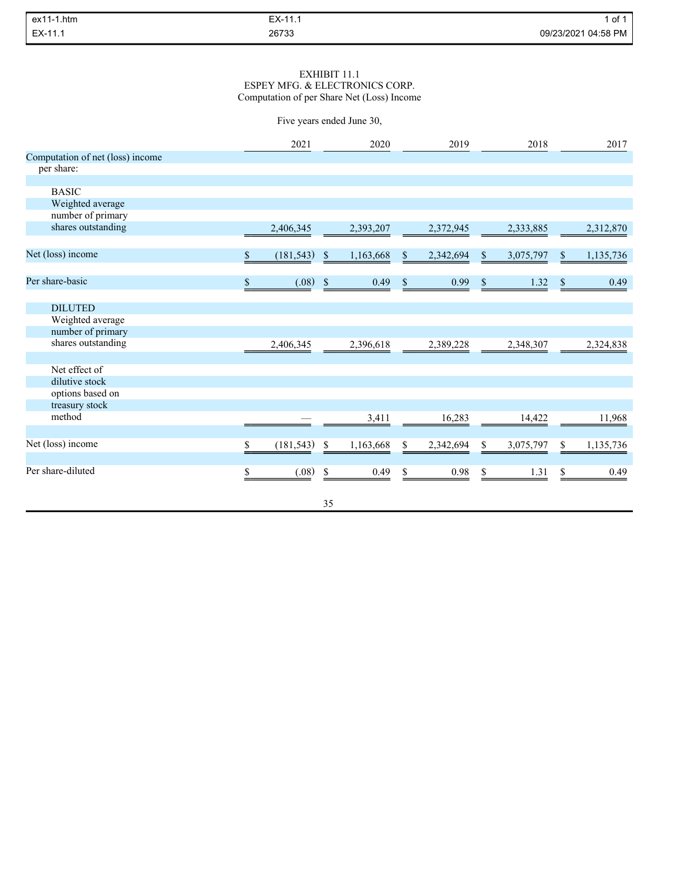EXHIBIT 11.1
ESPEY MFG. & ELECTRONICS CORP.
Computation of per Share Net (Loss) Income

Five years ended June 30,

| | 2021 | 2020 | 2019 | 2018 | 2017 |
|---|---|---|---|---|---|
| Computation of net (loss) income per share: | | | | | |
| BASIC | | | | | |
| Weighted average number of primary shares outstanding | 2,406,345 | 2,393,207 | 2,372,945 | 2,333,885 | 2,312,870 |
| Net (loss) income | $ (181,543) | $ 1,163,668 | $ 2,342,694 | $ 3,075,797 | $ 1,135,736 |
| Per share-basic | $ (.08) | $ 0.49 | $ 0.99 | $ 1.32 | $ 0.49 |
| DILUTED | | | | | |
| Weighted average number of primary shares outstanding | 2,406,345 | 2,396,618 | 2,389,228 | 2,348,307 | 2,324,838 |
| Net effect of dilutive stock options based on treasury stock method | — | 3,411 | 16,283 | 14,422 | 11,968 |
| Net (loss) income | $ (181,543) | $ 1,163,668 | $ 2,342,694 | $ 3,075,797 | $ 1,135,736 |
| Per share-diluted | $ (.08) | $ 0.49 | $ 0.98 | $ 1.31 | $ 0.49 |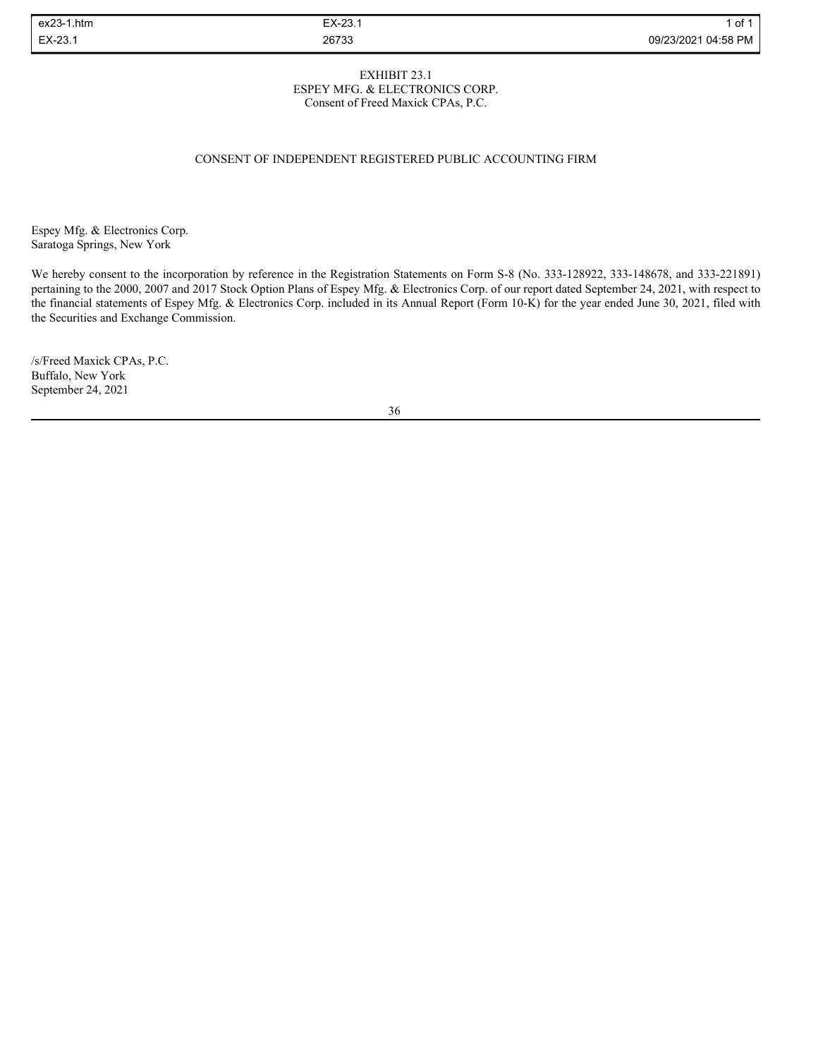EXHIBIT 23.1
ESPEY MFG. & ELECTRONICS CORP.
Consent of Freed Maxick CPAs, P.C.

## CONSENT OF INDEPENDENT REGISTERED PUBLIC ACCOUNTING FIRM

Espey Mfg. & Electronics Corp.
Saratoga Springs, New York

We hereby consent to the incorporation by reference in the Registration Statements on Form S-8 (No. 333-128922, 333-148678, and 333-221891) pertaining to the 2000, 2007 and 2017 Stock Option Plans of Espey Mfg. & Electronics Corp. of our report dated September 24, 2021, with respect to the financial statements of Espey Mfg. & Electronics Corp. included in its Annual Report (Form 10-K) for the year ended June 30, 2021, filed with the Securities and Exchange Commission.

/s/Freed Maxick CPAs, P.C.
Buffalo, New York
September 24, 2021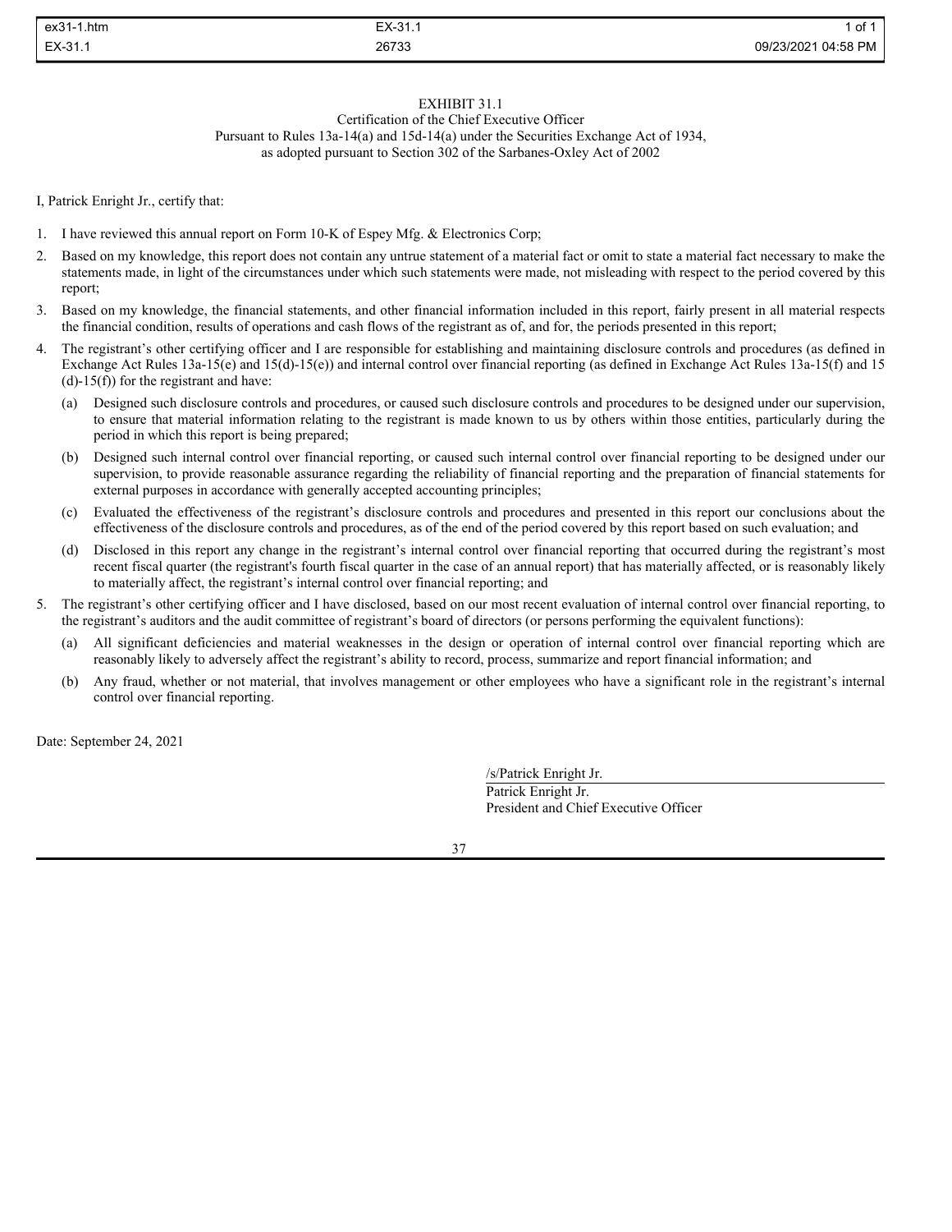# EXHIBIT 31.1

Certification of the Chief Executive Officer
Pursuant to Rules 13a-14(a) and 15d-14(a) under the Securities Exchange Act of 1934,
as adopted pursuant to Section 302 of the Sarbanes-Oxley Act of 2002

I, Patrick Enright Jr., certify that:

1. I have reviewed this annual report on Form 10-K of Espey Mfg. & Electronics Corp;
2. Based on my knowledge, this report does not contain any untrue statement of a material fact or omit to state a material fact necessary to make the statements made, in light of the circumstances under which such statements were made, not misleading with respect to the period covered by this report;
3. Based on my knowledge, the financial statements, and other financial information included in this report, fairly present in all material respects the financial condition, results of operations and cash flows of the registrant as of, and for, the periods presented in this report;
4. The registrant's other certifying officer and I are responsible for establishing and maintaining disclosure controls and procedures (as defined in Exchange Act Rules 13a-15(e) and 15(d)-15(e)) and internal control over financial reporting (as defined in Exchange Act Rules 13a-15(f) and 15 (d)-15(f)) for the registrant and have:
   (a) Designed such disclosure controls and procedures, or caused such disclosure controls and procedures to be designed under our supervision, to ensure that material information relating to the registrant is made known to us by others within those entities, particularly during the period in which this report is being prepared;
   (b) Designed such internal control over financial reporting, or caused such internal control over financial reporting to be designed under our supervision, to provide reasonable assurance regarding the reliability of financial reporting and the preparation of financial statements for external purposes in accordance with generally accepted accounting principles;
   (c) Evaluated the effectiveness of the registrant's disclosure controls and procedures and presented in this report our conclusions about the effectiveness of the disclosure controls and procedures, as of the end of the period covered by this report based on such evaluation; and
   (d) Disclosed in this report any change in the registrant's internal control over financial reporting that occurred during the registrant's most recent fiscal quarter (the registrant's fourth fiscal quarter in the case of an annual report) that has materially affected, or is reasonably likely to materially affect, the registrant's internal control over financial reporting; and
5. The registrant's other certifying officer and I have disclosed, based on our most recent evaluation of internal control over financial reporting, to the registrant's auditors and the audit committee of registrant's board of directors (or persons performing the equivalent functions):
   (a) All significant deficiencies and material weaknesses in the design or operation of internal control over financial reporting which are reasonably likely to adversely affect the registrant's ability to record, process, summarize and report financial information; and
   (b) Any fraud, whether or not material, that involves management or other employees who have a significant role in the registrant's internal control over financial reporting.

Date: September 24, 2021

/s/Patrick Enright Jr.
Patrick Enright Jr.
President and Chief Executive Officer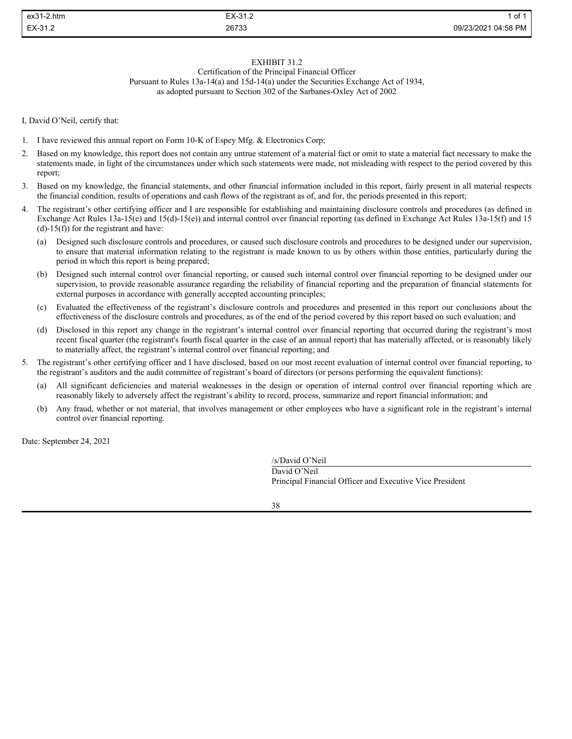EXHIBIT 31.2

Certification of the Principal Financial Officer
Pursuant to Rules 13a-14(a) and 15d-14(a) under the Securities Exchange Act of 1934,
as adopted pursuant to Section 302 of the Sarbanes-Oxley Act of 2002

I, David O'Neil, certify that:

1. I have reviewed this annual report on Form 10-K of Espey Mfg. & Electronics Corp;
2. Based on my knowledge, this report does not contain any untrue statement of a material fact or omit to state a material fact necessary to make the statements made, in light of the circumstances under which such statements were made, not misleading with respect to the period covered by this report;
3. Based on my knowledge, the financial statements, and other financial information included in this report, fairly present in all material respects the financial condition, results of operations and cash flows of the registrant as of, and for, the periods presented in this report;
4. The registrant's other certifying officer and I are responsible for establishing and maintaining disclosure controls and procedures (as defined in Exchange Act Rules 13a-15(e) and 15(d)-15(e)) and internal control over financial reporting (as defined in Exchange Act Rules 13a-15(f) and 15 (d)-15(f)) for the registrant and have:
   - (a) Designed such disclosure controls and procedures, or caused such disclosure controls and procedures to be designed under our supervision, to ensure that material information relating to the registrant is made known to us by others within those entities, particularly during the period in which this report is being prepared;
   - (b) Designed such internal control over financial reporting, or caused such internal control over financial reporting to be designed under our supervision, to provide reasonable assurance regarding the reliability of financial reporting and the preparation of financial statements for external purposes in accordance with generally accepted accounting principles;
   - (c) Evaluated the effectiveness of the registrant's disclosure controls and procedures and presented in this report our conclusions about the effectiveness of the disclosure controls and procedures, as of the end of the period covered by this report based on such evaluation; and
   - (d) Disclosed in this report any change in the registrant's internal control over financial reporting that occurred during the registrant's most recent fiscal quarter (the registrant's fourth fiscal quarter in the case of an annual report) that has materially affected, or is reasonably likely to materially affect, the registrant's internal control over financial reporting; and
5. The registrant's other certifying officer and I have disclosed, based on our most recent evaluation of internal control over financial reporting, to the registrant's auditors and the audit committee of registrant's board of directors (or persons performing the equivalent functions):
   - (a) All significant deficiencies and material weaknesses in the design or operation of internal control over financial reporting which are reasonably likely to adversely affect the registrant's ability to record, process, summarize and report financial information; and
   - (b) Any fraud, whether or not material, that involves management or other employees who have a significant role in the registrant's internal control over financial reporting.

Date: September 24, 2021

/s/David O'Neil
David O'Neil
Principal Financial Officer and Executive Vice President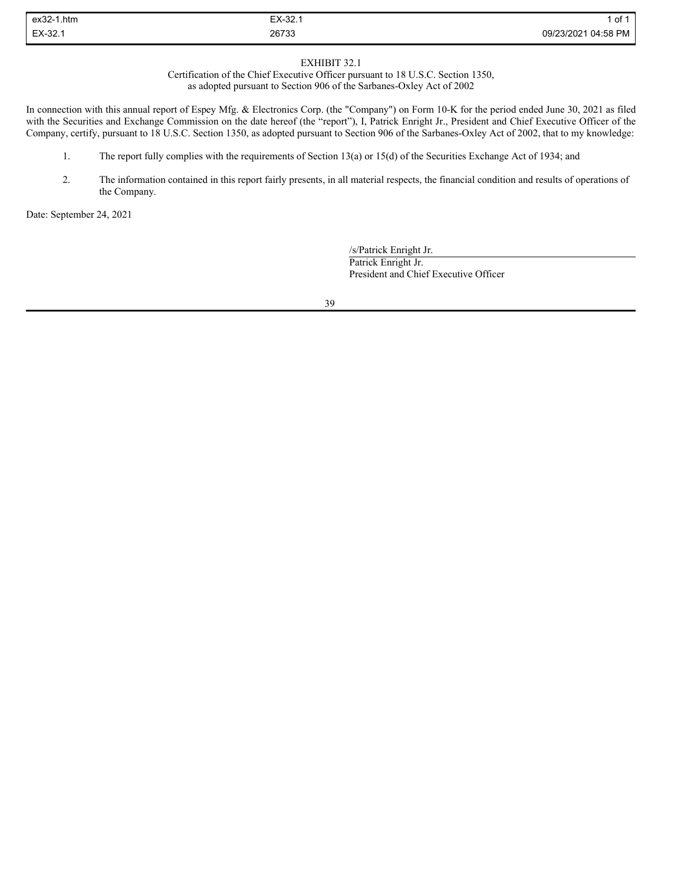EXHIBIT 32.1

Certification of the Chief Executive Officer pursuant to 18 U.S.C. Section 1350,
as adopted pursuant to Section 906 of the Sarbanes-Oxley Act of 2002

In connection with this annual report of Espey Mfg. & Electronics Corp. (the "Company") on Form 10-K for the period ended June 30, 2021 as filed with the Securities and Exchange Commission on the date hereof (the "report"), I, Patrick Enright Jr., President and Chief Executive Officer of the Company, certify, pursuant to 18 U.S.C. Section 1350, as adopted pursuant to Section 906 of the Sarbanes-Oxley Act of 2002, that to my knowledge:

1. The report fully complies with the requirements of Section 13(a) or 15(d) of the Securities Exchange Act of 1934; and

2. The information contained in this report fairly presents, in all material respects, the financial condition and results of operations of the Company.

Date: September 24, 2021

/s/Patrick Enright Jr.
Patrick Enright Jr.
President and Chief Executive Officer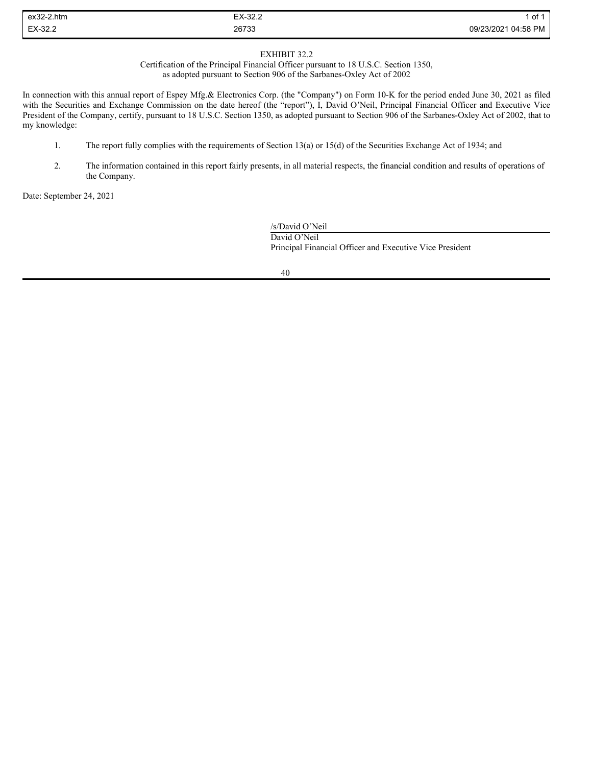# EXHIBIT 32.2

Certification of the Principal Financial Officer pursuant to 18 U.S.C. Section 1350,
as adopted pursuant to Section 906 of the Sarbanes-Oxley Act of 2002

In connection with this annual report of Espey Mfg.& Electronics Corp. (the "Company") on Form 10-K for the period ended June 30, 2021 as filed with the Securities and Exchange Commission on the date hereof (the "report"), I, David O'Neil, Principal Financial Officer and Executive Vice President of the Company, certify, pursuant to 18 U.S.C. Section 1350, as adopted pursuant to Section 906 of the Sarbanes-Oxley Act of 2002, that to my knowledge:

1. The report fully complies with the requirements of Section 13(a) or 15(d) of the Securities Exchange Act of 1934; and
2. The information contained in this report fairly presents, in all material respects, the financial condition and results of operations of the Company.

Date: September 24, 2021

/s/David O'Neil

David O'Neil

Principal Financial Officer and Executive Vice President